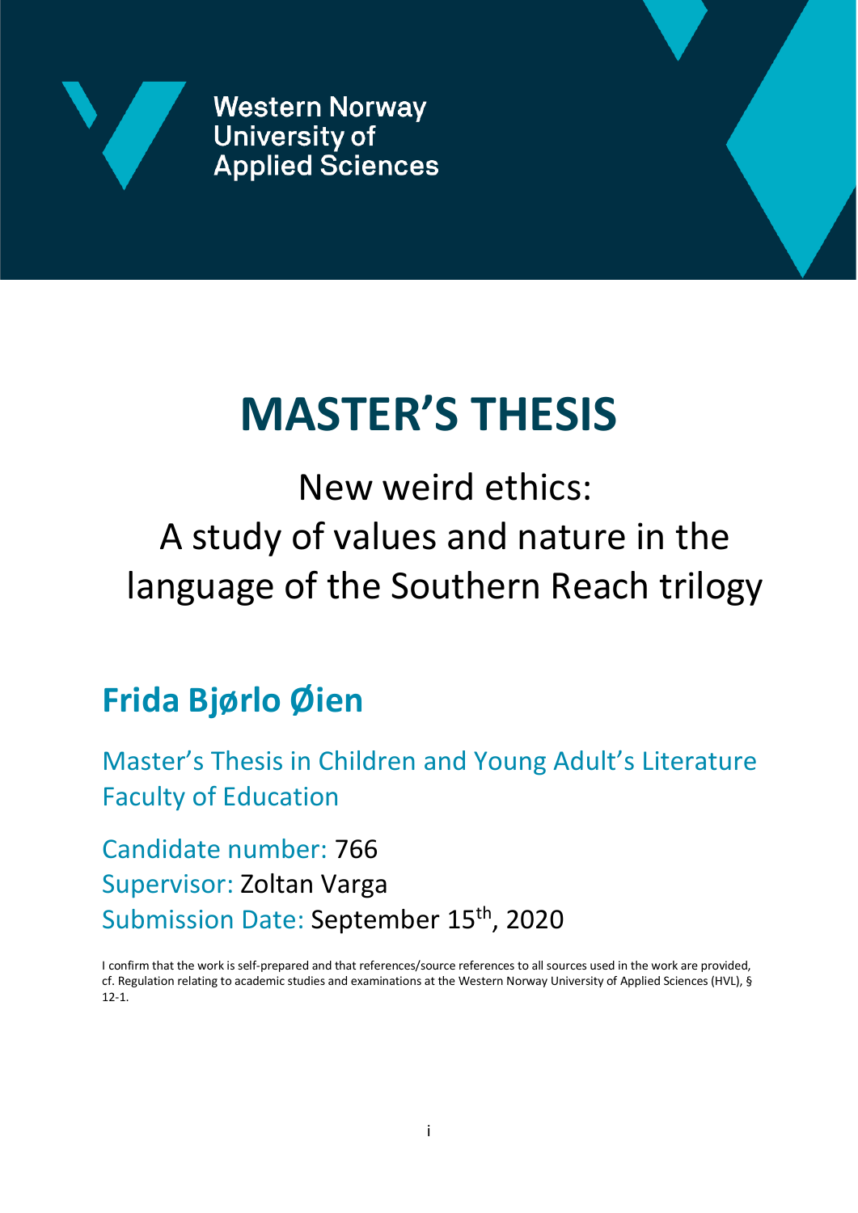Western Norway
University of
Applied Sciences

# MASTER'S THESIS

## New weird ethics:
## A study of values and nature in the language of the Southern Reach trilogy

## Frida Bjørlo Øien

Master's Thesis in Children and Young Adult's Literature
Faculty of Education

Candidate number: 766
Supervisor: Zoltan Varga
Submission Date: September 15th, 2020

I confirm that the work is self-prepared and that references/source references to all sources used in the work are provided, cf. Regulation relating to academic studies and examinations at the Western Norway University of Applied Sciences (HVL), § 12-1.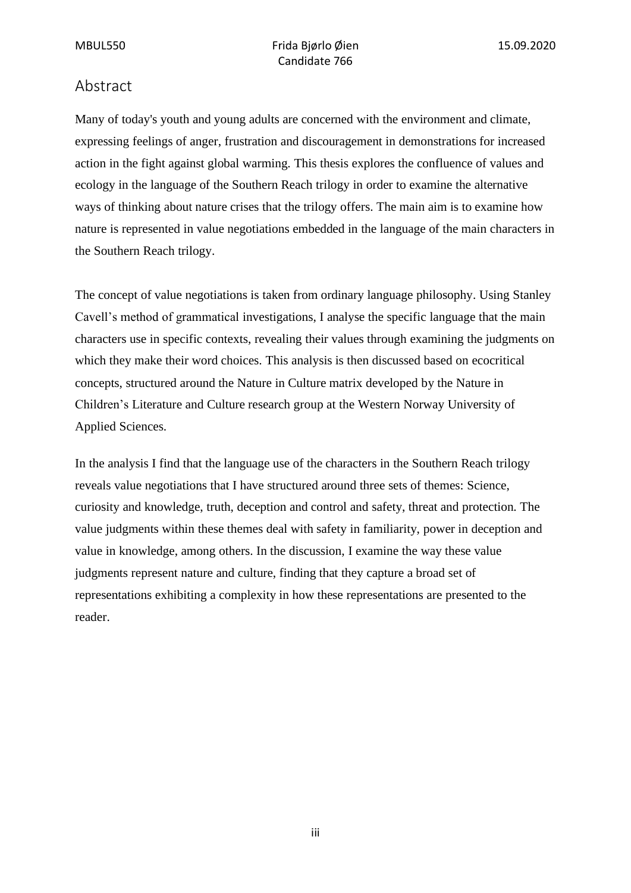# Abstract

Many of today's youth and young adults are concerned with the environment and climate, expressing feelings of anger, frustration and discouragement in demonstrations for increased action in the fight against global warming. This thesis explores the confluence of values and ecology in the language of the Southern Reach trilogy in order to examine the alternative ways of thinking about nature crises that the trilogy offers. The main aim is to examine how nature is represented in value negotiations embedded in the language of the main characters in the Southern Reach trilogy.

The concept of value negotiations is taken from ordinary language philosophy. Using Stanley Cavell's method of grammatical investigations, I analyse the specific language that the main characters use in specific contexts, revealing their values through examining the judgments on which they make their word choices. This analysis is then discussed based on ecocritical concepts, structured around the Nature in Culture matrix developed by the Nature in Children's Literature and Culture research group at the Western Norway University of Applied Sciences.

In the analysis I find that the language use of the characters in the Southern Reach trilogy reveals value negotiations that I have structured around three sets of themes: Science, curiosity and knowledge, truth, deception and control and safety, threat and protection. The value judgments within these themes deal with safety in familiarity, power in deception and value in knowledge, among others. In the discussion, I examine the way these value judgments represent nature and culture, finding that they capture a broad set of representations exhibiting a complexity in how these representations are presented to the reader.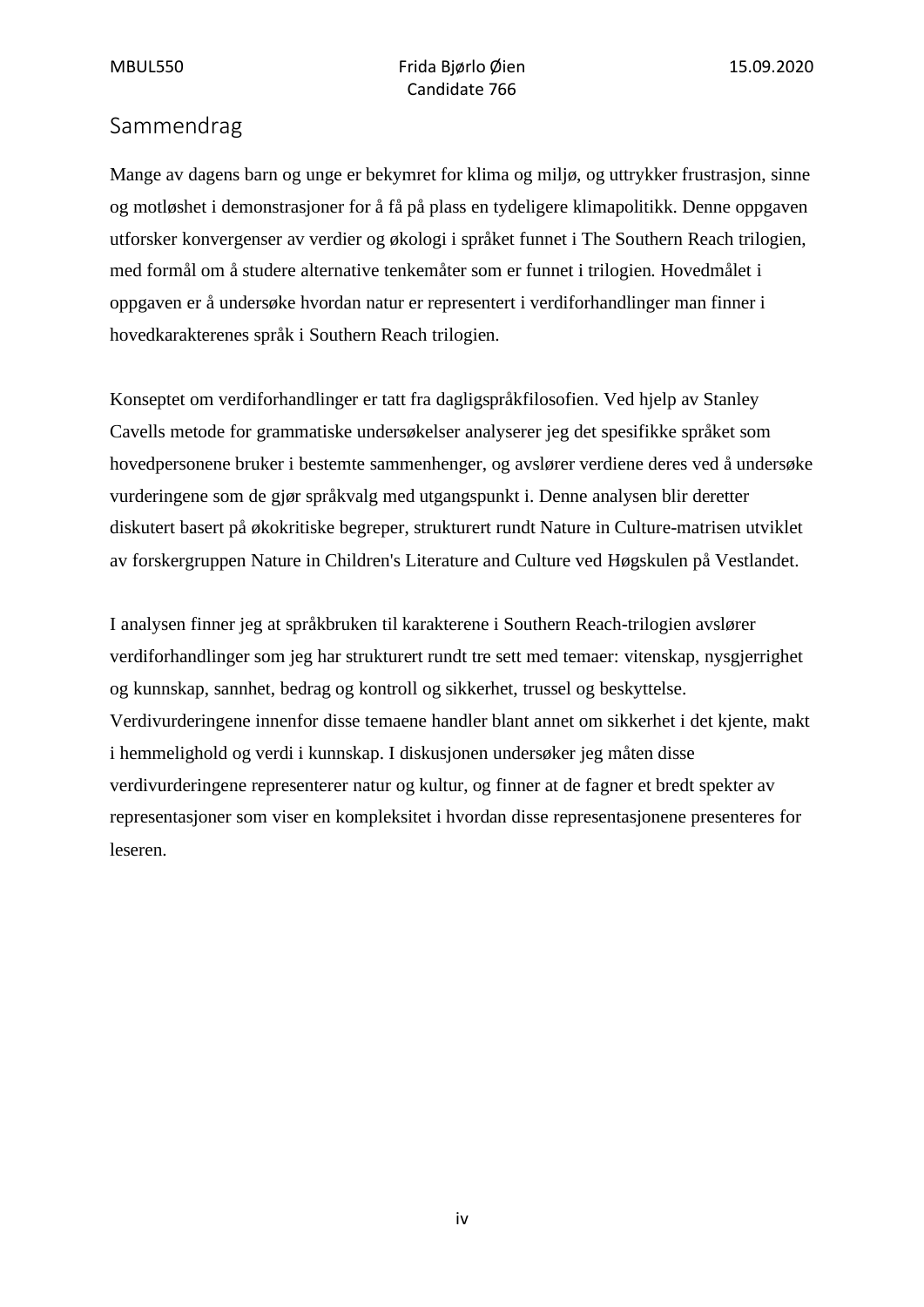## Sammendrag

Mange av dagens barn og unge er bekymret for klima og miljø, og uttrykker frustrasjon, sinne og motløshet i demonstrasjoner for å få på plass en tydeligere klimapolitikk. Denne oppgaven utforsker konvergenser av verdier og økologi i språket funnet i The Southern Reach trilogien, med formål om å studere alternative tenkemåter som er funnet i trilogien. Hovedmålet i oppgaven er å undersøke hvordan natur er representert i verdiforhandlinger man finner i hovedkarakterenes språk i Southern Reach trilogien.

Konseptet om verdiforhandlinger er tatt fra dagligspråkfilosofien. Ved hjelp av Stanley Cavells metode for grammatiske undersøkelser analyserer jeg det spesifikke språket som hovedpersonene bruker i bestemte sammenhenger, og avslører verdiene deres ved å undersøke vurderingene som de gjør språkvalg med utgangspunkt i. Denne analysen blir deretter diskutert basert på økokritiske begreper, strukturert rundt Nature in Culture-matrisen utviklet av forskergruppen Nature in Children's Literature and Culture ved Høgskulen på Vestlandet.

I analysen finner jeg at språkbruken til karakterene i Southern Reach-trilogien avslører verdiforhandlinger som jeg har strukturert rundt tre sett med temaer: vitenskap, nysgjerrighet og kunnskap, sannhet, bedrag og kontroll og sikkerhet, trussel og beskyttelse. Verdivurderingene innenfor disse temaene handler blant annet om sikkerhet i det kjente, makt i hemmelighold og verdi i kunnskap. I diskusjonen undersøker jeg måten disse verdivurderingene representerer natur og kultur, og finner at de fagner et bredt spekter av representasjoner som viser en kompleksitet i hvordan disse representasjonene presenteres for leseren.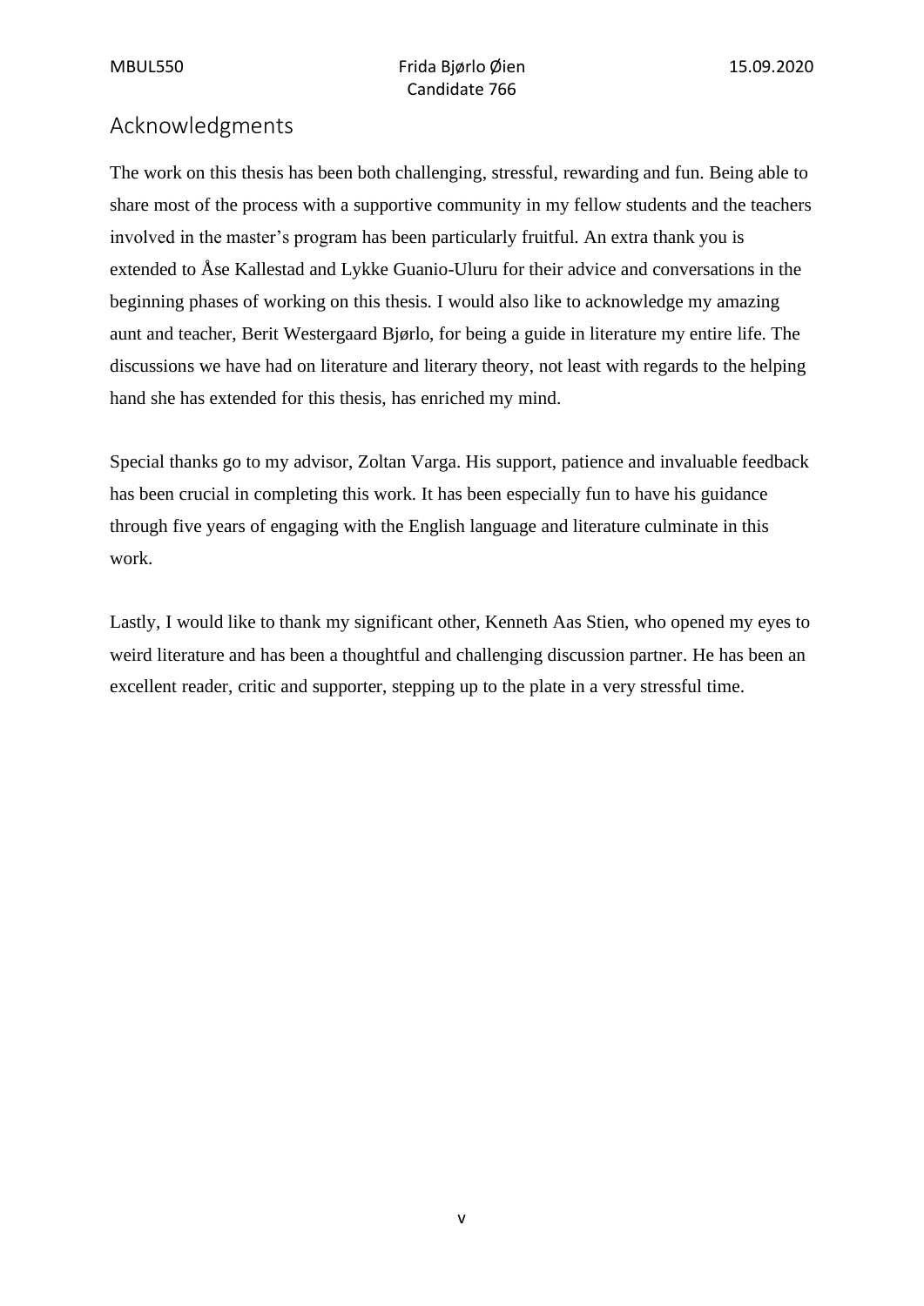# Acknowledgments

The work on this thesis has been both challenging, stressful, rewarding and fun. Being able to share most of the process with a supportive community in my fellow students and the teachers involved in the master's program has been particularly fruitful. An extra thank you is extended to Åse Kallestad and Lykke Guanio-Uluru for their advice and conversations in the beginning phases of working on this thesis. I would also like to acknowledge my amazing aunt and teacher, Berit Westergaard Bjørlo, for being a guide in literature my entire life. The discussions we have had on literature and literary theory, not least with regards to the helping hand she has extended for this thesis, has enriched my mind.

Special thanks go to my advisor, Zoltan Varga. His support, patience and invaluable feedback has been crucial in completing this work. It has been especially fun to have his guidance through five years of engaging with the English language and literature culminate in this work.

Lastly, I would like to thank my significant other, Kenneth Aas Stien, who opened my eyes to weird literature and has been a thoughtful and challenging discussion partner. He has been an excellent reader, critic and supporter, stepping up to the plate in a very stressful time.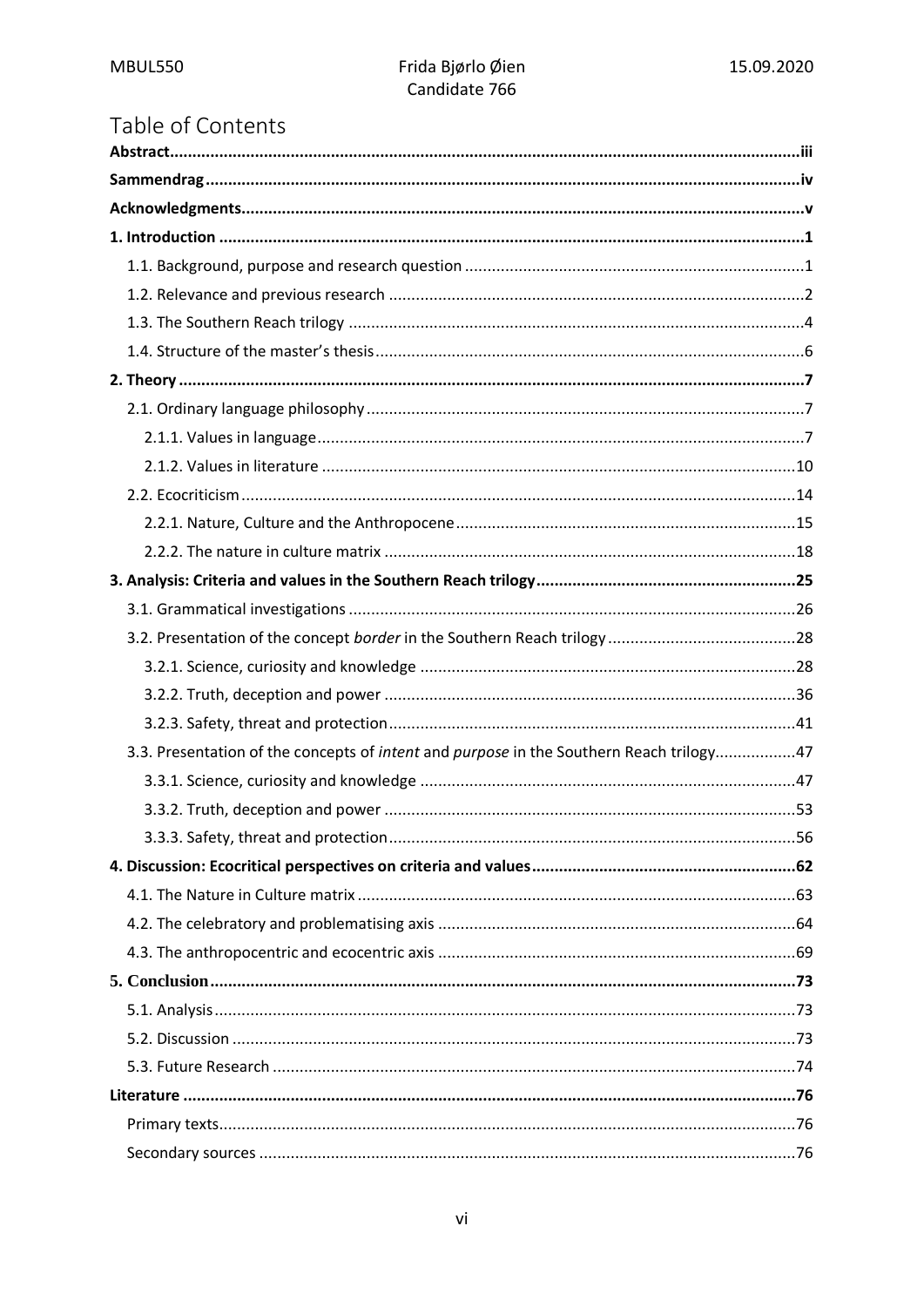# Table of Contents

**Abstract** ..... iii

**Sammendrag** ..... iv

**Acknowledgments** ..... v

**1. Introduction** ..... 1

- 1.1. Background, purpose and research question ..... 1
- 1.2. Relevance and previous research ..... 2
- 1.3. The Southern Reach trilogy ..... 4
- 1.4. Structure of the master's thesis ..... 6

**2. Theory** ..... 7

- 2.1. Ordinary language philosophy ..... 7
  - 2.1.1. Values in language ..... 7
  - 2.1.2. Values in literature ..... 10
- 2.2. Ecocriticism ..... 14
  - 2.2.1. Nature, Culture and the Anthropocene ..... 15
  - 2.2.2. The nature in culture matrix ..... 18

**3. Analysis: Criteria and values in the Southern Reach trilogy** ..... 25

- 3.1. Grammatical investigations ..... 26
- 3.2. Presentation of the concept *border* in the Southern Reach trilogy ..... 28
  - 3.2.1. Science, curiosity and knowledge ..... 28
  - 3.2.2. Truth, deception and power ..... 36
  - 3.2.3. Safety, threat and protection ..... 41
- 3.3. Presentation of the concepts of *intent* and *purpose* in the Southern Reach trilogy ..... 47
  - 3.3.1. Science, curiosity and knowledge ..... 47
  - 3.3.2. Truth, deception and power ..... 53
  - 3.3.3. Safety, threat and protection ..... 56

**4. Discussion: Ecocritical perspectives on criteria and values** ..... 62

- 4.1. The Nature in Culture matrix ..... 63
- 4.2. The celebratory and problematising axis ..... 64
- 4.3. The anthropocentric and ecocentric axis ..... 69

**5. Conclusion** ..... 73

- 5.1. Analysis ..... 73
- 5.2. Discussion ..... 73
- 5.3. Future Research ..... 74

**Literature** ..... 76

- Primary texts ..... 76
- Secondary sources ..... 76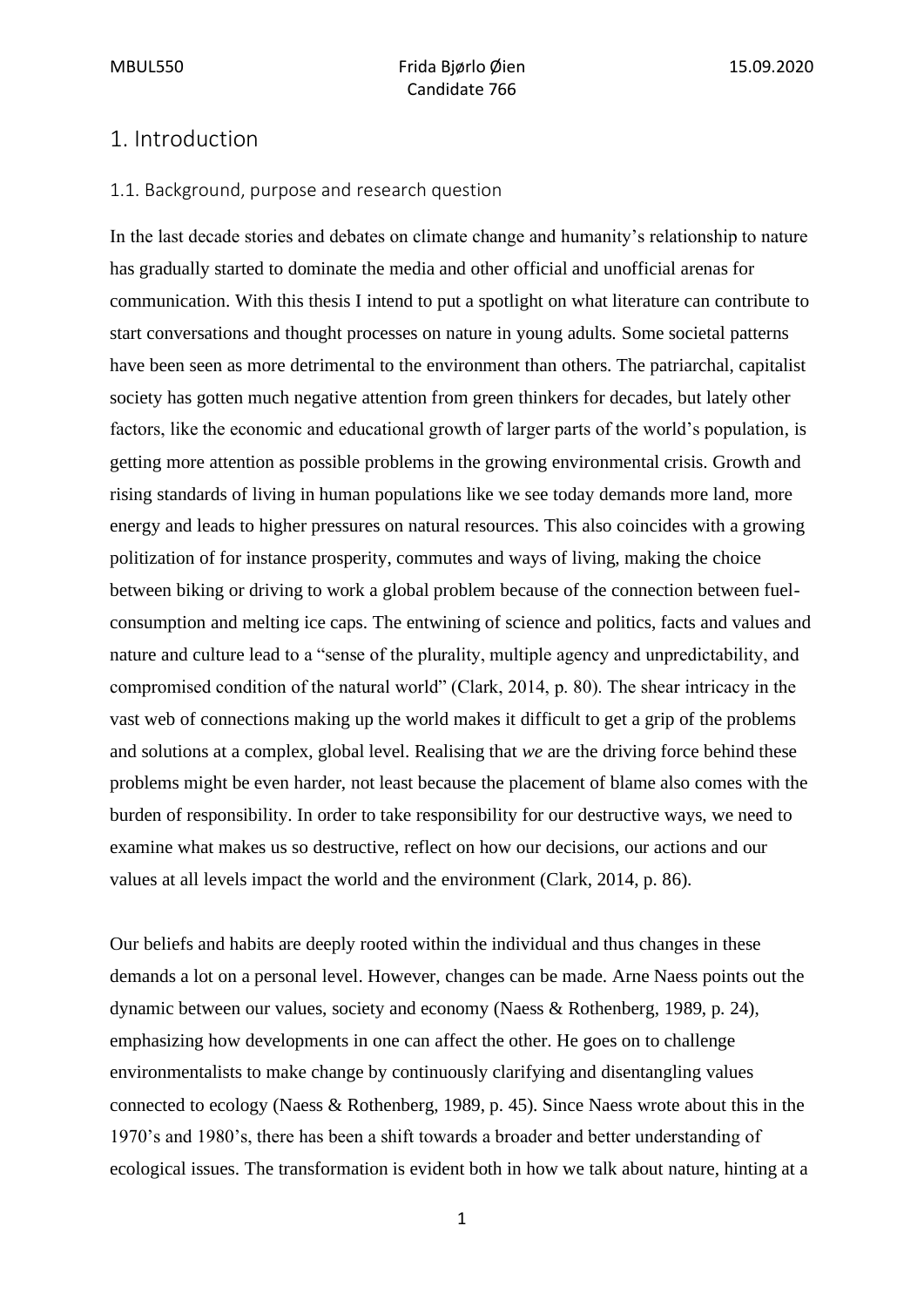# 1. Introduction

## 1.1. Background, purpose and research question

In the last decade stories and debates on climate change and humanity's relationship to nature has gradually started to dominate the media and other official and unofficial arenas for communication. With this thesis I intend to put a spotlight on what literature can contribute to start conversations and thought processes on nature in young adults. Some societal patterns have been seen as more detrimental to the environment than others. The patriarchal, capitalist society has gotten much negative attention from green thinkers for decades, but lately other factors, like the economic and educational growth of larger parts of the world's population, is getting more attention as possible problems in the growing environmental crisis. Growth and rising standards of living in human populations like we see today demands more land, more energy and leads to higher pressures on natural resources. This also coincides with a growing politization of for instance prosperity, commutes and ways of living, making the choice between biking or driving to work a global problem because of the connection between fuel-consumption and melting ice caps. The entwining of science and politics, facts and values and nature and culture lead to a "sense of the plurality, multiple agency and unpredictability, and compromised condition of the natural world" (Clark, 2014, p. 80). The shear intricacy in the vast web of connections making up the world makes it difficult to get a grip of the problems and solutions at a complex, global level. Realising that *we* are the driving force behind these problems might be even harder, not least because the placement of blame also comes with the burden of responsibility. In order to take responsibility for our destructive ways, we need to examine what makes us so destructive, reflect on how our decisions, our actions and our values at all levels impact the world and the environment (Clark, 2014, p. 86).

Our beliefs and habits are deeply rooted within the individual and thus changes in these demands a lot on a personal level. However, changes can be made. Arne Naess points out the dynamic between our values, society and economy (Naess & Rothenberg, 1989, p. 24), emphasizing how developments in one can affect the other. He goes on to challenge environmentalists to make change by continuously clarifying and disentangling values connected to ecology (Naess & Rothenberg, 1989, p. 45). Since Naess wrote about this in the 1970's and 1980's, there has been a shift towards a broader and better understanding of ecological issues. The transformation is evident both in how we talk about nature, hinting at a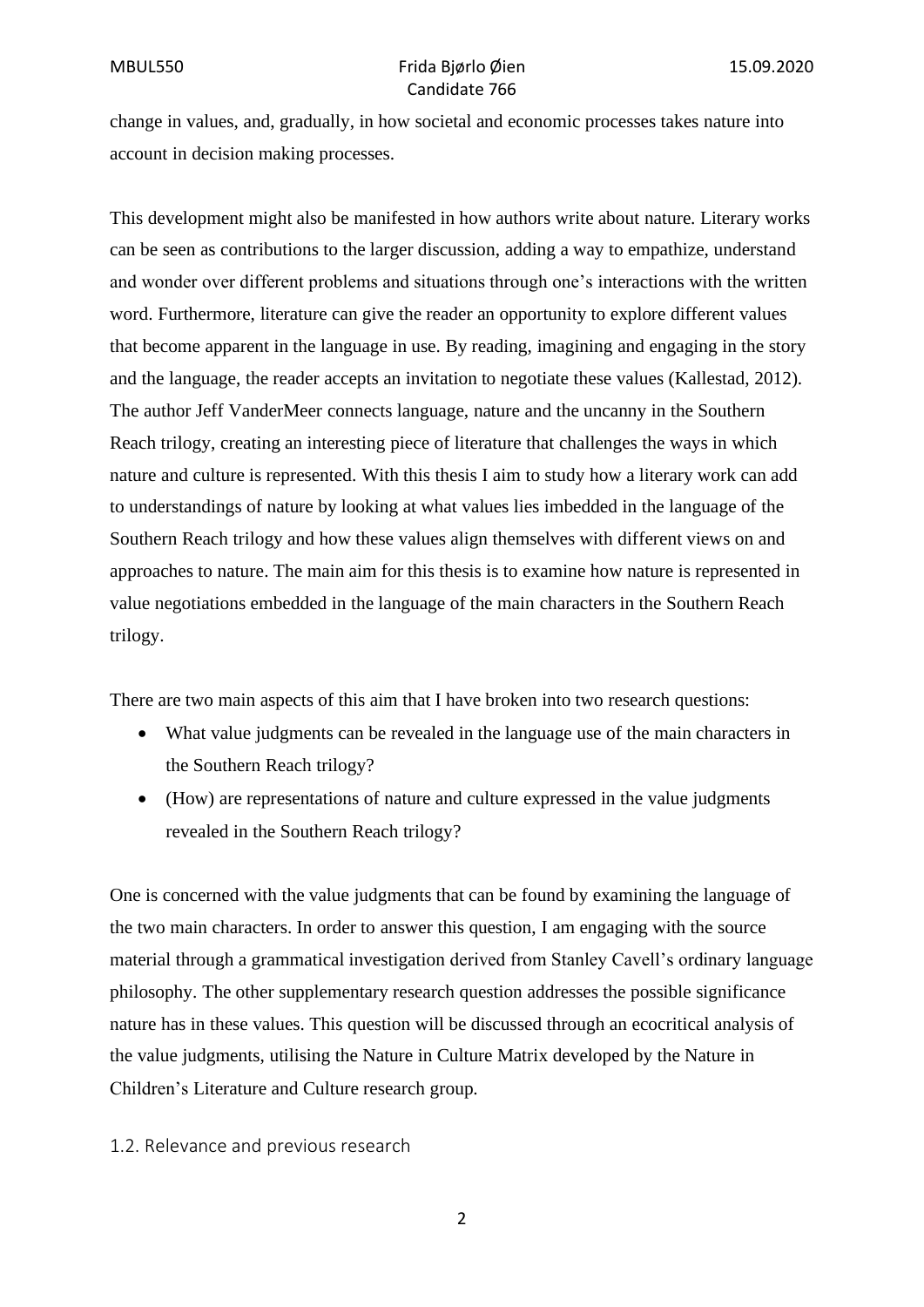change in values, and, gradually, in how societal and economic processes takes nature into account in decision making processes.

This development might also be manifested in how authors write about nature. Literary works can be seen as contributions to the larger discussion, adding a way to empathize, understand and wonder over different problems and situations through one's interactions with the written word. Furthermore, literature can give the reader an opportunity to explore different values that become apparent in the language in use. By reading, imagining and engaging in the story and the language, the reader accepts an invitation to negotiate these values (Kallestad, 2012). The author Jeff VanderMeer connects language, nature and the uncanny in the Southern Reach trilogy, creating an interesting piece of literature that challenges the ways in which nature and culture is represented. With this thesis I aim to study how a literary work can add to understandings of nature by looking at what values lies imbedded in the language of the Southern Reach trilogy and how these values align themselves with different views on and approaches to nature. The main aim for this thesis is to examine how nature is represented in value negotiations embedded in the language of the main characters in the Southern Reach trilogy.

There are two main aspects of this aim that I have broken into two research questions:

- What value judgments can be revealed in the language use of the main characters in the Southern Reach trilogy?
- (How) are representations of nature and culture expressed in the value judgments revealed in the Southern Reach trilogy?

One is concerned with the value judgments that can be found by examining the language of the two main characters. In order to answer this question, I am engaging with the source material through a grammatical investigation derived from Stanley Cavell's ordinary language philosophy. The other supplementary research question addresses the possible significance nature has in these values. This question will be discussed through an ecocritical analysis of the value judgments, utilising the Nature in Culture Matrix developed by the Nature in Children's Literature and Culture research group.

### 1.2. Relevance and previous research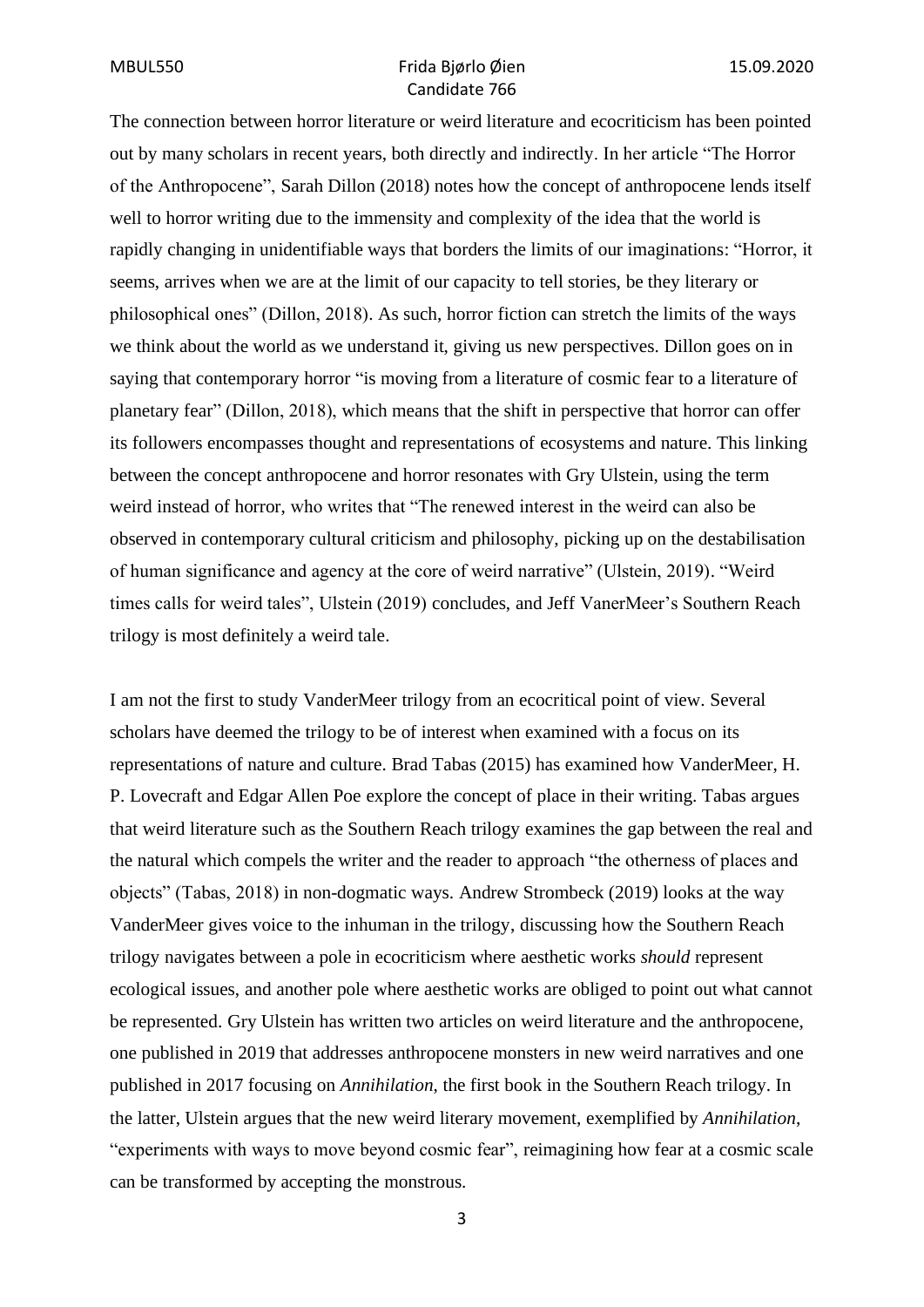The connection between horror literature or weird literature and ecocriticism has been pointed out by many scholars in recent years, both directly and indirectly. In her article "The Horror of the Anthropocene", Sarah Dillon (2018) notes how the concept of anthropocene lends itself well to horror writing due to the immensity and complexity of the idea that the world is rapidly changing in unidentifiable ways that borders the limits of our imaginations: "Horror, it seems, arrives when we are at the limit of our capacity to tell stories, be they literary or philosophical ones" (Dillon, 2018). As such, horror fiction can stretch the limits of the ways we think about the world as we understand it, giving us new perspectives. Dillon goes on in saying that contemporary horror "is moving from a literature of cosmic fear to a literature of planetary fear" (Dillon, 2018), which means that the shift in perspective that horror can offer its followers encompasses thought and representations of ecosystems and nature. This linking between the concept anthropocene and horror resonates with Gry Ulstein, using the term weird instead of horror, who writes that "The renewed interest in the weird can also be observed in contemporary cultural criticism and philosophy, picking up on the destabilisation of human significance and agency at the core of weird narrative" (Ulstein, 2019). "Weird times calls for weird tales", Ulstein (2019) concludes, and Jeff VanerMeer's Southern Reach trilogy is most definitely a weird tale.

I am not the first to study VanderMeer trilogy from an ecocritical point of view. Several scholars have deemed the trilogy to be of interest when examined with a focus on its representations of nature and culture. Brad Tabas (2015) has examined how VanderMeer, H. P. Lovecraft and Edgar Allen Poe explore the concept of place in their writing. Tabas argues that weird literature such as the Southern Reach trilogy examines the gap between the real and the natural which compels the writer and the reader to approach "the otherness of places and objects" (Tabas, 2018) in non-dogmatic ways. Andrew Strombeck (2019) looks at the way VanderMeer gives voice to the inhuman in the trilogy, discussing how the Southern Reach trilogy navigates between a pole in ecocriticism where aesthetic works *should* represent ecological issues, and another pole where aesthetic works are obliged to point out what cannot be represented. Gry Ulstein has written two articles on weird literature and the anthropocene, one published in 2019 that addresses anthropocene monsters in new weird narratives and one published in 2017 focusing on *Annihilation*, the first book in the Southern Reach trilogy. In the latter, Ulstein argues that the new weird literary movement, exemplified by *Annihilation*, "experiments with ways to move beyond cosmic fear", reimagining how fear at a cosmic scale can be transformed by accepting the monstrous.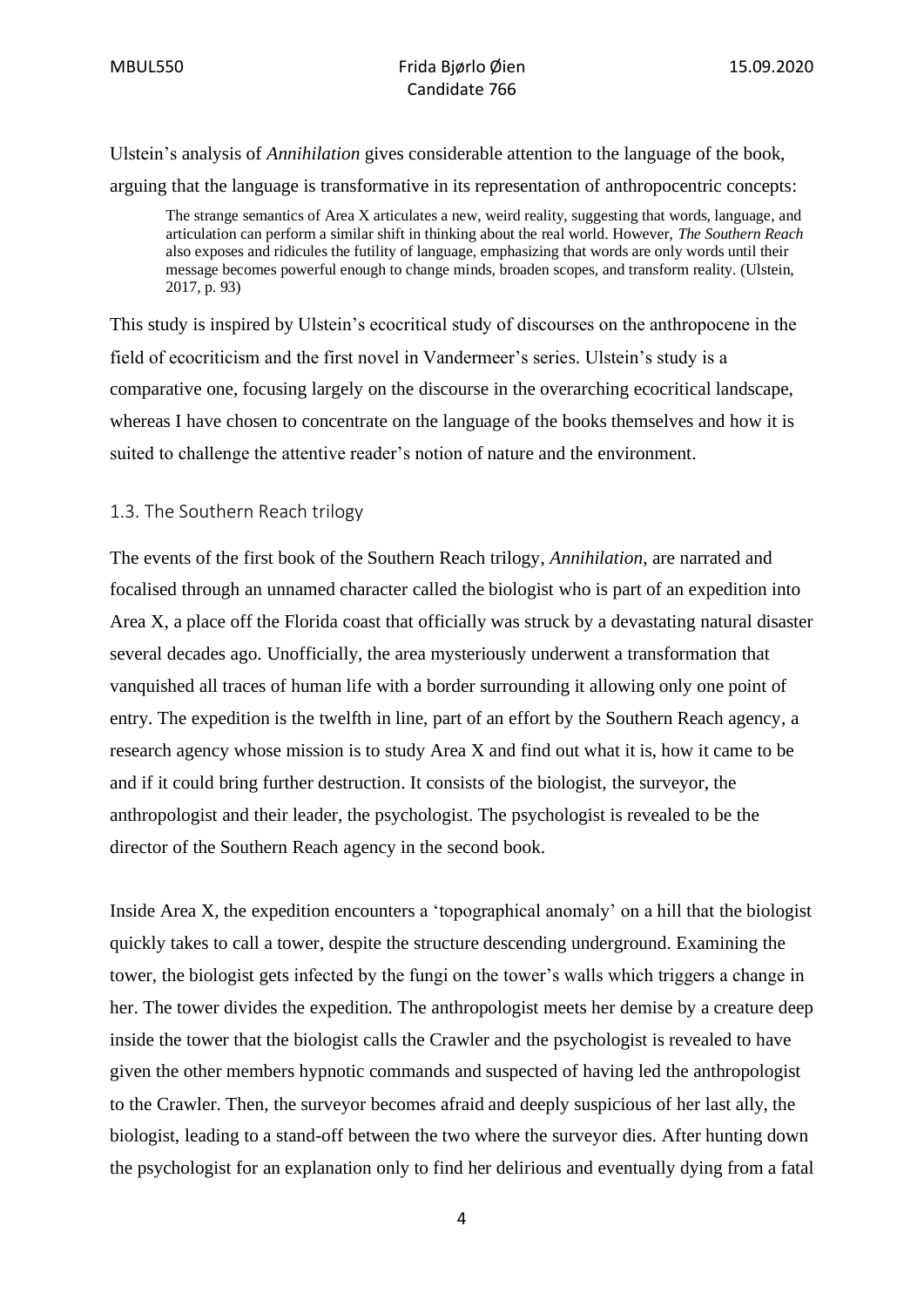Ulstein's analysis of *Annihilation* gives considerable attention to the language of the book, arguing that the language is transformative in its representation of anthropocentric concepts:

> The strange semantics of Area X articulates a new, weird reality, suggesting that words, language, and articulation can perform a similar shift in thinking about the real world. However, *The Southern Reach* also exposes and ridicules the futility of language, emphasizing that words are only words until their message becomes powerful enough to change minds, broaden scopes, and transform reality. (Ulstein, 2017, p. 93)

This study is inspired by Ulstein's ecocritical study of discourses on the anthropocene in the field of ecocriticism and the first novel in Vandermeer's series. Ulstein's study is a comparative one, focusing largely on the discourse in the overarching ecocritical landscape, whereas I have chosen to concentrate on the language of the books themselves and how it is suited to challenge the attentive reader's notion of nature and the environment.

### 1.3. The Southern Reach trilogy

The events of the first book of the Southern Reach trilogy, *Annihilation*, are narrated and focalised through an unnamed character called the biologist who is part of an expedition into Area X, a place off the Florida coast that officially was struck by a devastating natural disaster several decades ago. Unofficially, the area mysteriously underwent a transformation that vanquished all traces of human life with a border surrounding it allowing only one point of entry. The expedition is the twelfth in line, part of an effort by the Southern Reach agency, a research agency whose mission is to study Area X and find out what it is, how it came to be and if it could bring further destruction. It consists of the biologist, the surveyor, the anthropologist and their leader, the psychologist. The psychologist is revealed to be the director of the Southern Reach agency in the second book.

Inside Area X, the expedition encounters a 'topographical anomaly' on a hill that the biologist quickly takes to call a tower, despite the structure descending underground. Examining the tower, the biologist gets infected by the fungi on the tower's walls which triggers a change in her. The tower divides the expedition. The anthropologist meets her demise by a creature deep inside the tower that the biologist calls the Crawler and the psychologist is revealed to have given the other members hypnotic commands and suspected of having led the anthropologist to the Crawler. Then, the surveyor becomes afraid and deeply suspicious of her last ally, the biologist, leading to a stand-off between the two where the surveyor dies. After hunting down the psychologist for an explanation only to find her delirious and eventually dying from a fatal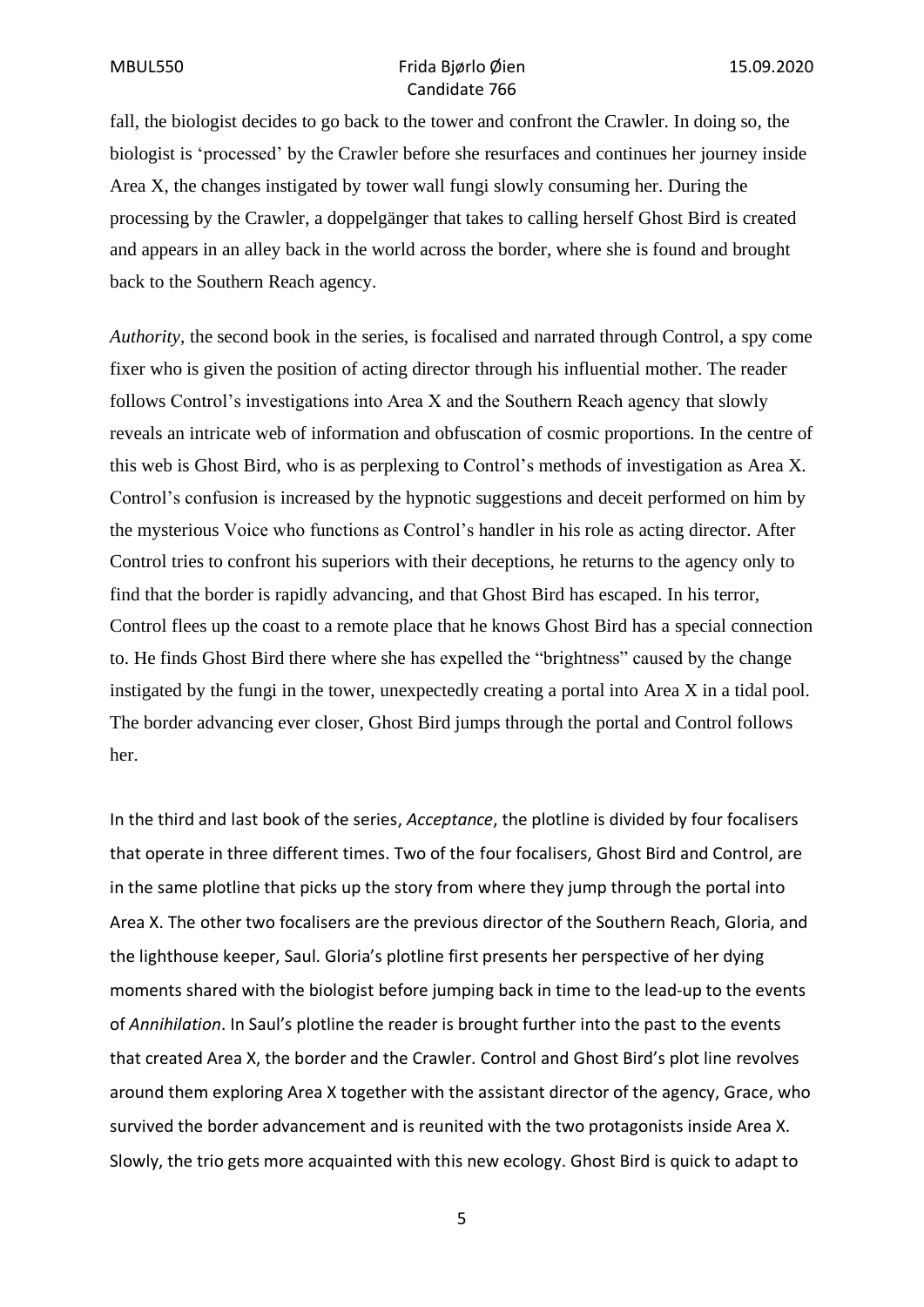fall, the biologist decides to go back to the tower and confront the Crawler. In doing so, the biologist is 'processed' by the Crawler before she resurfaces and continues her journey inside Area X, the changes instigated by tower wall fungi slowly consuming her. During the processing by the Crawler, a doppelgänger that takes to calling herself Ghost Bird is created and appears in an alley back in the world across the border, where she is found and brought back to the Southern Reach agency.

*Authority*, the second book in the series, is focalised and narrated through Control, a spy come fixer who is given the position of acting director through his influential mother. The reader follows Control's investigations into Area X and the Southern Reach agency that slowly reveals an intricate web of information and obfuscation of cosmic proportions. In the centre of this web is Ghost Bird, who is as perplexing to Control's methods of investigation as Area X. Control's confusion is increased by the hypnotic suggestions and deceit performed on him by the mysterious Voice who functions as Control's handler in his role as acting director. After Control tries to confront his superiors with their deceptions, he returns to the agency only to find that the border is rapidly advancing, and that Ghost Bird has escaped. In his terror, Control flees up the coast to a remote place that he knows Ghost Bird has a special connection to. He finds Ghost Bird there where she has expelled the "brightness" caused by the change instigated by the fungi in the tower, unexpectedly creating a portal into Area X in a tidal pool. The border advancing ever closer, Ghost Bird jumps through the portal and Control follows her.

In the third and last book of the series, *Acceptance*, the plotline is divided by four focalisers that operate in three different times. Two of the four focalisers, Ghost Bird and Control, are in the same plotline that picks up the story from where they jump through the portal into Area X. The other two focalisers are the previous director of the Southern Reach, Gloria, and the lighthouse keeper, Saul. Gloria's plotline first presents her perspective of her dying moments shared with the biologist before jumping back in time to the lead-up to the events of *Annihilation*. In Saul's plotline the reader is brought further into the past to the events that created Area X, the border and the Crawler. Control and Ghost Bird's plot line revolves around them exploring Area X together with the assistant director of the agency, Grace, who survived the border advancement and is reunited with the two protagonists inside Area X. Slowly, the trio gets more acquainted with this new ecology. Ghost Bird is quick to adapt to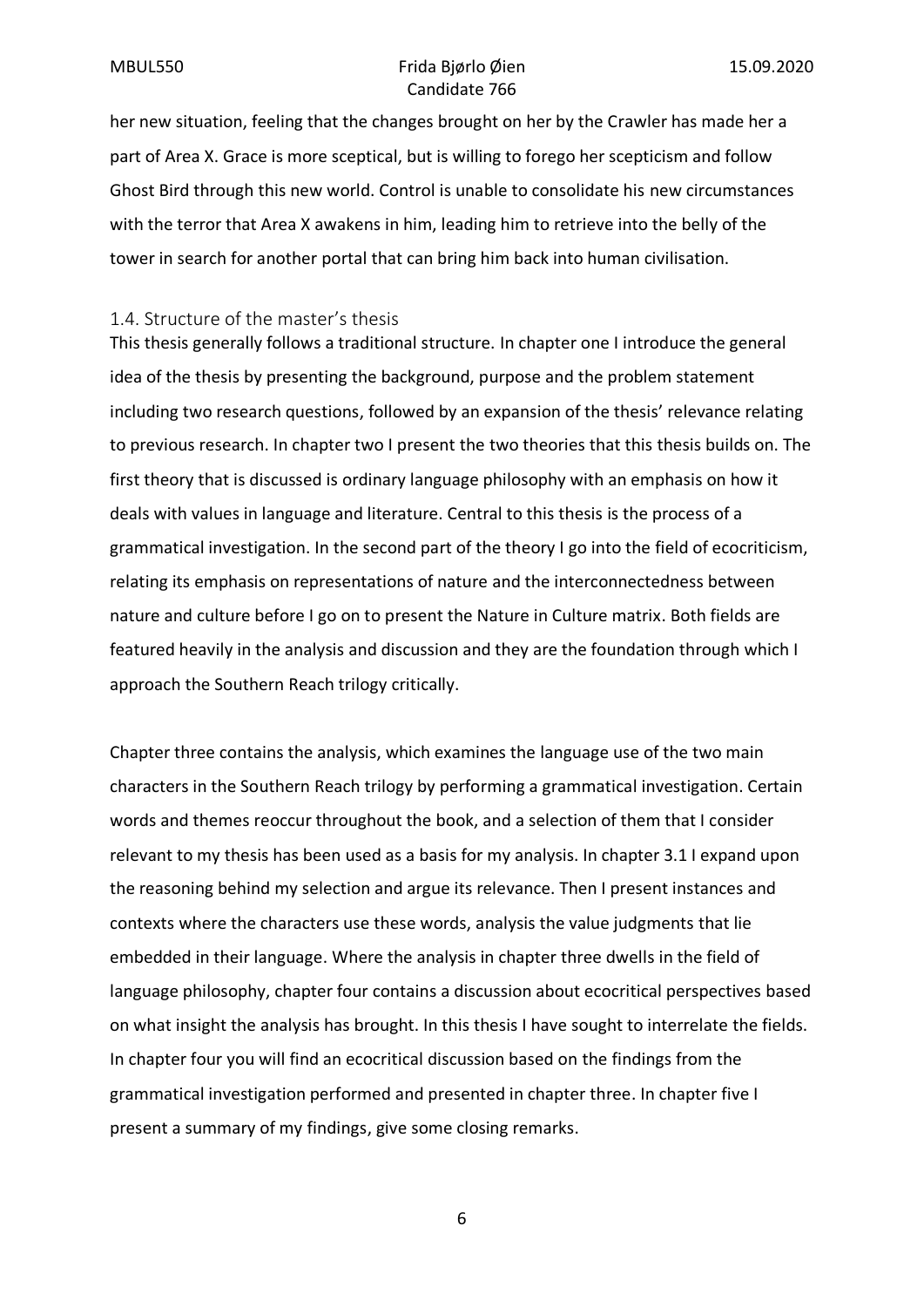her new situation, feeling that the changes brought on her by the Crawler has made her a part of Area X. Grace is more sceptical, but is willing to forego her scepticism and follow Ghost Bird through this new world. Control is unable to consolidate his new circumstances with the terror that Area X awakens in him, leading him to retrieve into the belly of the tower in search for another portal that can bring him back into human civilisation.

### 1.4. Structure of the master's thesis

This thesis generally follows a traditional structure. In chapter one I introduce the general idea of the thesis by presenting the background, purpose and the problem statement including two research questions, followed by an expansion of the thesis' relevance relating to previous research. In chapter two I present the two theories that this thesis builds on. The first theory that is discussed is ordinary language philosophy with an emphasis on how it deals with values in language and literature. Central to this thesis is the process of a grammatical investigation. In the second part of the theory I go into the field of ecocriticism, relating its emphasis on representations of nature and the interconnectedness between nature and culture before I go on to present the Nature in Culture matrix. Both fields are featured heavily in the analysis and discussion and they are the foundation through which I approach the Southern Reach trilogy critically.

Chapter three contains the analysis, which examines the language use of the two main characters in the Southern Reach trilogy by performing a grammatical investigation. Certain words and themes reoccur throughout the book, and a selection of them that I consider relevant to my thesis has been used as a basis for my analysis. In chapter 3.1 I expand upon the reasoning behind my selection and argue its relevance. Then I present instances and contexts where the characters use these words, analysis the value judgments that lie embedded in their language. Where the analysis in chapter three dwells in the field of language philosophy, chapter four contains a discussion about ecocritical perspectives based on what insight the analysis has brought. In this thesis I have sought to interrelate the fields. In chapter four you will find an ecocritical discussion based on the findings from the grammatical investigation performed and presented in chapter three. In chapter five I present a summary of my findings, give some closing remarks.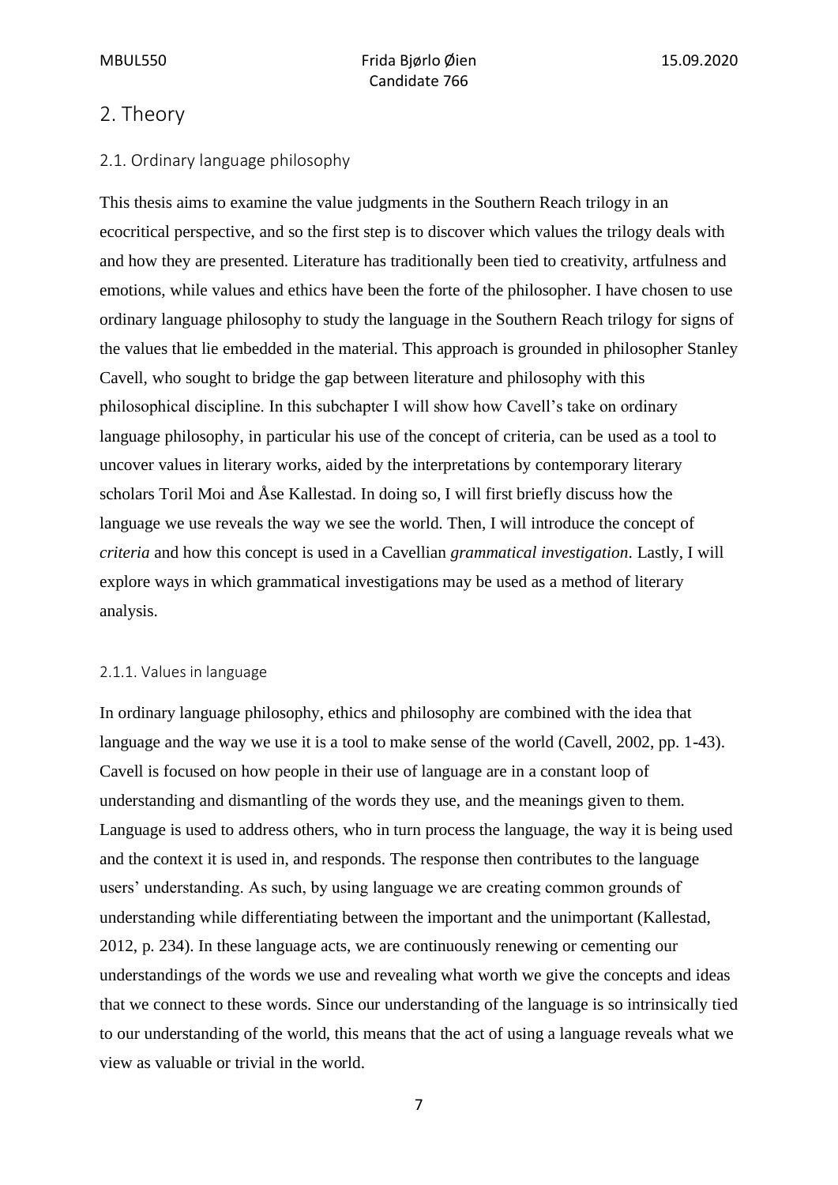# 2. Theory

## 2.1. Ordinary language philosophy

This thesis aims to examine the value judgments in the Southern Reach trilogy in an ecocritical perspective, and so the first step is to discover which values the trilogy deals with and how they are presented. Literature has traditionally been tied to creativity, artfulness and emotions, while values and ethics have been the forte of the philosopher. I have chosen to use ordinary language philosophy to study the language in the Southern Reach trilogy for signs of the values that lie embedded in the material. This approach is grounded in philosopher Stanley Cavell, who sought to bridge the gap between literature and philosophy with this philosophical discipline. In this subchapter I will show how Cavell's take on ordinary language philosophy, in particular his use of the concept of criteria, can be used as a tool to uncover values in literary works, aided by the interpretations by contemporary literary scholars Toril Moi and Åse Kallestad. In doing so, I will first briefly discuss how the language we use reveals the way we see the world. Then, I will introduce the concept of *criteria* and how this concept is used in a Cavellian *grammatical investigation*. Lastly, I will explore ways in which grammatical investigations may be used as a method of literary analysis.

### 2.1.1. Values in language

In ordinary language philosophy, ethics and philosophy are combined with the idea that language and the way we use it is a tool to make sense of the world (Cavell, 2002, pp. 1-43). Cavell is focused on how people in their use of language are in a constant loop of understanding and dismantling of the words they use, and the meanings given to them. Language is used to address others, who in turn process the language, the way it is being used and the context it is used in, and responds. The response then contributes to the language users' understanding. As such, by using language we are creating common grounds of understanding while differentiating between the important and the unimportant (Kallestad, 2012, p. 234). In these language acts, we are continuously renewing or cementing our understandings of the words we use and revealing what worth we give the concepts and ideas that we connect to these words. Since our understanding of the language is so intrinsically tied to our understanding of the world, this means that the act of using a language reveals what we view as valuable or trivial in the world.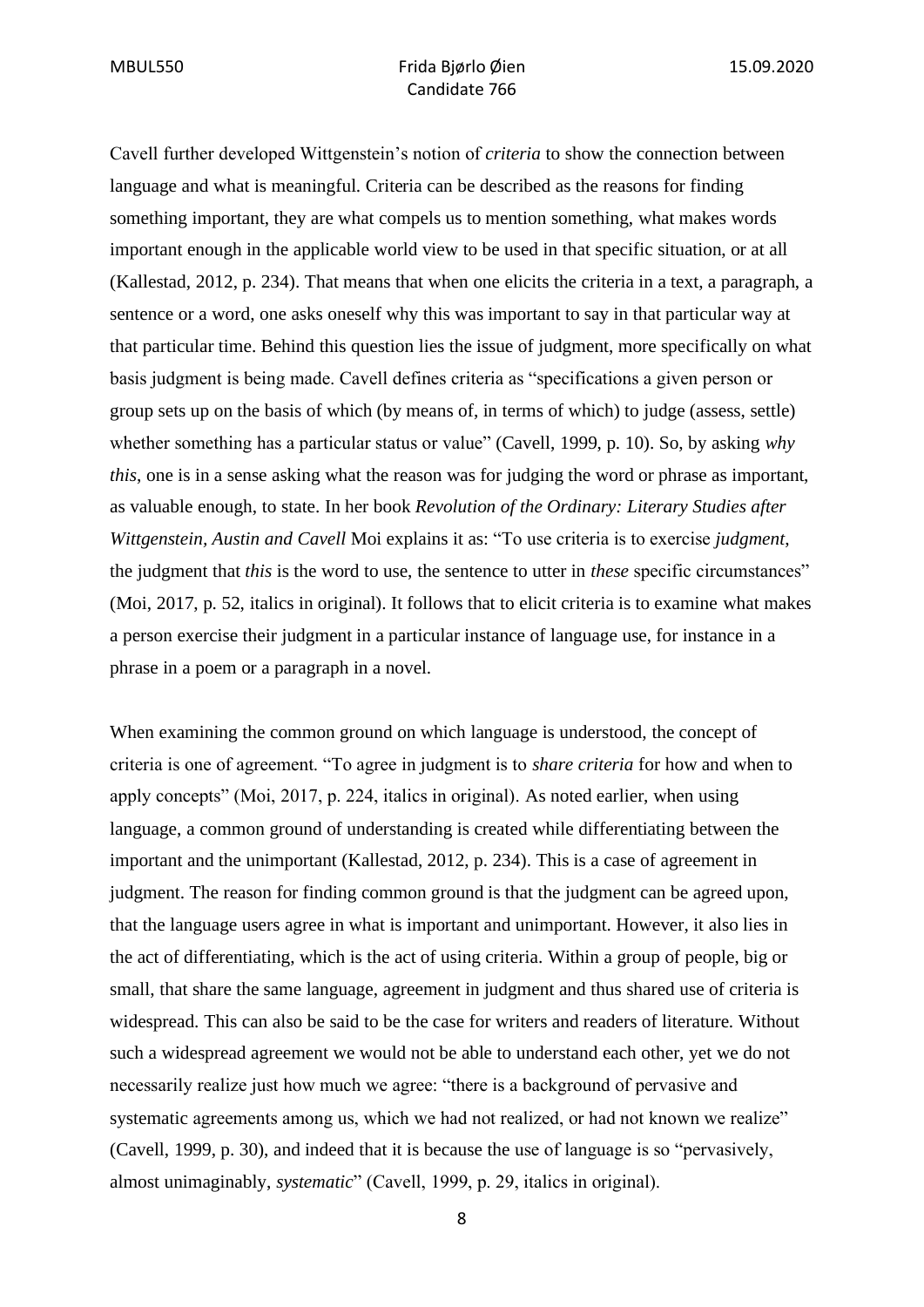Cavell further developed Wittgenstein's notion of *criteria* to show the connection between language and what is meaningful. Criteria can be described as the reasons for finding something important, they are what compels us to mention something, what makes words important enough in the applicable world view to be used in that specific situation, or at all (Kallestad, 2012, p. 234). That means that when one elicits the criteria in a text, a paragraph, a sentence or a word, one asks oneself why this was important to say in that particular way at that particular time. Behind this question lies the issue of judgment, more specifically on what basis judgment is being made. Cavell defines criteria as "specifications a given person or group sets up on the basis of which (by means of, in terms of which) to judge (assess, settle) whether something has a particular status or value" (Cavell, 1999, p. 10). So, by asking *why this*, one is in a sense asking what the reason was for judging the word or phrase as important, as valuable enough, to state. In her book *Revolution of the Ordinary: Literary Studies after Wittgenstein, Austin and Cavell* Moi explains it as: "To use criteria is to exercise *judgment*, the judgment that *this* is the word to use, the sentence to utter in *these* specific circumstances" (Moi, 2017, p. 52, italics in original). It follows that to elicit criteria is to examine what makes a person exercise their judgment in a particular instance of language use, for instance in a phrase in a poem or a paragraph in a novel.

When examining the common ground on which language is understood, the concept of criteria is one of agreement. "To agree in judgment is to *share criteria* for how and when to apply concepts" (Moi, 2017, p. 224, italics in original). As noted earlier, when using language, a common ground of understanding is created while differentiating between the important and the unimportant (Kallestad, 2012, p. 234). This is a case of agreement in judgment. The reason for finding common ground is that the judgment can be agreed upon, that the language users agree in what is important and unimportant. However, it also lies in the act of differentiating, which is the act of using criteria. Within a group of people, big or small, that share the same language, agreement in judgment and thus shared use of criteria is widespread. This can also be said to be the case for writers and readers of literature. Without such a widespread agreement we would not be able to understand each other, yet we do not necessarily realize just how much we agree: "there is a background of pervasive and systematic agreements among us, which we had not realized, or had not known we realize" (Cavell, 1999, p. 30), and indeed that it is because the use of language is so "pervasively, almost unimaginably, *systematic*" (Cavell, 1999, p. 29, italics in original).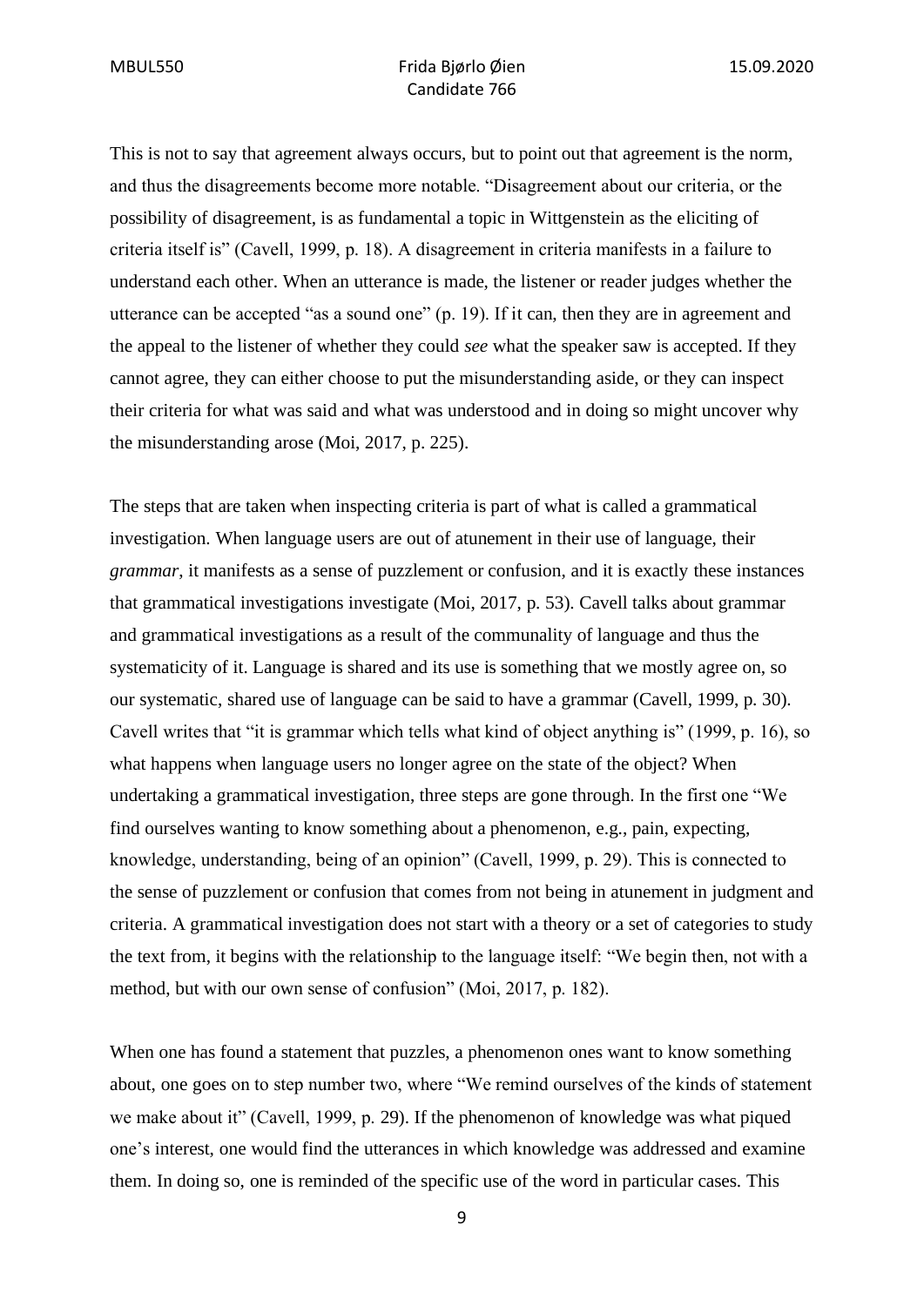This is not to say that agreement always occurs, but to point out that agreement is the norm, and thus the disagreements become more notable. "Disagreement about our criteria, or the possibility of disagreement, is as fundamental a topic in Wittgenstein as the eliciting of criteria itself is" (Cavell, 1999, p. 18). A disagreement in criteria manifests in a failure to understand each other. When an utterance is made, the listener or reader judges whether the utterance can be accepted "as a sound one" (p. 19). If it can, then they are in agreement and the appeal to the listener of whether they could *see* what the speaker saw is accepted. If they cannot agree, they can either choose to put the misunderstanding aside, or they can inspect their criteria for what was said and what was understood and in doing so might uncover why the misunderstanding arose (Moi, 2017, p. 225).

The steps that are taken when inspecting criteria is part of what is called a grammatical investigation. When language users are out of atunement in their use of language, their *grammar*, it manifests as a sense of puzzlement or confusion, and it is exactly these instances that grammatical investigations investigate (Moi, 2017, p. 53). Cavell talks about grammar and grammatical investigations as a result of the communality of language and thus the systematicity of it. Language is shared and its use is something that we mostly agree on, so our systematic, shared use of language can be said to have a grammar (Cavell, 1999, p. 30). Cavell writes that "it is grammar which tells what kind of object anything is" (1999, p. 16), so what happens when language users no longer agree on the state of the object? When undertaking a grammatical investigation, three steps are gone through. In the first one "We find ourselves wanting to know something about a phenomenon, e.g., pain, expecting, knowledge, understanding, being of an opinion" (Cavell, 1999, p. 29). This is connected to the sense of puzzlement or confusion that comes from not being in atunement in judgment and criteria. A grammatical investigation does not start with a theory or a set of categories to study the text from, it begins with the relationship to the language itself: "We begin then, not with a method, but with our own sense of confusion" (Moi, 2017, p. 182).

When one has found a statement that puzzles, a phenomenon ones want to know something about, one goes on to step number two, where "We remind ourselves of the kinds of statement we make about it" (Cavell, 1999, p. 29). If the phenomenon of knowledge was what piqued one's interest, one would find the utterances in which knowledge was addressed and examine them. In doing so, one is reminded of the specific use of the word in particular cases. This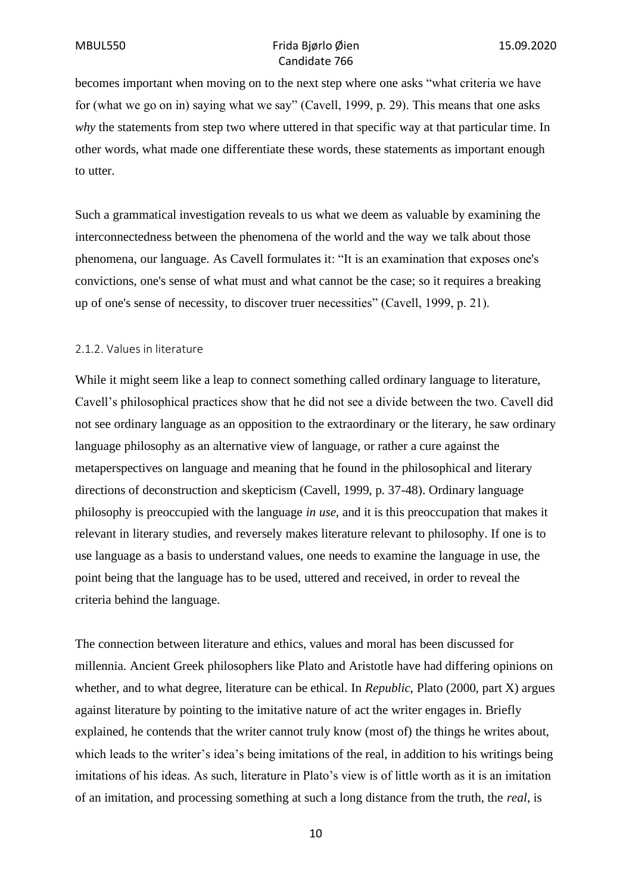becomes important when moving on to the next step where one asks "what criteria we have for (what we go on in) saying what we say" (Cavell, 1999, p. 29). This means that one asks *why* the statements from step two where uttered in that specific way at that particular time. In other words, what made one differentiate these words, these statements as important enough to utter.

Such a grammatical investigation reveals to us what we deem as valuable by examining the interconnectedness between the phenomena of the world and the way we talk about those phenomena, our language. As Cavell formulates it: "It is an examination that exposes one's convictions, one's sense of what must and what cannot be the case; so it requires a breaking up of one's sense of necessity, to discover truer necessities" (Cavell, 1999, p. 21).

### 2.1.2. Values in literature

While it might seem like a leap to connect something called ordinary language to literature, Cavell's philosophical practices show that he did not see a divide between the two. Cavell did not see ordinary language as an opposition to the extraordinary or the literary, he saw ordinary language philosophy as an alternative view of language, or rather a cure against the metaperspectives on language and meaning that he found in the philosophical and literary directions of deconstruction and skepticism (Cavell, 1999, p. 37-48). Ordinary language philosophy is preoccupied with the language *in use*, and it is this preoccupation that makes it relevant in literary studies, and reversely makes literature relevant to philosophy. If one is to use language as a basis to understand values, one needs to examine the language in use, the point being that the language has to be used, uttered and received, in order to reveal the criteria behind the language.

The connection between literature and ethics, values and moral has been discussed for millennia. Ancient Greek philosophers like Plato and Aristotle have had differing opinions on whether, and to what degree, literature can be ethical. In *Republic*, Plato (2000, part X) argues against literature by pointing to the imitative nature of act the writer engages in. Briefly explained, he contends that the writer cannot truly know (most of) the things he writes about, which leads to the writer's idea's being imitations of the real, in addition to his writings being imitations of his ideas. As such, literature in Plato's view is of little worth as it is an imitation of an imitation, and processing something at such a long distance from the truth, the *real*, is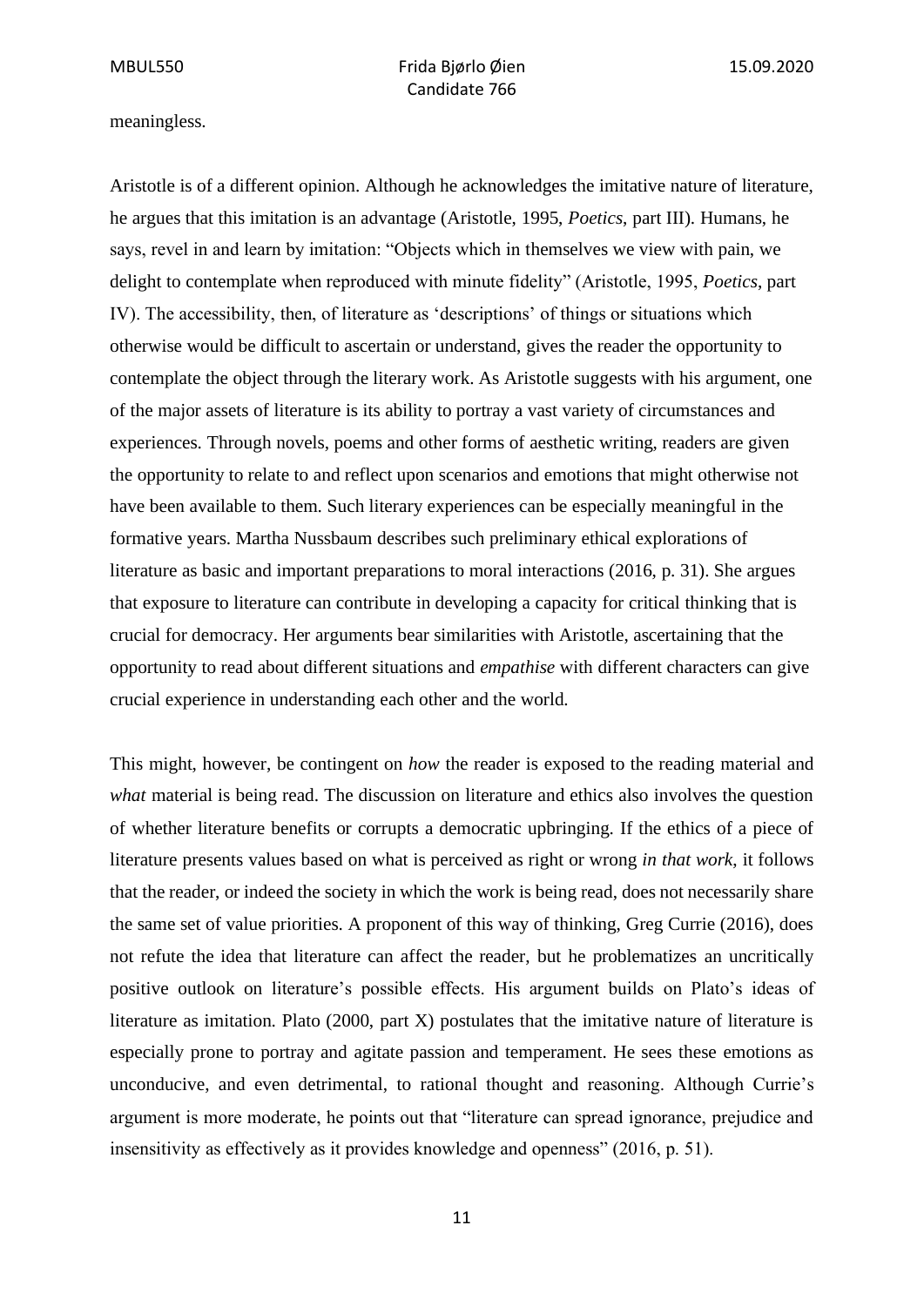meaningless.

Aristotle is of a different opinion. Although he acknowledges the imitative nature of literature, he argues that this imitation is an advantage (Aristotle, 1995, *Poetics*, part III). Humans, he says, revel in and learn by imitation: "Objects which in themselves we view with pain, we delight to contemplate when reproduced with minute fidelity" (Aristotle, 1995, *Poetics*, part IV). The accessibility, then, of literature as 'descriptions' of things or situations which otherwise would be difficult to ascertain or understand, gives the reader the opportunity to contemplate the object through the literary work. As Aristotle suggests with his argument, one of the major assets of literature is its ability to portray a vast variety of circumstances and experiences. Through novels, poems and other forms of aesthetic writing, readers are given the opportunity to relate to and reflect upon scenarios and emotions that might otherwise not have been available to them. Such literary experiences can be especially meaningful in the formative years. Martha Nussbaum describes such preliminary ethical explorations of literature as basic and important preparations to moral interactions (2016, p. 31). She argues that exposure to literature can contribute in developing a capacity for critical thinking that is crucial for democracy. Her arguments bear similarities with Aristotle, ascertaining that the opportunity to read about different situations and *empathise* with different characters can give crucial experience in understanding each other and the world.

This might, however, be contingent on *how* the reader is exposed to the reading material and *what* material is being read. The discussion on literature and ethics also involves the question of whether literature benefits or corrupts a democratic upbringing. If the ethics of a piece of literature presents values based on what is perceived as right or wrong *in that work*, it follows that the reader, or indeed the society in which the work is being read, does not necessarily share the same set of value priorities. A proponent of this way of thinking, Greg Currie (2016), does not refute the idea that literature can affect the reader, but he problematizes an uncritically positive outlook on literature's possible effects. His argument builds on Plato's ideas of literature as imitation. Plato (2000, part X) postulates that the imitative nature of literature is especially prone to portray and agitate passion and temperament. He sees these emotions as unconducive, and even detrimental, to rational thought and reasoning. Although Currie's argument is more moderate, he points out that "literature can spread ignorance, prejudice and insensitivity as effectively as it provides knowledge and openness" (2016, p. 51).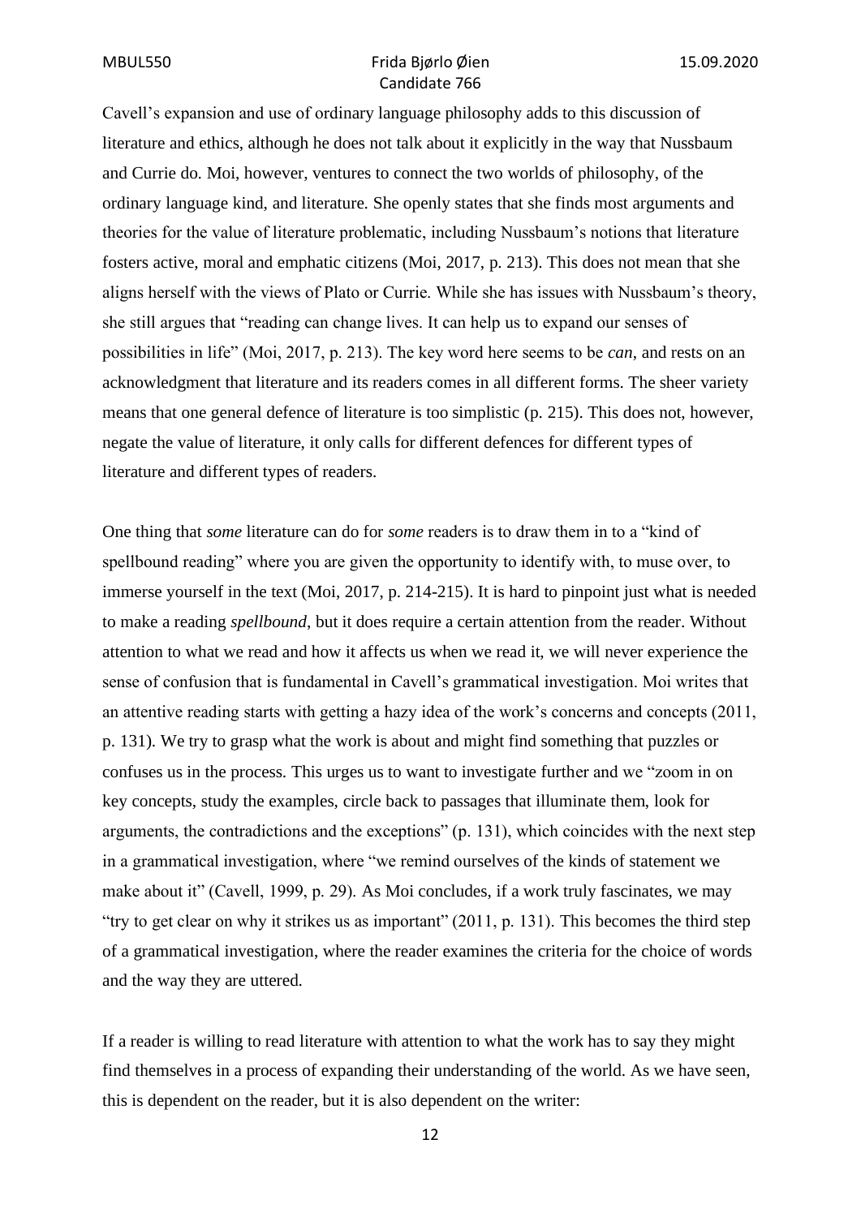Cavell's expansion and use of ordinary language philosophy adds to this discussion of literature and ethics, although he does not talk about it explicitly in the way that Nussbaum and Currie do. Moi, however, ventures to connect the two worlds of philosophy, of the ordinary language kind, and literature. She openly states that she finds most arguments and theories for the value of literature problematic, including Nussbaum's notions that literature fosters active, moral and emphatic citizens (Moi, 2017, p. 213). This does not mean that she aligns herself with the views of Plato or Currie. While she has issues with Nussbaum's theory, she still argues that "reading can change lives. It can help us to expand our senses of possibilities in life" (Moi, 2017, p. 213). The key word here seems to be *can*, and rests on an acknowledgment that literature and its readers comes in all different forms. The sheer variety means that one general defence of literature is too simplistic (p. 215). This does not, however, negate the value of literature, it only calls for different defences for different types of literature and different types of readers.

One thing that *some* literature can do for *some* readers is to draw them in to a "kind of spellbound reading" where you are given the opportunity to identify with, to muse over, to immerse yourself in the text (Moi, 2017, p. 214-215). It is hard to pinpoint just what is needed to make a reading *spellbound*, but it does require a certain attention from the reader. Without attention to what we read and how it affects us when we read it, we will never experience the sense of confusion that is fundamental in Cavell's grammatical investigation. Moi writes that an attentive reading starts with getting a hazy idea of the work's concerns and concepts (2011, p. 131). We try to grasp what the work is about and might find something that puzzles or confuses us in the process. This urges us to want to investigate further and we "zoom in on key concepts, study the examples, circle back to passages that illuminate them, look for arguments, the contradictions and the exceptions" (p. 131), which coincides with the next step in a grammatical investigation, where "we remind ourselves of the kinds of statement we make about it" (Cavell, 1999, p. 29). As Moi concludes, if a work truly fascinates, we may "try to get clear on why it strikes us as important" (2011, p. 131). This becomes the third step of a grammatical investigation, where the reader examines the criteria for the choice of words and the way they are uttered.

If a reader is willing to read literature with attention to what the work has to say they might find themselves in a process of expanding their understanding of the world. As we have seen, this is dependent on the reader, but it is also dependent on the writer: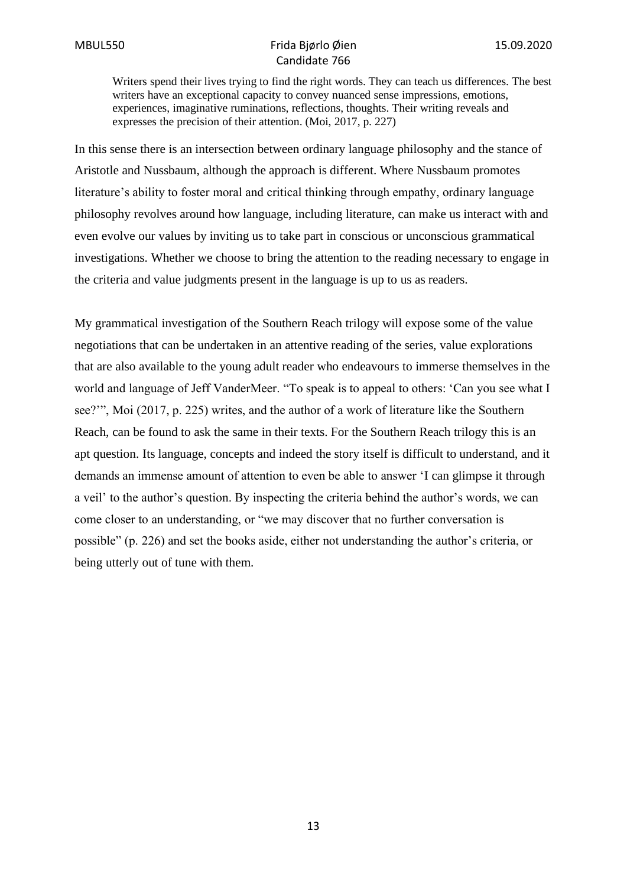> Writers spend their lives trying to find the right words. They can teach us differences. The best writers have an exceptional capacity to convey nuanced sense impressions, emotions, experiences, imaginative ruminations, reflections, thoughts. Their writing reveals and expresses the precision of their attention. (Moi, 2017, p. 227)

In this sense there is an intersection between ordinary language philosophy and the stance of Aristotle and Nussbaum, although the approach is different. Where Nussbaum promotes literature's ability to foster moral and critical thinking through empathy, ordinary language philosophy revolves around how language, including literature, can make us interact with and even evolve our values by inviting us to take part in conscious or unconscious grammatical investigations. Whether we choose to bring the attention to the reading necessary to engage in the criteria and value judgments present in the language is up to us as readers.

My grammatical investigation of the Southern Reach trilogy will expose some of the value negotiations that can be undertaken in an attentive reading of the series, value explorations that are also available to the young adult reader who endeavours to immerse themselves in the world and language of Jeff VanderMeer. "To speak is to appeal to others: 'Can you see what I see?'", Moi (2017, p. 225) writes, and the author of a work of literature like the Southern Reach, can be found to ask the same in their texts. For the Southern Reach trilogy this is an apt question. Its language, concepts and indeed the story itself is difficult to understand, and it demands an immense amount of attention to even be able to answer 'I can glimpse it through a veil' to the author's question. By inspecting the criteria behind the author's words, we can come closer to an understanding, or "we may discover that no further conversation is possible" (p. 226) and set the books aside, either not understanding the author's criteria, or being utterly out of tune with them.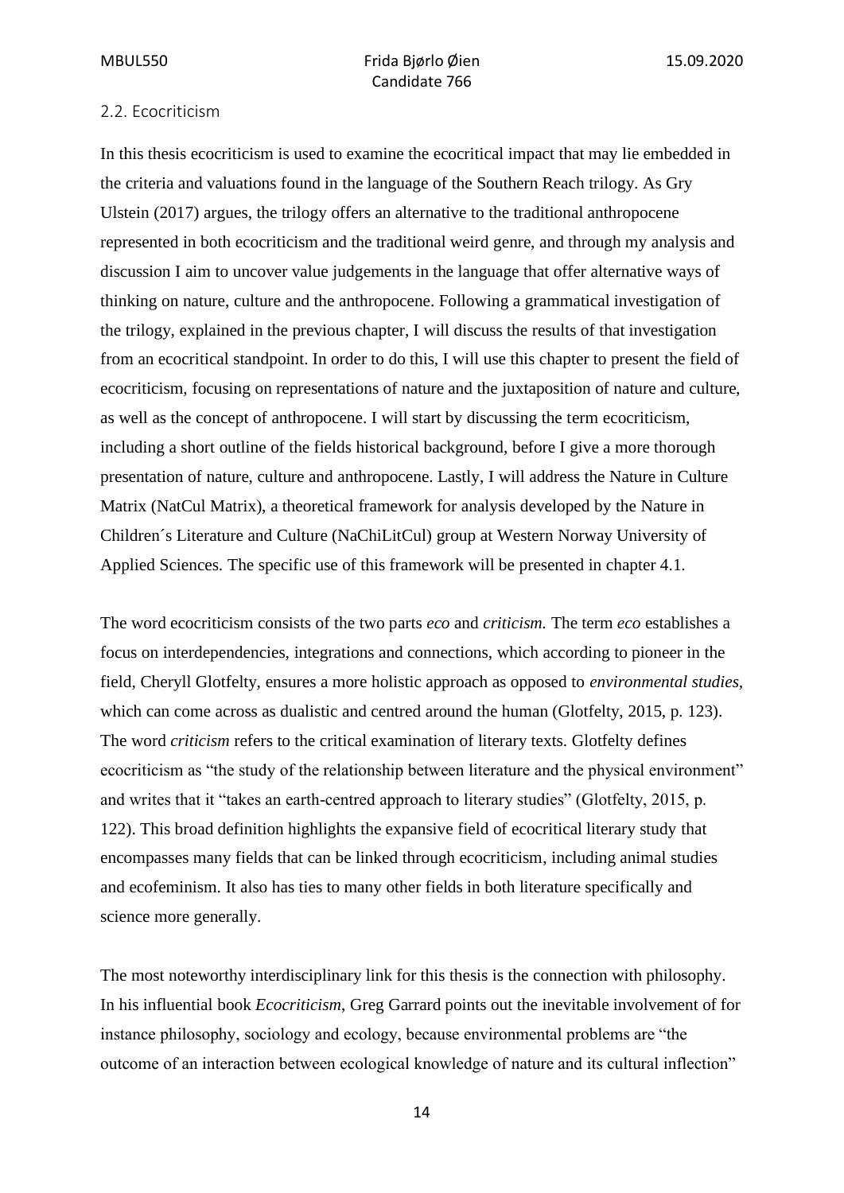## 2.2. Ecocriticism

In this thesis ecocriticism is used to examine the ecocritical impact that may lie embedded in the criteria and valuations found in the language of the Southern Reach trilogy. As Gry Ulstein (2017) argues, the trilogy offers an alternative to the traditional anthropocene represented in both ecocriticism and the traditional weird genre, and through my analysis and discussion I aim to uncover value judgements in the language that offer alternative ways of thinking on nature, culture and the anthropocene. Following a grammatical investigation of the trilogy, explained in the previous chapter, I will discuss the results of that investigation from an ecocritical standpoint. In order to do this, I will use this chapter to present the field of ecocriticism, focusing on representations of nature and the juxtaposition of nature and culture, as well as the concept of anthropocene. I will start by discussing the term ecocriticism, including a short outline of the fields historical background, before I give a more thorough presentation of nature, culture and anthropocene. Lastly, I will address the Nature in Culture Matrix (NatCul Matrix), a theoretical framework for analysis developed by the Nature in Children´s Literature and Culture (NaChiLitCul) group at Western Norway University of Applied Sciences. The specific use of this framework will be presented in chapter 4.1.

The word ecocriticism consists of the two parts *eco* and *criticism.* The term *eco* establishes a focus on interdependencies, integrations and connections, which according to pioneer in the field, Cheryll Glotfelty, ensures a more holistic approach as opposed to *environmental studies*, which can come across as dualistic and centred around the human (Glotfelty, 2015, p. 123). The word *criticism* refers to the critical examination of literary texts. Glotfelty defines ecocriticism as "the study of the relationship between literature and the physical environment" and writes that it "takes an earth-centred approach to literary studies" (Glotfelty, 2015, p. 122). This broad definition highlights the expansive field of ecocritical literary study that encompasses many fields that can be linked through ecocriticism, including animal studies and ecofeminism. It also has ties to many other fields in both literature specifically and science more generally.

The most noteworthy interdisciplinary link for this thesis is the connection with philosophy. In his influential book *Ecocriticism*, Greg Garrard points out the inevitable involvement of for instance philosophy, sociology and ecology, because environmental problems are "the outcome of an interaction between ecological knowledge of nature and its cultural inflection"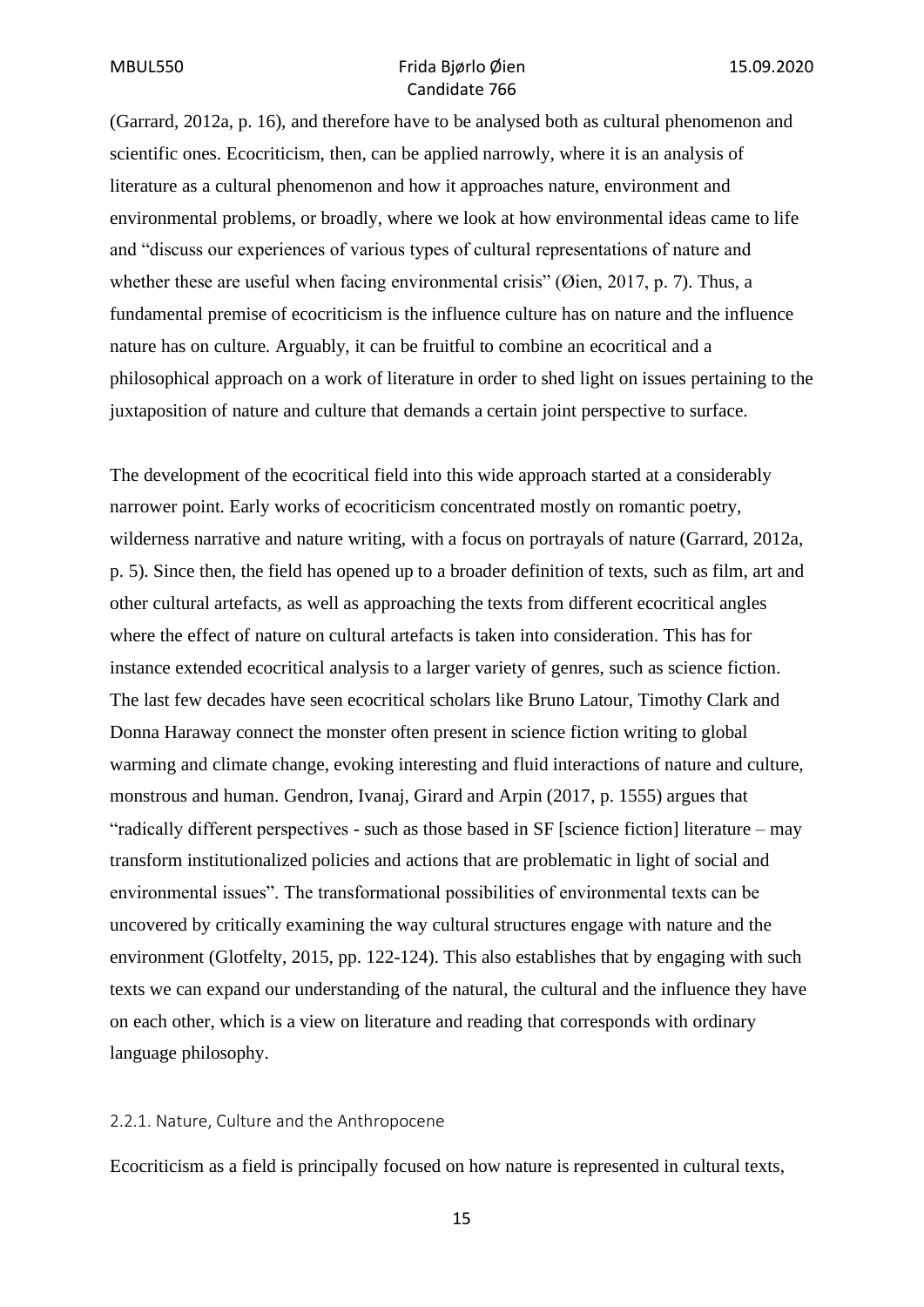(Garrard, 2012a, p. 16), and therefore have to be analysed both as cultural phenomenon and scientific ones. Ecocriticism, then, can be applied narrowly, where it is an analysis of literature as a cultural phenomenon and how it approaches nature, environment and environmental problems, or broadly, where we look at how environmental ideas came to life and "discuss our experiences of various types of cultural representations of nature and whether these are useful when facing environmental crisis" (Øien, 2017, p. 7). Thus, a fundamental premise of ecocriticism is the influence culture has on nature and the influence nature has on culture. Arguably, it can be fruitful to combine an ecocritical and a philosophical approach on a work of literature in order to shed light on issues pertaining to the juxtaposition of nature and culture that demands a certain joint perspective to surface.

The development of the ecocritical field into this wide approach started at a considerably narrower point. Early works of ecocriticism concentrated mostly on romantic poetry, wilderness narrative and nature writing, with a focus on portrayals of nature (Garrard, 2012a, p. 5). Since then, the field has opened up to a broader definition of texts, such as film, art and other cultural artefacts, as well as approaching the texts from different ecocritical angles where the effect of nature on cultural artefacts is taken into consideration. This has for instance extended ecocritical analysis to a larger variety of genres, such as science fiction. The last few decades have seen ecocritical scholars like Bruno Latour, Timothy Clark and Donna Haraway connect the monster often present in science fiction writing to global warming and climate change, evoking interesting and fluid interactions of nature and culture, monstrous and human. Gendron, Ivanaj, Girard and Arpin (2017, p. 1555) argues that "radically different perspectives - such as those based in SF [science fiction] literature – may transform institutionalized policies and actions that are problematic in light of social and environmental issues". The transformational possibilities of environmental texts can be uncovered by critically examining the way cultural structures engage with nature and the environment (Glotfelty, 2015, pp. 122-124). This also establishes that by engaging with such texts we can expand our understanding of the natural, the cultural and the influence they have on each other, which is a view on literature and reading that corresponds with ordinary language philosophy.

### 2.2.1. Nature, Culture and the Anthropocene

Ecocriticism as a field is principally focused on how nature is represented in cultural texts,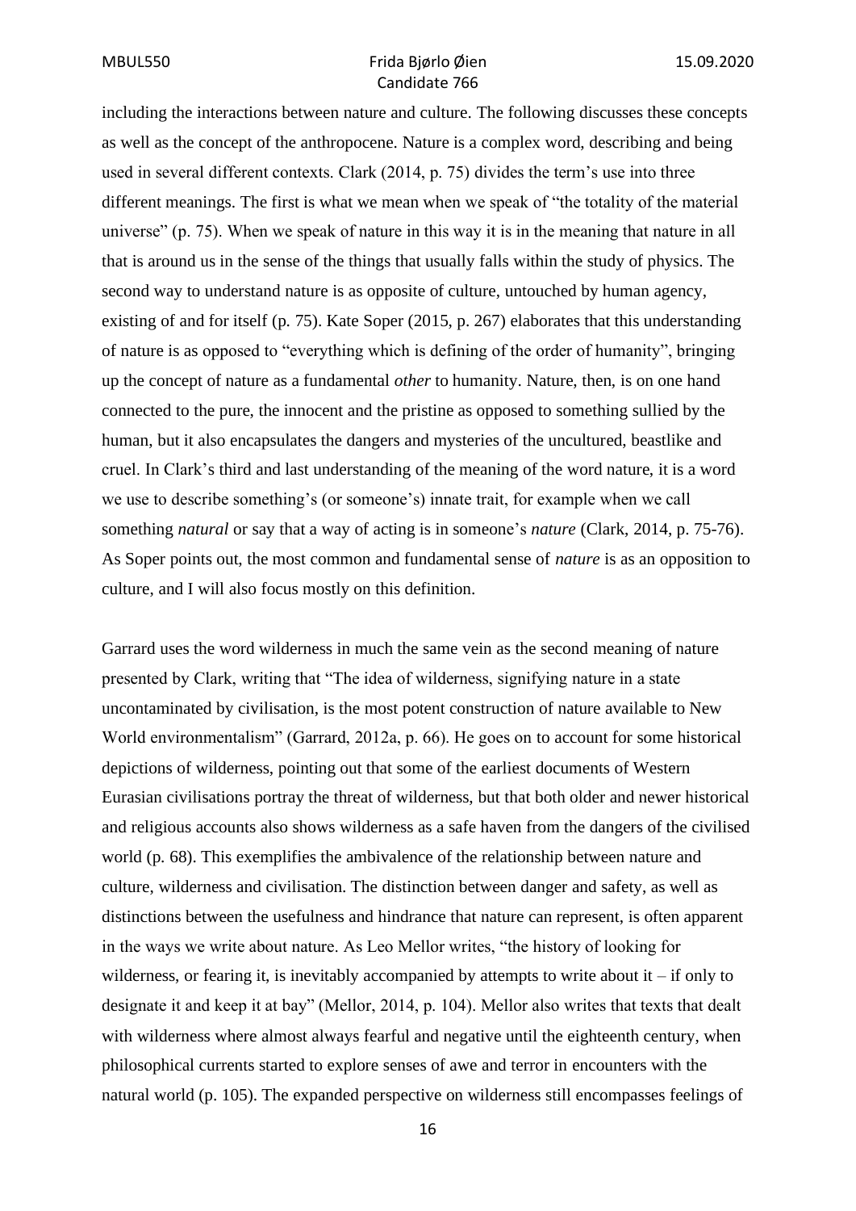including the interactions between nature and culture. The following discusses these concepts as well as the concept of the anthropocene. Nature is a complex word, describing and being used in several different contexts. Clark (2014, p. 75) divides the term's use into three different meanings. The first is what we mean when we speak of "the totality of the material universe" (p. 75). When we speak of nature in this way it is in the meaning that nature in all that is around us in the sense of the things that usually falls within the study of physics. The second way to understand nature is as opposite of culture, untouched by human agency, existing of and for itself (p. 75). Kate Soper (2015, p. 267) elaborates that this understanding of nature is as opposed to "everything which is defining of the order of humanity", bringing up the concept of nature as a fundamental *other* to humanity. Nature, then, is on one hand connected to the pure, the innocent and the pristine as opposed to something sullied by the human, but it also encapsulates the dangers and mysteries of the uncultured, beastlike and cruel. In Clark's third and last understanding of the meaning of the word nature, it is a word we use to describe something's (or someone's) innate trait, for example when we call something *natural* or say that a way of acting is in someone's *nature* (Clark, 2014, p. 75-76). As Soper points out, the most common and fundamental sense of *nature* is as an opposition to culture, and I will also focus mostly on this definition.

Garrard uses the word wilderness in much the same vein as the second meaning of nature presented by Clark, writing that "The idea of wilderness, signifying nature in a state uncontaminated by civilisation, is the most potent construction of nature available to New World environmentalism" (Garrard, 2012a, p. 66). He goes on to account for some historical depictions of wilderness, pointing out that some of the earliest documents of Western Eurasian civilisations portray the threat of wilderness, but that both older and newer historical and religious accounts also shows wilderness as a safe haven from the dangers of the civilised world (p. 68). This exemplifies the ambivalence of the relationship between nature and culture, wilderness and civilisation. The distinction between danger and safety, as well as distinctions between the usefulness and hindrance that nature can represent, is often apparent in the ways we write about nature. As Leo Mellor writes, "the history of looking for wilderness, or fearing it, is inevitably accompanied by attempts to write about it – if only to designate it and keep it at bay" (Mellor, 2014, p. 104). Mellor also writes that texts that dealt with wilderness where almost always fearful and negative until the eighteenth century, when philosophical currents started to explore senses of awe and terror in encounters with the natural world (p. 105). The expanded perspective on wilderness still encompasses feelings of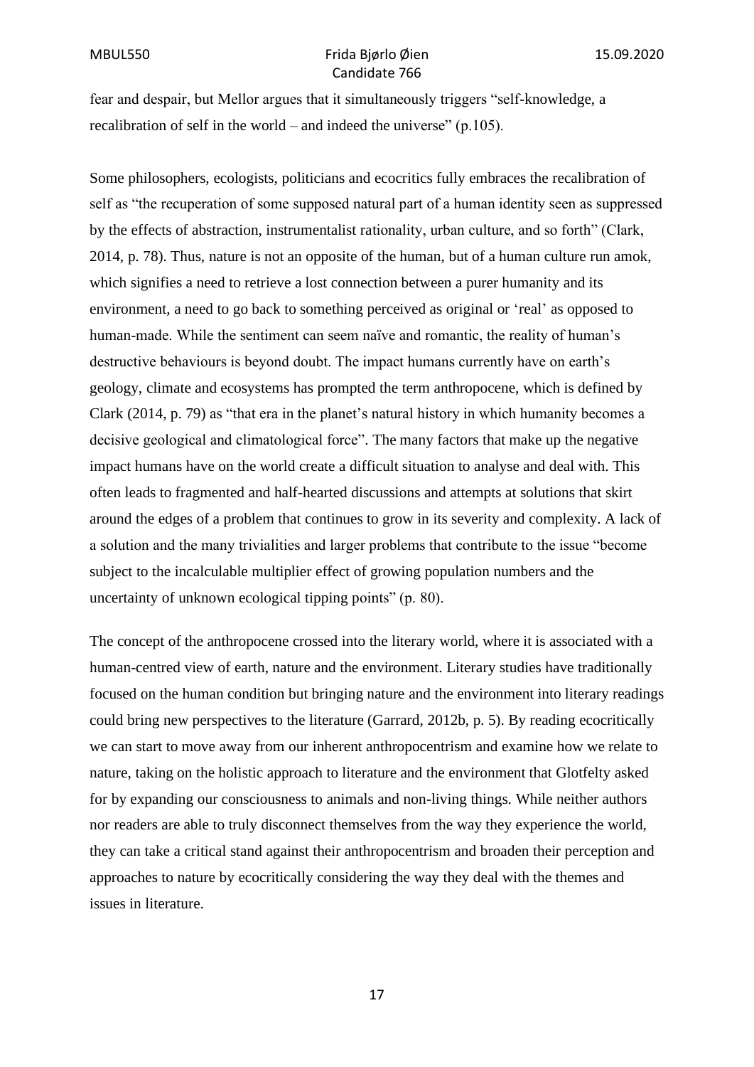fear and despair, but Mellor argues that it simultaneously triggers "self-knowledge, a recalibration of self in the world – and indeed the universe" (p.105).

Some philosophers, ecologists, politicians and ecocritics fully embraces the recalibration of self as "the recuperation of some supposed natural part of a human identity seen as suppressed by the effects of abstraction, instrumentalist rationality, urban culture, and so forth" (Clark, 2014, p. 78). Thus, nature is not an opposite of the human, but of a human culture run amok, which signifies a need to retrieve a lost connection between a purer humanity and its environment, a need to go back to something perceived as original or 'real' as opposed to human-made. While the sentiment can seem naïve and romantic, the reality of human's destructive behaviours is beyond doubt. The impact humans currently have on earth's geology, climate and ecosystems has prompted the term anthropocene, which is defined by Clark (2014, p. 79) as "that era in the planet's natural history in which humanity becomes a decisive geological and climatological force". The many factors that make up the negative impact humans have on the world create a difficult situation to analyse and deal with. This often leads to fragmented and half-hearted discussions and attempts at solutions that skirt around the edges of a problem that continues to grow in its severity and complexity. A lack of a solution and the many trivialities and larger problems that contribute to the issue "become subject to the incalculable multiplier effect of growing population numbers and the uncertainty of unknown ecological tipping points" (p. 80).

The concept of the anthropocene crossed into the literary world, where it is associated with a human-centred view of earth, nature and the environment. Literary studies have traditionally focused on the human condition but bringing nature and the environment into literary readings could bring new perspectives to the literature (Garrard, 2012b, p. 5). By reading ecocritically we can start to move away from our inherent anthropocentrism and examine how we relate to nature, taking on the holistic approach to literature and the environment that Glotfelty asked for by expanding our consciousness to animals and non-living things. While neither authors nor readers are able to truly disconnect themselves from the way they experience the world, they can take a critical stand against their anthropocentrism and broaden their perception and approaches to nature by ecocritically considering the way they deal with the themes and issues in literature.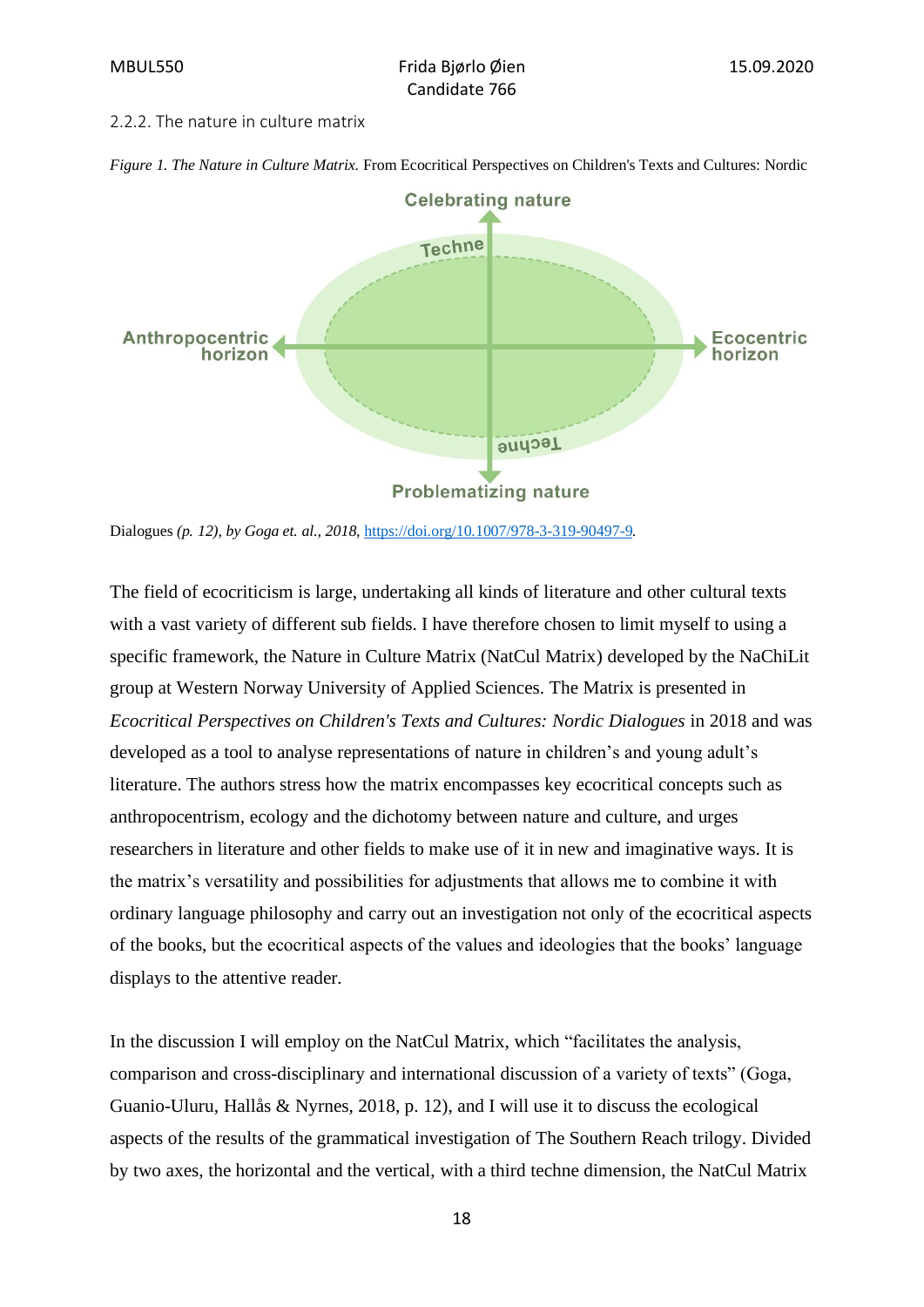2.2.2. The nature in culture matrix

*Figure 1. The Nature in Culture Matrix.* From Ecocritical Perspectives on Children's Texts and Cultures: Nordic Dialogues *(p. 12), by Goga et. al., 2018,* https://doi.org/10.1007/978-3-319-90497-9.

The field of ecocriticism is large, undertaking all kinds of literature and other cultural texts with a vast variety of different sub fields. I have therefore chosen to limit myself to using a specific framework, the Nature in Culture Matrix (NatCul Matrix) developed by the NaChiLit group at Western Norway University of Applied Sciences. The Matrix is presented in *Ecocritical Perspectives on Children's Texts and Cultures: Nordic Dialogues* in 2018 and was developed as a tool to analyse representations of nature in children's and young adult's literature. The authors stress how the matrix encompasses key ecocritical concepts such as anthropocentrism, ecology and the dichotomy between nature and culture, and urges researchers in literature and other fields to make use of it in new and imaginative ways. It is the matrix's versatility and possibilities for adjustments that allows me to combine it with ordinary language philosophy and carry out an investigation not only of the ecocritical aspects of the books, but the ecocritical aspects of the values and ideologies that the books' language displays to the attentive reader.

In the discussion I will employ on the NatCul Matrix, which "facilitates the analysis, comparison and cross-disciplinary and international discussion of a variety of texts" (Goga, Guanio-Uluru, Hallås & Nyrnes, 2018, p. 12), and I will use it to discuss the ecological aspects of the results of the grammatical investigation of The Southern Reach trilogy. Divided by two axes, the horizontal and the vertical, with a third techne dimension, the NatCul Matrix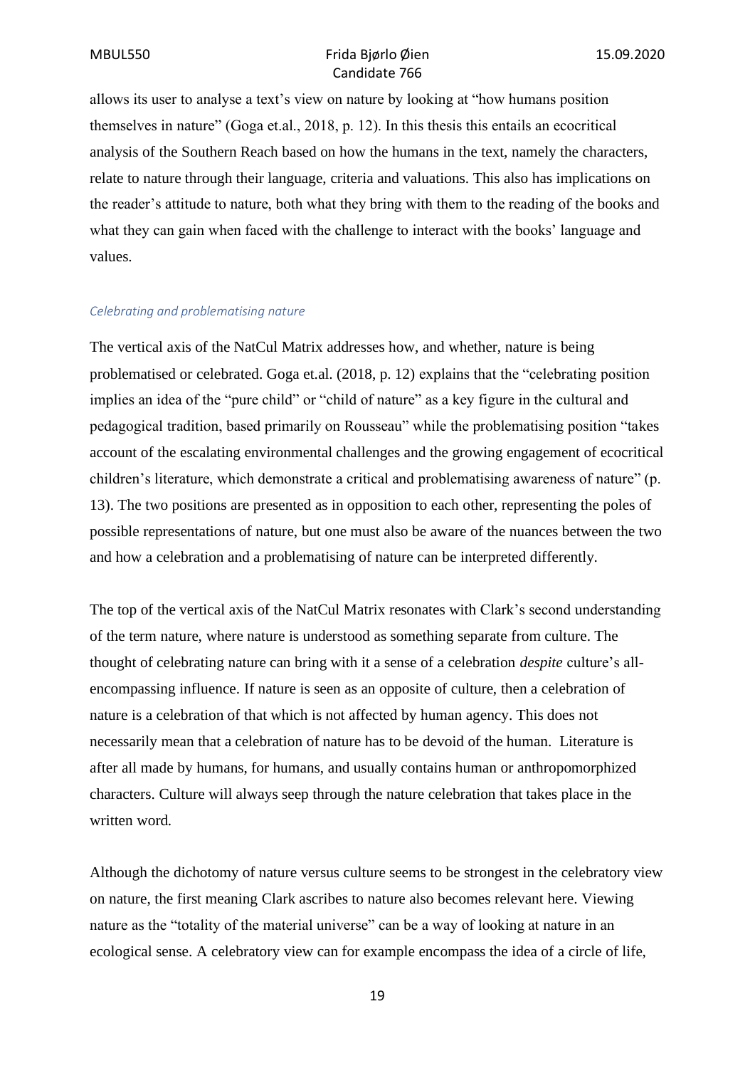allows its user to analyse a text's view on nature by looking at "how humans position themselves in nature" (Goga et.al., 2018, p. 12). In this thesis this entails an ecocritical analysis of the Southern Reach based on how the humans in the text, namely the characters, relate to nature through their language, criteria and valuations. This also has implications on the reader's attitude to nature, both what they bring with them to the reading of the books and what they can gain when faced with the challenge to interact with the books' language and values.

### *Celebrating and problematising nature*

The vertical axis of the NatCul Matrix addresses how, and whether, nature is being problematised or celebrated. Goga et.al. (2018, p. 12) explains that the "celebrating position implies an idea of the "pure child" or "child of nature" as a key figure in the cultural and pedagogical tradition, based primarily on Rousseau" while the problematising position "takes account of the escalating environmental challenges and the growing engagement of ecocritical children's literature, which demonstrate a critical and problematising awareness of nature" (p. 13). The two positions are presented as in opposition to each other, representing the poles of possible representations of nature, but one must also be aware of the nuances between the two and how a celebration and a problematising of nature can be interpreted differently.

The top of the vertical axis of the NatCul Matrix resonates with Clark's second understanding of the term nature, where nature is understood as something separate from culture. The thought of celebrating nature can bring with it a sense of a celebration *despite* culture's all-encompassing influence. If nature is seen as an opposite of culture, then a celebration of nature is a celebration of that which is not affected by human agency. This does not necessarily mean that a celebration of nature has to be devoid of the human. Literature is after all made by humans, for humans, and usually contains human or anthropomorphized characters. Culture will always seep through the nature celebration that takes place in the written word.

Although the dichotomy of nature versus culture seems to be strongest in the celebratory view on nature, the first meaning Clark ascribes to nature also becomes relevant here. Viewing nature as the "totality of the material universe" can be a way of looking at nature in an ecological sense. A celebratory view can for example encompass the idea of a circle of life,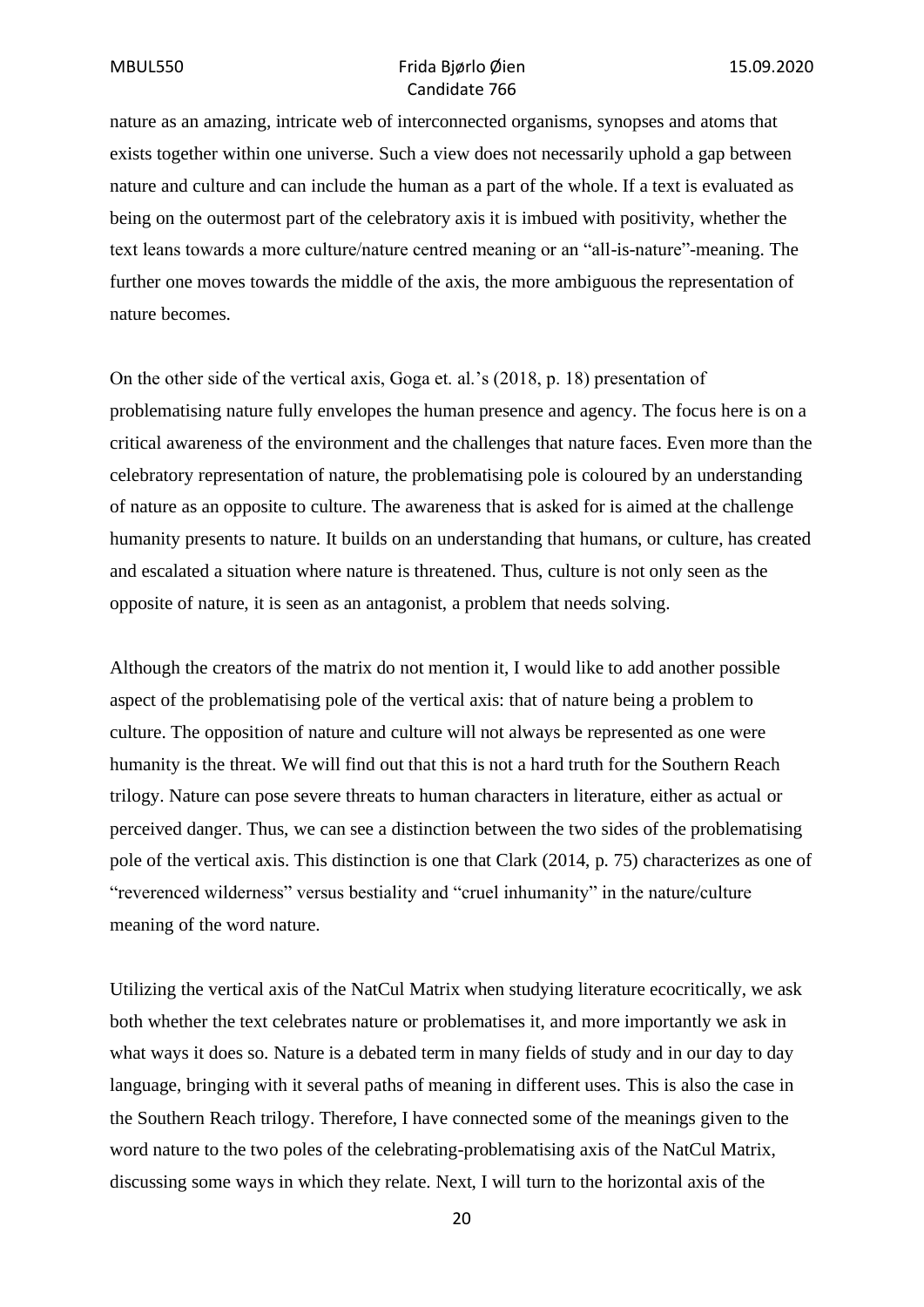nature as an amazing, intricate web of interconnected organisms, synopses and atoms that exists together within one universe. Such a view does not necessarily uphold a gap between nature and culture and can include the human as a part of the whole. If a text is evaluated as being on the outermost part of the celebratory axis it is imbued with positivity, whether the text leans towards a more culture/nature centred meaning or an "all-is-nature"-meaning. The further one moves towards the middle of the axis, the more ambiguous the representation of nature becomes.

On the other side of the vertical axis, Goga et. al.'s (2018, p. 18) presentation of problematising nature fully envelopes the human presence and agency. The focus here is on a critical awareness of the environment and the challenges that nature faces. Even more than the celebratory representation of nature, the problematising pole is coloured by an understanding of nature as an opposite to culture. The awareness that is asked for is aimed at the challenge humanity presents to nature. It builds on an understanding that humans, or culture, has created and escalated a situation where nature is threatened. Thus, culture is not only seen as the opposite of nature, it is seen as an antagonist, a problem that needs solving.

Although the creators of the matrix do not mention it, I would like to add another possible aspect of the problematising pole of the vertical axis: that of nature being a problem to culture. The opposition of nature and culture will not always be represented as one were humanity is the threat. We will find out that this is not a hard truth for the Southern Reach trilogy. Nature can pose severe threats to human characters in literature, either as actual or perceived danger. Thus, we can see a distinction between the two sides of the problematising pole of the vertical axis. This distinction is one that Clark (2014, p. 75) characterizes as one of "reverenced wilderness" versus bestiality and "cruel inhumanity" in the nature/culture meaning of the word nature.

Utilizing the vertical axis of the NatCul Matrix when studying literature ecocritically, we ask both whether the text celebrates nature or problematises it, and more importantly we ask in what ways it does so. Nature is a debated term in many fields of study and in our day to day language, bringing with it several paths of meaning in different uses. This is also the case in the Southern Reach trilogy. Therefore, I have connected some of the meanings given to the word nature to the two poles of the celebrating-problematising axis of the NatCul Matrix, discussing some ways in which they relate. Next, I will turn to the horizontal axis of the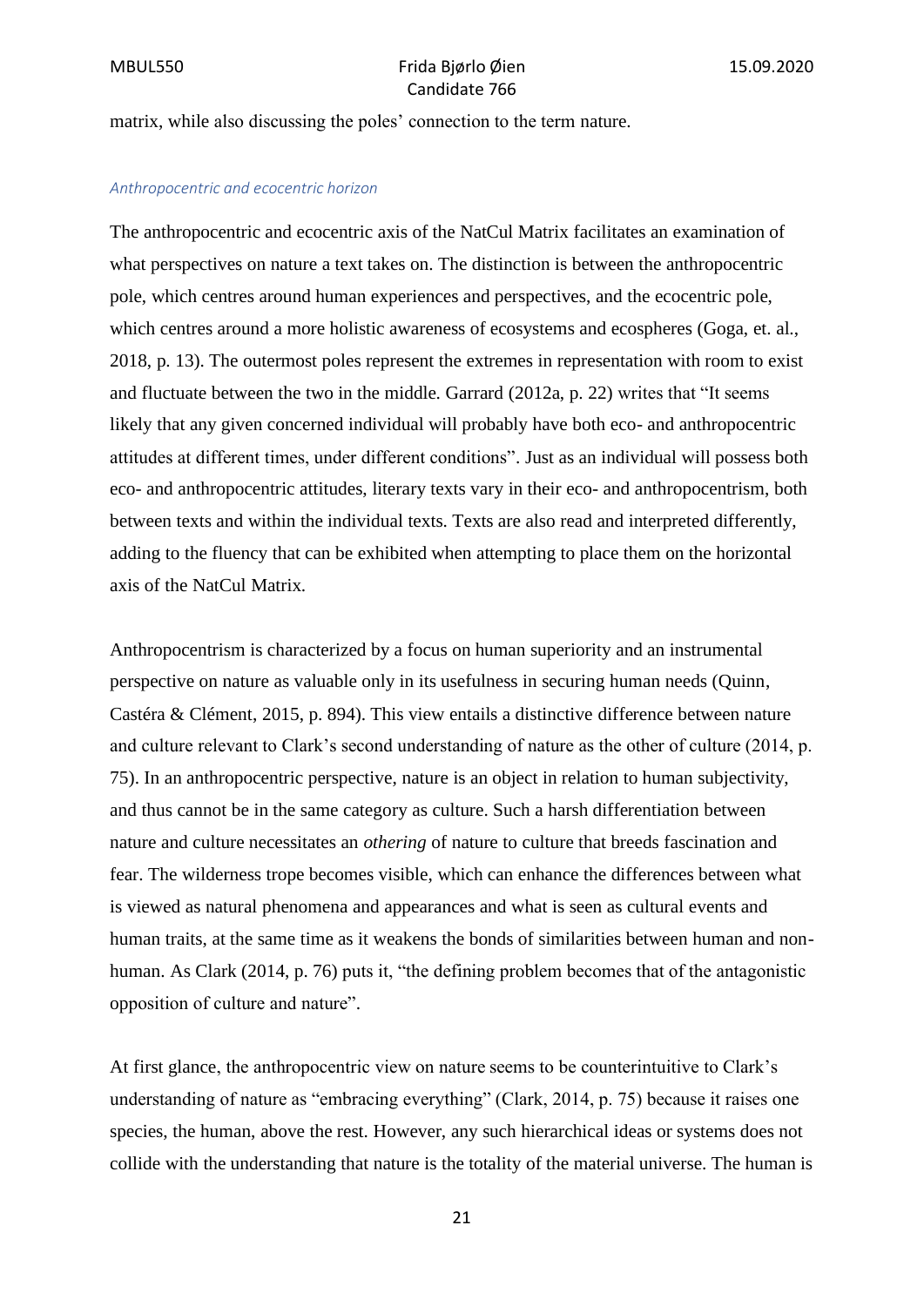matrix, while also discussing the poles' connection to the term nature.

### *Anthropocentric and ecocentric horizon*

The anthropocentric and ecocentric axis of the NatCul Matrix facilitates an examination of what perspectives on nature a text takes on. The distinction is between the anthropocentric pole, which centres around human experiences and perspectives, and the ecocentric pole, which centres around a more holistic awareness of ecosystems and ecospheres (Goga, et. al., 2018, p. 13). The outermost poles represent the extremes in representation with room to exist and fluctuate between the two in the middle. Garrard (2012a, p. 22) writes that "It seems likely that any given concerned individual will probably have both eco- and anthropocentric attitudes at different times, under different conditions". Just as an individual will possess both eco- and anthropocentric attitudes, literary texts vary in their eco- and anthropocentrism, both between texts and within the individual texts. Texts are also read and interpreted differently, adding to the fluency that can be exhibited when attempting to place them on the horizontal axis of the NatCul Matrix.

Anthropocentrism is characterized by a focus on human superiority and an instrumental perspective on nature as valuable only in its usefulness in securing human needs (Quinn, Castéra & Clément, 2015, p. 894). This view entails a distinctive difference between nature and culture relevant to Clark's second understanding of nature as the other of culture (2014, p. 75). In an anthropocentric perspective, nature is an object in relation to human subjectivity, and thus cannot be in the same category as culture. Such a harsh differentiation between nature and culture necessitates an *othering* of nature to culture that breeds fascination and fear. The wilderness trope becomes visible, which can enhance the differences between what is viewed as natural phenomena and appearances and what is seen as cultural events and human traits, at the same time as it weakens the bonds of similarities between human and non-human. As Clark (2014, p. 76) puts it, "the defining problem becomes that of the antagonistic opposition of culture and nature".

At first glance, the anthropocentric view on nature seems to be counterintuitive to Clark's understanding of nature as "embracing everything" (Clark, 2014, p. 75) because it raises one species, the human, above the rest. However, any such hierarchical ideas or systems does not collide with the understanding that nature is the totality of the material universe. The human is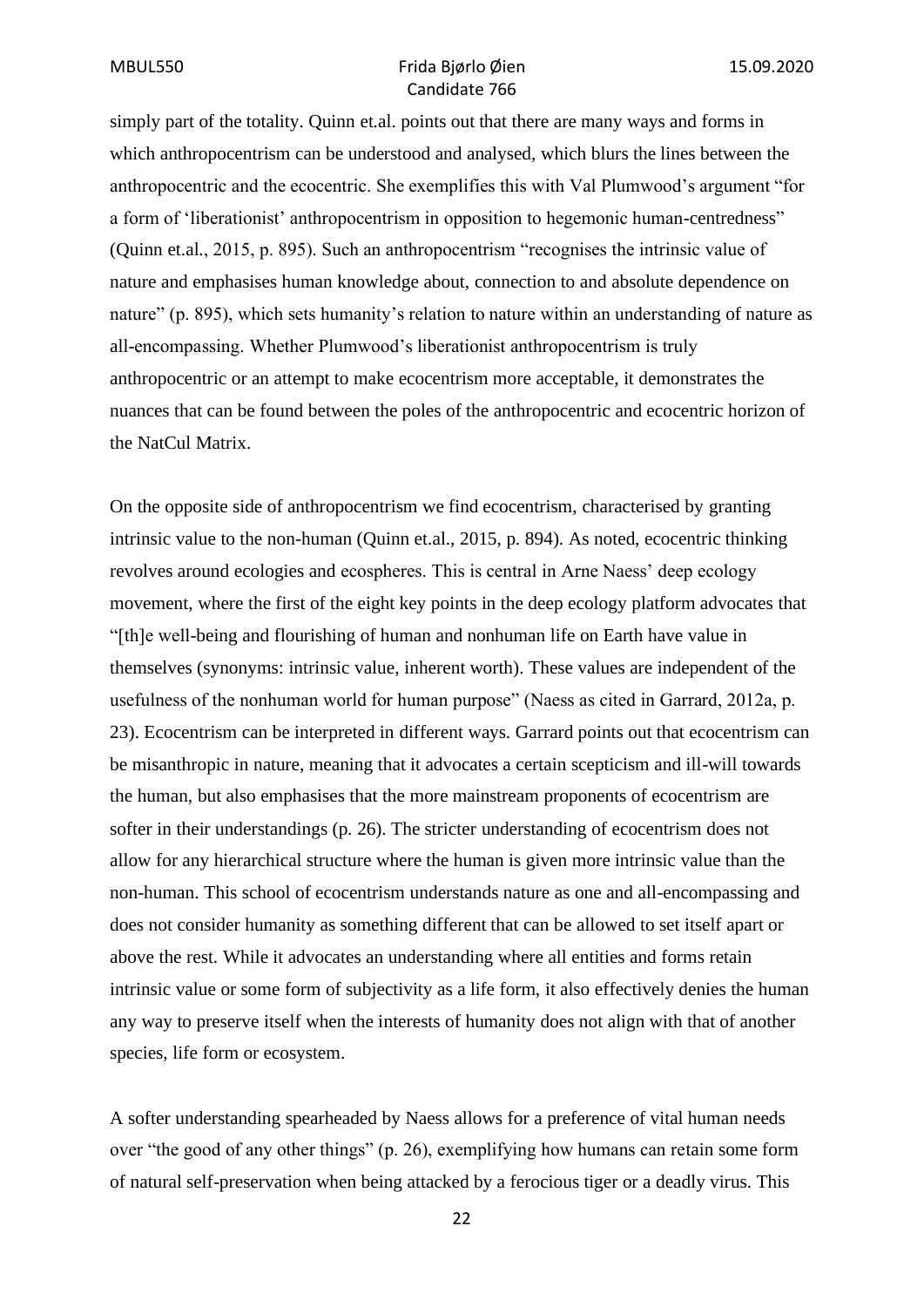simply part of the totality. Quinn et.al. points out that there are many ways and forms in which anthropocentrism can be understood and analysed, which blurs the lines between the anthropocentric and the ecocentric. She exemplifies this with Val Plumwood's argument "for a form of 'liberationist' anthropocentrism in opposition to hegemonic human-centredness" (Quinn et.al., 2015, p. 895). Such an anthropocentrism "recognises the intrinsic value of nature and emphasises human knowledge about, connection to and absolute dependence on nature" (p. 895), which sets humanity's relation to nature within an understanding of nature as all-encompassing. Whether Plumwood's liberationist anthropocentrism is truly anthropocentric or an attempt to make ecocentrism more acceptable, it demonstrates the nuances that can be found between the poles of the anthropocentric and ecocentric horizon of the NatCul Matrix.

On the opposite side of anthropocentrism we find ecocentrism, characterised by granting intrinsic value to the non-human (Quinn et.al., 2015, p. 894). As noted, ecocentric thinking revolves around ecologies and ecospheres. This is central in Arne Naess' deep ecology movement, where the first of the eight key points in the deep ecology platform advocates that "[th]e well-being and flourishing of human and nonhuman life on Earth have value in themselves (synonyms: intrinsic value, inherent worth). These values are independent of the usefulness of the nonhuman world for human purpose" (Naess as cited in Garrard, 2012a, p. 23). Ecocentrism can be interpreted in different ways. Garrard points out that ecocentrism can be misanthropic in nature, meaning that it advocates a certain scepticism and ill-will towards the human, but also emphasises that the more mainstream proponents of ecocentrism are softer in their understandings (p. 26). The stricter understanding of ecocentrism does not allow for any hierarchical structure where the human is given more intrinsic value than the non-human. This school of ecocentrism understands nature as one and all-encompassing and does not consider humanity as something different that can be allowed to set itself apart or above the rest. While it advocates an understanding where all entities and forms retain intrinsic value or some form of subjectivity as a life form, it also effectively denies the human any way to preserve itself when the interests of humanity does not align with that of another species, life form or ecosystem.

A softer understanding spearheaded by Naess allows for a preference of vital human needs over "the good of any other things" (p. 26), exemplifying how humans can retain some form of natural self-preservation when being attacked by a ferocious tiger or a deadly virus. This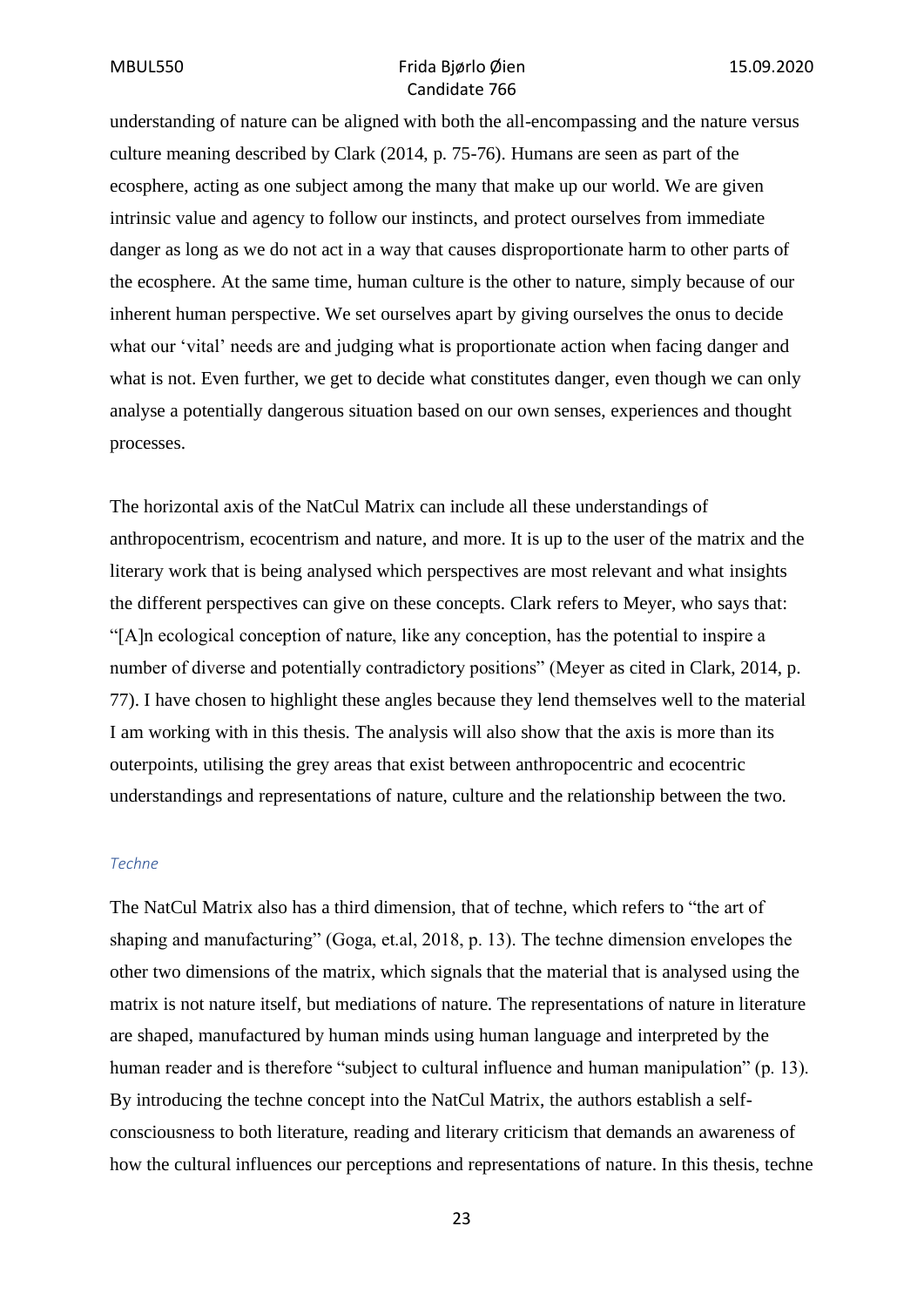understanding of nature can be aligned with both the all-encompassing and the nature versus culture meaning described by Clark (2014, p. 75-76). Humans are seen as part of the ecosphere, acting as one subject among the many that make up our world. We are given intrinsic value and agency to follow our instincts, and protect ourselves from immediate danger as long as we do not act in a way that causes disproportionate harm to other parts of the ecosphere. At the same time, human culture is the other to nature, simply because of our inherent human perspective. We set ourselves apart by giving ourselves the onus to decide what our 'vital' needs are and judging what is proportionate action when facing danger and what is not. Even further, we get to decide what constitutes danger, even though we can only analyse a potentially dangerous situation based on our own senses, experiences and thought processes.

The horizontal axis of the NatCul Matrix can include all these understandings of anthropocentrism, ecocentrism and nature, and more. It is up to the user of the matrix and the literary work that is being analysed which perspectives are most relevant and what insights the different perspectives can give on these concepts. Clark refers to Meyer, who says that: "[A]n ecological conception of nature, like any conception, has the potential to inspire a number of diverse and potentially contradictory positions" (Meyer as cited in Clark, 2014, p. 77). I have chosen to highlight these angles because they lend themselves well to the material I am working with in this thesis. The analysis will also show that the axis is more than its outerpoints, utilising the grey areas that exist between anthropocentric and ecocentric understandings and representations of nature, culture and the relationship between the two.

### *Techne*

The NatCul Matrix also has a third dimension, that of techne, which refers to "the art of shaping and manufacturing" (Goga, et.al, 2018, p. 13). The techne dimension envelopes the other two dimensions of the matrix, which signals that the material that is analysed using the matrix is not nature itself, but mediations of nature. The representations of nature in literature are shaped, manufactured by human minds using human language and interpreted by the human reader and is therefore "subject to cultural influence and human manipulation" (p. 13). By introducing the techne concept into the NatCul Matrix, the authors establish a self-consciousness to both literature, reading and literary criticism that demands an awareness of how the cultural influences our perceptions and representations of nature. In this thesis, techne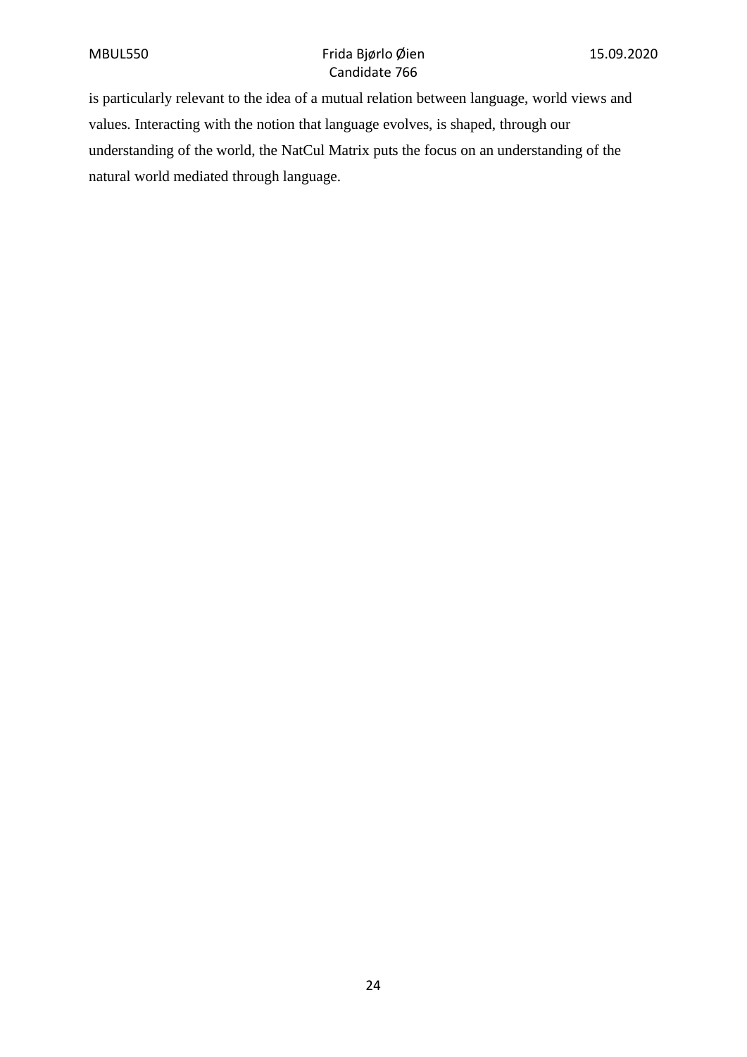is particularly relevant to the idea of a mutual relation between language, world views and values. Interacting with the notion that language evolves, is shaped, through our understanding of the world, the NatCul Matrix puts the focus on an understanding of the natural world mediated through language.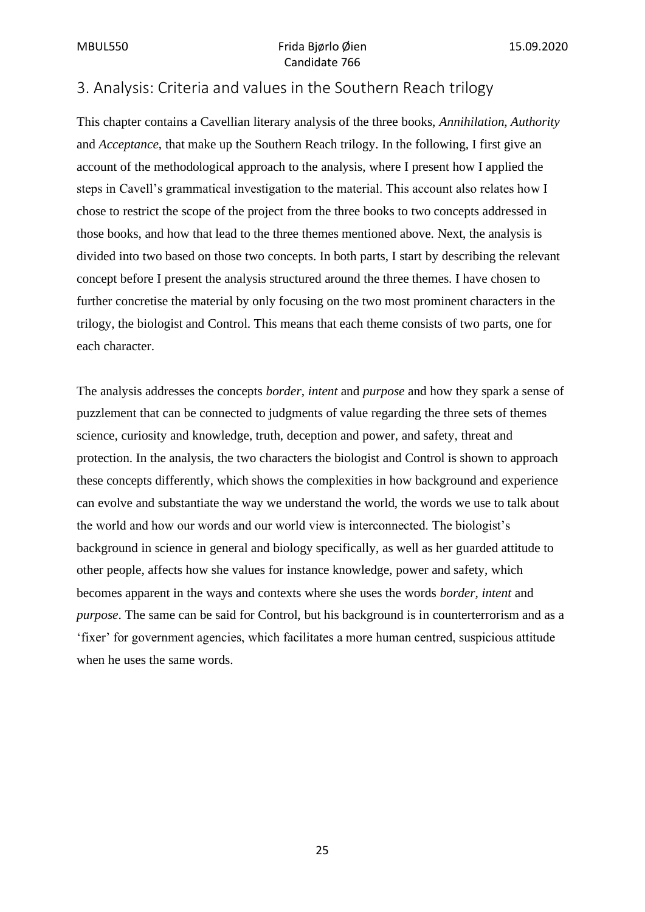## 3. Analysis: Criteria and values in the Southern Reach trilogy

This chapter contains a Cavellian literary analysis of the three books, *Annihilation*, *Authority* and *Acceptance*, that make up the Southern Reach trilogy. In the following, I first give an account of the methodological approach to the analysis, where I present how I applied the steps in Cavell's grammatical investigation to the material. This account also relates how I chose to restrict the scope of the project from the three books to two concepts addressed in those books, and how that lead to the three themes mentioned above. Next, the analysis is divided into two based on those two concepts. In both parts, I start by describing the relevant concept before I present the analysis structured around the three themes. I have chosen to further concretise the material by only focusing on the two most prominent characters in the trilogy, the biologist and Control. This means that each theme consists of two parts, one for each character.

The analysis addresses the concepts *border*, *intent* and *purpose* and how they spark a sense of puzzlement that can be connected to judgments of value regarding the three sets of themes science, curiosity and knowledge, truth, deception and power, and safety, threat and protection. In the analysis, the two characters the biologist and Control is shown to approach these concepts differently, which shows the complexities in how background and experience can evolve and substantiate the way we understand the world, the words we use to talk about the world and how our words and our world view is interconnected. The biologist's background in science in general and biology specifically, as well as her guarded attitude to other people, affects how she values for instance knowledge, power and safety, which becomes apparent in the ways and contexts where she uses the words *border*, *intent* and *purpose*. The same can be said for Control, but his background is in counterterrorism and as a 'fixer' for government agencies, which facilitates a more human centred, suspicious attitude when he uses the same words.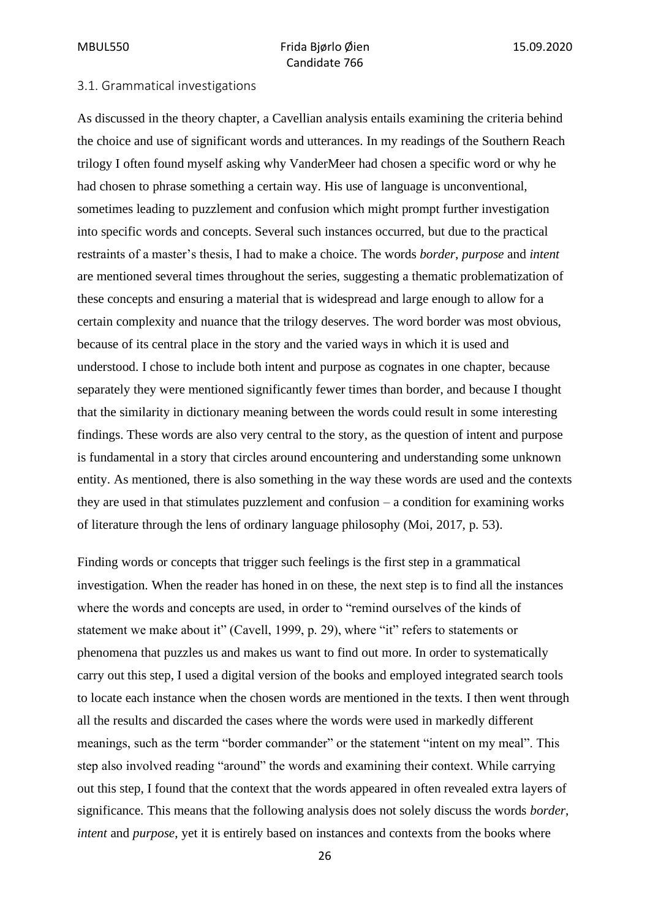### 3.1. Grammatical investigations

As discussed in the theory chapter, a Cavellian analysis entails examining the criteria behind the choice and use of significant words and utterances. In my readings of the Southern Reach trilogy I often found myself asking why VanderMeer had chosen a specific word or why he had chosen to phrase something a certain way. His use of language is unconventional, sometimes leading to puzzlement and confusion which might prompt further investigation into specific words and concepts. Several such instances occurred, but due to the practical restraints of a master's thesis, I had to make a choice. The words *border*, *purpose* and *intent* are mentioned several times throughout the series, suggesting a thematic problematization of these concepts and ensuring a material that is widespread and large enough to allow for a certain complexity and nuance that the trilogy deserves. The word border was most obvious, because of its central place in the story and the varied ways in which it is used and understood. I chose to include both intent and purpose as cognates in one chapter, because separately they were mentioned significantly fewer times than border, and because I thought that the similarity in dictionary meaning between the words could result in some interesting findings. These words are also very central to the story, as the question of intent and purpose is fundamental in a story that circles around encountering and understanding some unknown entity. As mentioned, there is also something in the way these words are used and the contexts they are used in that stimulates puzzlement and confusion – a condition for examining works of literature through the lens of ordinary language philosophy (Moi, 2017, p. 53).

Finding words or concepts that trigger such feelings is the first step in a grammatical investigation. When the reader has honed in on these, the next step is to find all the instances where the words and concepts are used, in order to "remind ourselves of the kinds of statement we make about it" (Cavell, 1999, p. 29), where "it" refers to statements or phenomena that puzzles us and makes us want to find out more. In order to systematically carry out this step, I used a digital version of the books and employed integrated search tools to locate each instance when the chosen words are mentioned in the texts. I then went through all the results and discarded the cases where the words were used in markedly different meanings, such as the term "border commander" or the statement "intent on my meal". This step also involved reading "around" the words and examining their context. While carrying out this step, I found that the context that the words appeared in often revealed extra layers of significance. This means that the following analysis does not solely discuss the words *border*, *intent* and *purpose*, yet it is entirely based on instances and contexts from the books where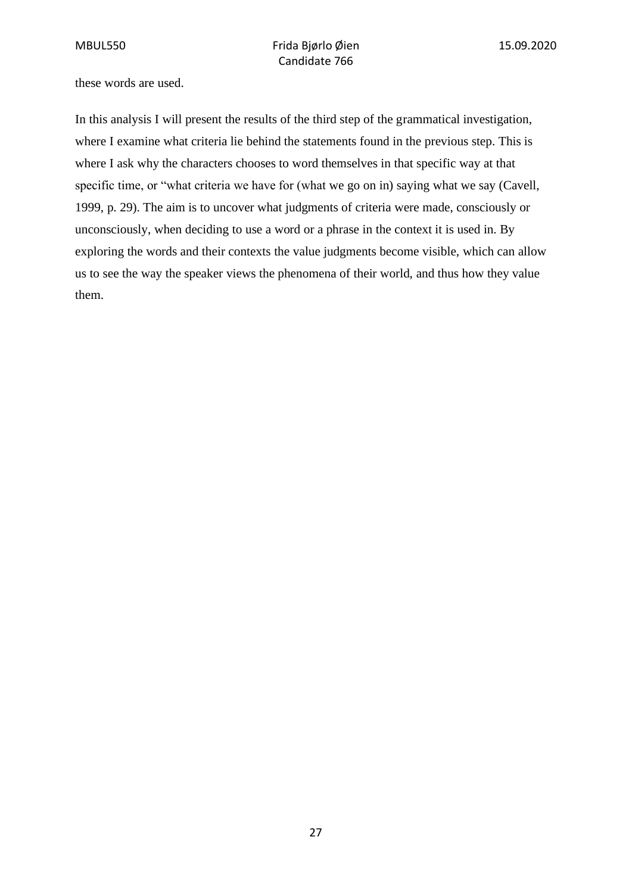these words are used.

In this analysis I will present the results of the third step of the grammatical investigation, where I examine what criteria lie behind the statements found in the previous step. This is where I ask why the characters chooses to word themselves in that specific way at that specific time, or "what criteria we have for (what we go on in) saying what we say (Cavell, 1999, p. 29). The aim is to uncover what judgments of criteria were made, consciously or unconsciously, when deciding to use a word or a phrase in the context it is used in. By exploring the words and their contexts the value judgments become visible, which can allow us to see the way the speaker views the phenomena of their world, and thus how they value them.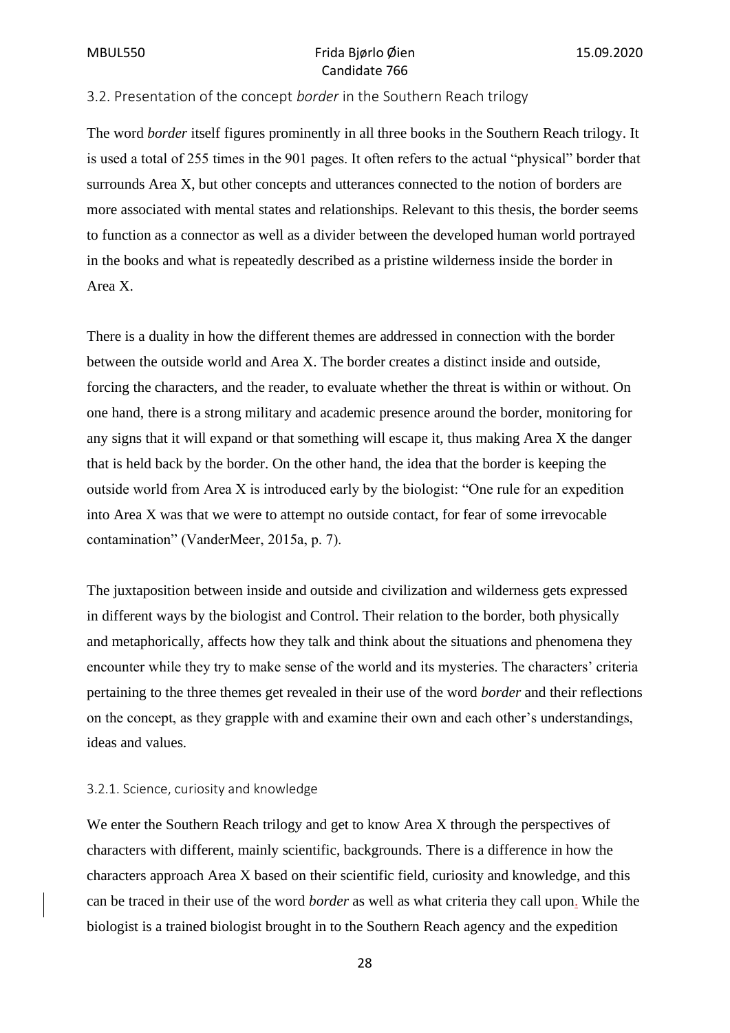### 3.2. Presentation of the concept *border* in the Southern Reach trilogy

The word *border* itself figures prominently in all three books in the Southern Reach trilogy. It is used a total of 255 times in the 901 pages. It often refers to the actual "physical" border that surrounds Area X, but other concepts and utterances connected to the notion of borders are more associated with mental states and relationships. Relevant to this thesis, the border seems to function as a connector as well as a divider between the developed human world portrayed in the books and what is repeatedly described as a pristine wilderness inside the border in Area X.

There is a duality in how the different themes are addressed in connection with the border between the outside world and Area X. The border creates a distinct inside and outside, forcing the characters, and the reader, to evaluate whether the threat is within or without. On one hand, there is a strong military and academic presence around the border, monitoring for any signs that it will expand or that something will escape it, thus making Area X the danger that is held back by the border. On the other hand, the idea that the border is keeping the outside world from Area X is introduced early by the biologist: "One rule for an expedition into Area X was that we were to attempt no outside contact, for fear of some irrevocable contamination" (VanderMeer, 2015a, p. 7).

The juxtaposition between inside and outside and civilization and wilderness gets expressed in different ways by the biologist and Control. Their relation to the border, both physically and metaphorically, affects how they talk and think about the situations and phenomena they encounter while they try to make sense of the world and its mysteries. The characters' criteria pertaining to the three themes get revealed in their use of the word *border* and their reflections on the concept, as they grapple with and examine their own and each other's understandings, ideas and values.

#### 3.2.1. Science, curiosity and knowledge

We enter the Southern Reach trilogy and get to know Area X through the perspectives of characters with different, mainly scientific, backgrounds. There is a difference in how the characters approach Area X based on their scientific field, curiosity and knowledge, and this can be traced in their use of the word *border* as well as what criteria they call upon. While the biologist is a trained biologist brought in to the Southern Reach agency and the expedition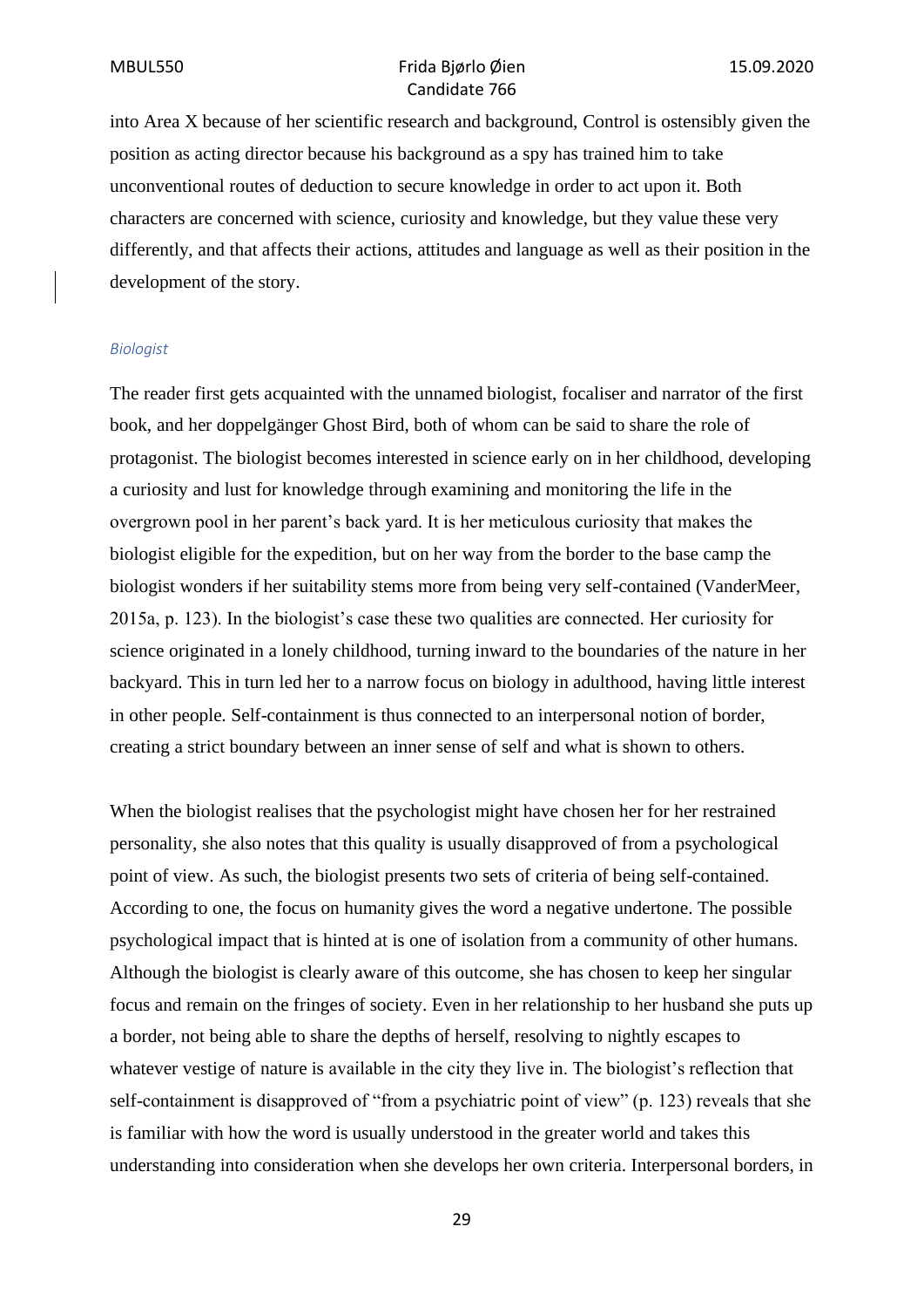into Area X because of her scientific research and background, Control is ostensibly given the position as acting director because his background as a spy has trained him to take unconventional routes of deduction to secure knowledge in order to act upon it. Both characters are concerned with science, curiosity and knowledge, but they value these very differently, and that affects their actions, attitudes and language as well as their position in the development of the story.

### *Biologist*

The reader first gets acquainted with the unnamed biologist, focaliser and narrator of the first book, and her doppelgänger Ghost Bird, both of whom can be said to share the role of protagonist. The biologist becomes interested in science early on in her childhood, developing a curiosity and lust for knowledge through examining and monitoring the life in the overgrown pool in her parent's back yard. It is her meticulous curiosity that makes the biologist eligible for the expedition, but on her way from the border to the base camp the biologist wonders if her suitability stems more from being very self-contained (VanderMeer, 2015a, p. 123). In the biologist's case these two qualities are connected. Her curiosity for science originated in a lonely childhood, turning inward to the boundaries of the nature in her backyard. This in turn led her to a narrow focus on biology in adulthood, having little interest in other people. Self-containment is thus connected to an interpersonal notion of border, creating a strict boundary between an inner sense of self and what is shown to others.

When the biologist realises that the psychologist might have chosen her for her restrained personality, she also notes that this quality is usually disapproved of from a psychological point of view. As such, the biologist presents two sets of criteria of being self-contained. According to one, the focus on humanity gives the word a negative undertone. The possible psychological impact that is hinted at is one of isolation from a community of other humans. Although the biologist is clearly aware of this outcome, she has chosen to keep her singular focus and remain on the fringes of society. Even in her relationship to her husband she puts up a border, not being able to share the depths of herself, resolving to nightly escapes to whatever vestige of nature is available in the city they live in. The biologist's reflection that self-containment is disapproved of "from a psychiatric point of view" (p. 123) reveals that she is familiar with how the word is usually understood in the greater world and takes this understanding into consideration when she develops her own criteria. Interpersonal borders, in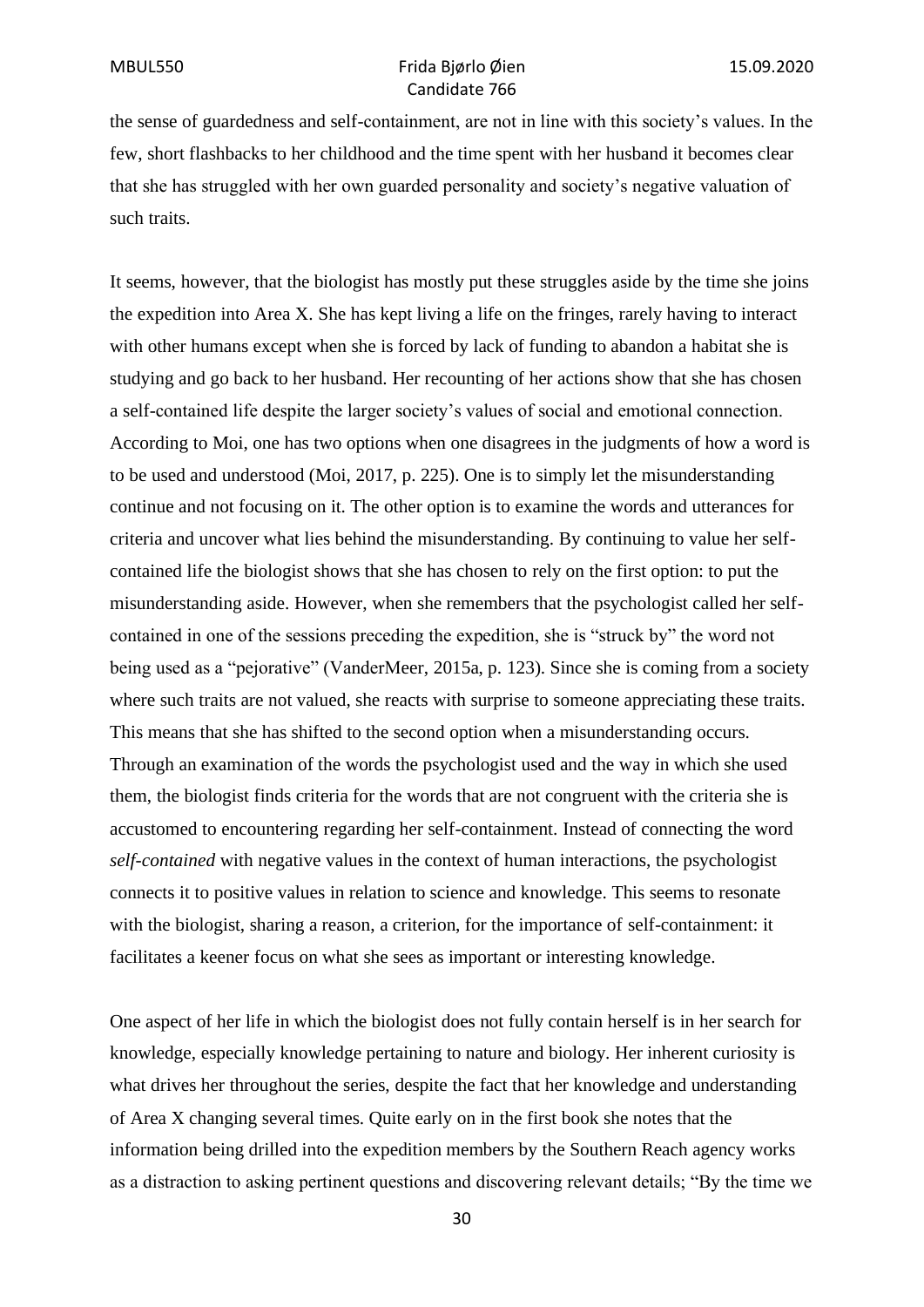the sense of guardedness and self-containment, are not in line with this society's values. In the few, short flashbacks to her childhood and the time spent with her husband it becomes clear that she has struggled with her own guarded personality and society's negative valuation of such traits.

It seems, however, that the biologist has mostly put these struggles aside by the time she joins the expedition into Area X. She has kept living a life on the fringes, rarely having to interact with other humans except when she is forced by lack of funding to abandon a habitat she is studying and go back to her husband. Her recounting of her actions show that she has chosen a self-contained life despite the larger society's values of social and emotional connection. According to Moi, one has two options when one disagrees in the judgments of how a word is to be used and understood (Moi, 2017, p. 225). One is to simply let the misunderstanding continue and not focusing on it. The other option is to examine the words and utterances for criteria and uncover what lies behind the misunderstanding. By continuing to value her self-contained life the biologist shows that she has chosen to rely on the first option: to put the misunderstanding aside. However, when she remembers that the psychologist called her self-contained in one of the sessions preceding the expedition, she is "struck by" the word not being used as a "pejorative" (VanderMeer, 2015a, p. 123). Since she is coming from a society where such traits are not valued, she reacts with surprise to someone appreciating these traits. This means that she has shifted to the second option when a misunderstanding occurs. Through an examination of the words the psychologist used and the way in which she used them, the biologist finds criteria for the words that are not congruent with the criteria she is accustomed to encountering regarding her self-containment. Instead of connecting the word *self-contained* with negative values in the context of human interactions, the psychologist connects it to positive values in relation to science and knowledge. This seems to resonate with the biologist, sharing a reason, a criterion, for the importance of self-containment: it facilitates a keener focus on what she sees as important or interesting knowledge.

One aspect of her life in which the biologist does not fully contain herself is in her search for knowledge, especially knowledge pertaining to nature and biology. Her inherent curiosity is what drives her throughout the series, despite the fact that her knowledge and understanding of Area X changing several times. Quite early on in the first book she notes that the information being drilled into the expedition members by the Southern Reach agency works as a distraction to asking pertinent questions and discovering relevant details; "By the time we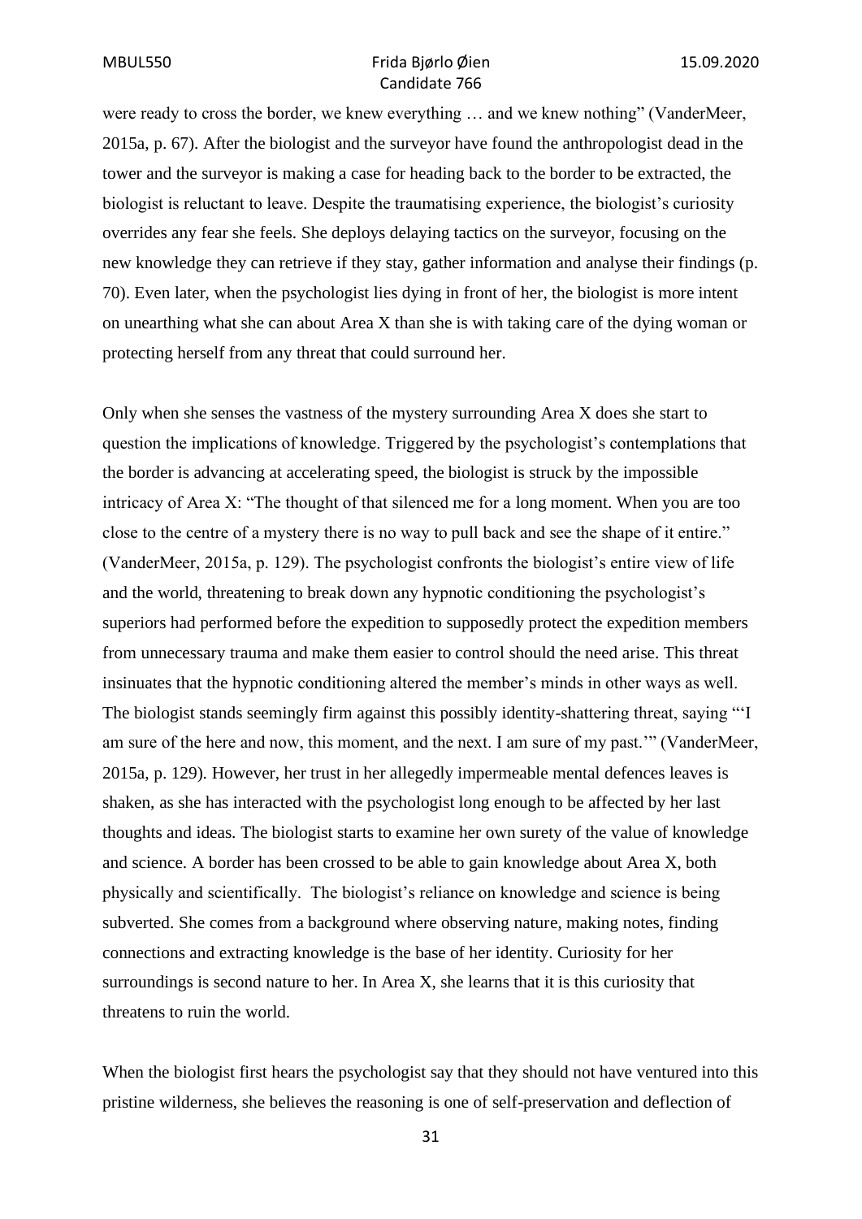were ready to cross the border, we knew everything … and we knew nothing" (VanderMeer, 2015a, p. 67). After the biologist and the surveyor have found the anthropologist dead in the tower and the surveyor is making a case for heading back to the border to be extracted, the biologist is reluctant to leave. Despite the traumatising experience, the biologist's curiosity overrides any fear she feels. She deploys delaying tactics on the surveyor, focusing on the new knowledge they can retrieve if they stay, gather information and analyse their findings (p. 70). Even later, when the psychologist lies dying in front of her, the biologist is more intent on unearthing what she can about Area X than she is with taking care of the dying woman or protecting herself from any threat that could surround her.

Only when she senses the vastness of the mystery surrounding Area X does she start to question the implications of knowledge. Triggered by the psychologist's contemplations that the border is advancing at accelerating speed, the biologist is struck by the impossible intricacy of Area X: "The thought of that silenced me for a long moment. When you are too close to the centre of a mystery there is no way to pull back and see the shape of it entire." (VanderMeer, 2015a, p. 129). The psychologist confronts the biologist's entire view of life and the world, threatening to break down any hypnotic conditioning the psychologist's superiors had performed before the expedition to supposedly protect the expedition members from unnecessary trauma and make them easier to control should the need arise. This threat insinuates that the hypnotic conditioning altered the member's minds in other ways as well. The biologist stands seemingly firm against this possibly identity-shattering threat, saying "'I am sure of the here and now, this moment, and the next. I am sure of my past.'" (VanderMeer, 2015a, p. 129). However, her trust in her allegedly impermeable mental defences leaves is shaken, as she has interacted with the psychologist long enough to be affected by her last thoughts and ideas. The biologist starts to examine her own surety of the value of knowledge and science. A border has been crossed to be able to gain knowledge about Area X, both physically and scientifically. The biologist's reliance on knowledge and science is being subverted. She comes from a background where observing nature, making notes, finding connections and extracting knowledge is the base of her identity. Curiosity for her surroundings is second nature to her. In Area X, she learns that it is this curiosity that threatens to ruin the world.

When the biologist first hears the psychologist say that they should not have ventured into this pristine wilderness, she believes the reasoning is one of self-preservation and deflection of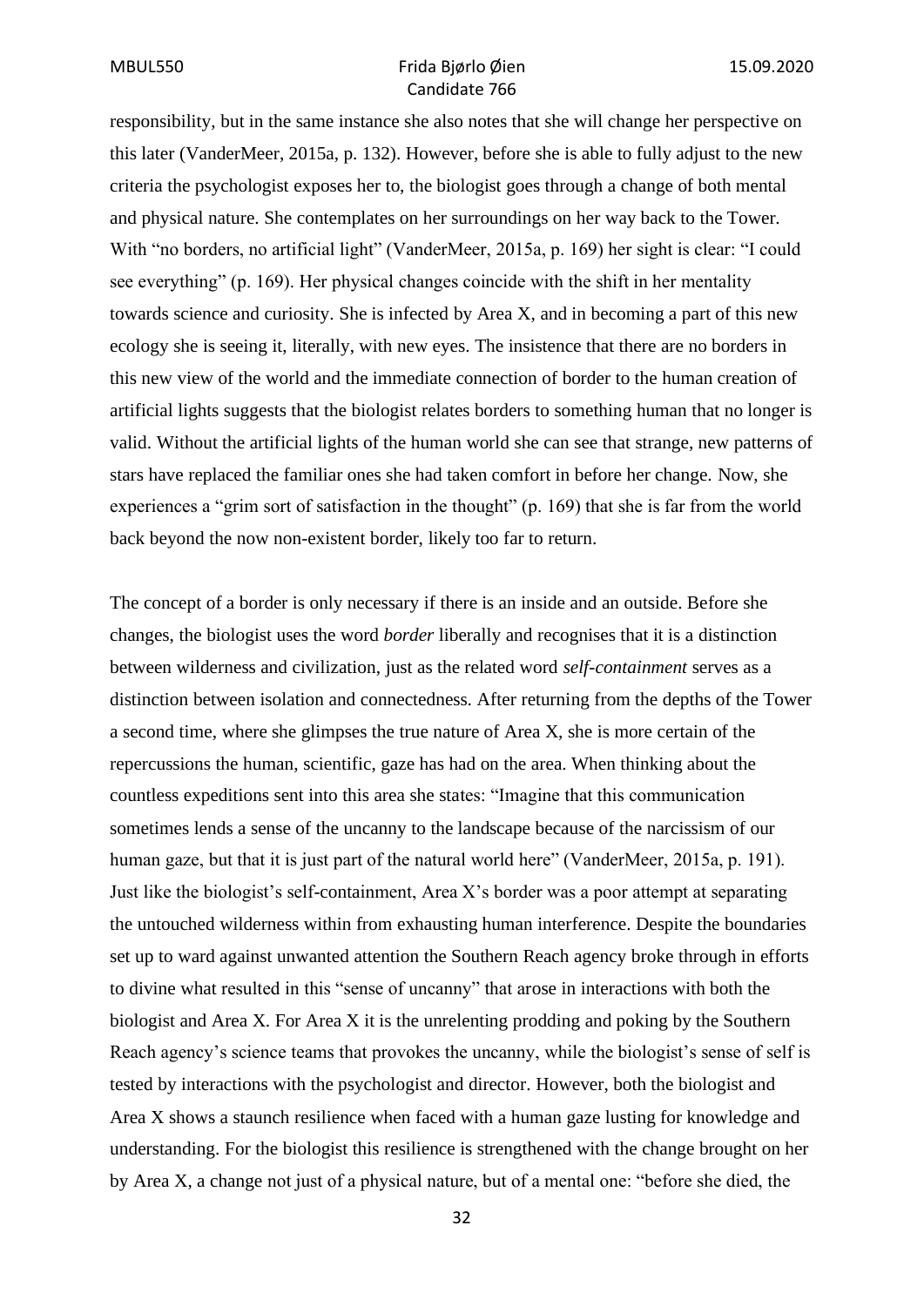responsibility, but in the same instance she also notes that she will change her perspective on this later (VanderMeer, 2015a, p. 132). However, before she is able to fully adjust to the new criteria the psychologist exposes her to, the biologist goes through a change of both mental and physical nature. She contemplates on her surroundings on her way back to the Tower. With "no borders, no artificial light" (VanderMeer, 2015a, p. 169) her sight is clear: "I could see everything" (p. 169). Her physical changes coincide with the shift in her mentality towards science and curiosity. She is infected by Area X, and in becoming a part of this new ecology she is seeing it, literally, with new eyes. The insistence that there are no borders in this new view of the world and the immediate connection of border to the human creation of artificial lights suggests that the biologist relates borders to something human that no longer is valid. Without the artificial lights of the human world she can see that strange, new patterns of stars have replaced the familiar ones she had taken comfort in before her change. Now, she experiences a "grim sort of satisfaction in the thought" (p. 169) that she is far from the world back beyond the now non-existent border, likely too far to return.

The concept of a border is only necessary if there is an inside and an outside. Before she changes, the biologist uses the word *border* liberally and recognises that it is a distinction between wilderness and civilization, just as the related word *self-containment* serves as a distinction between isolation and connectedness. After returning from the depths of the Tower a second time, where she glimpses the true nature of Area X, she is more certain of the repercussions the human, scientific, gaze has had on the area. When thinking about the countless expeditions sent into this area she states: "Imagine that this communication sometimes lends a sense of the uncanny to the landscape because of the narcissism of our human gaze, but that it is just part of the natural world here" (VanderMeer, 2015a, p. 191). Just like the biologist's self-containment, Area X's border was a poor attempt at separating the untouched wilderness within from exhausting human interference. Despite the boundaries set up to ward against unwanted attention the Southern Reach agency broke through in efforts to divine what resulted in this "sense of uncanny" that arose in interactions with both the biologist and Area X. For Area X it is the unrelenting prodding and poking by the Southern Reach agency's science teams that provokes the uncanny, while the biologist's sense of self is tested by interactions with the psychologist and director. However, both the biologist and Area X shows a staunch resilience when faced with a human gaze lusting for knowledge and understanding. For the biologist this resilience is strengthened with the change brought on her by Area X, a change not just of a physical nature, but of a mental one: "before she died, the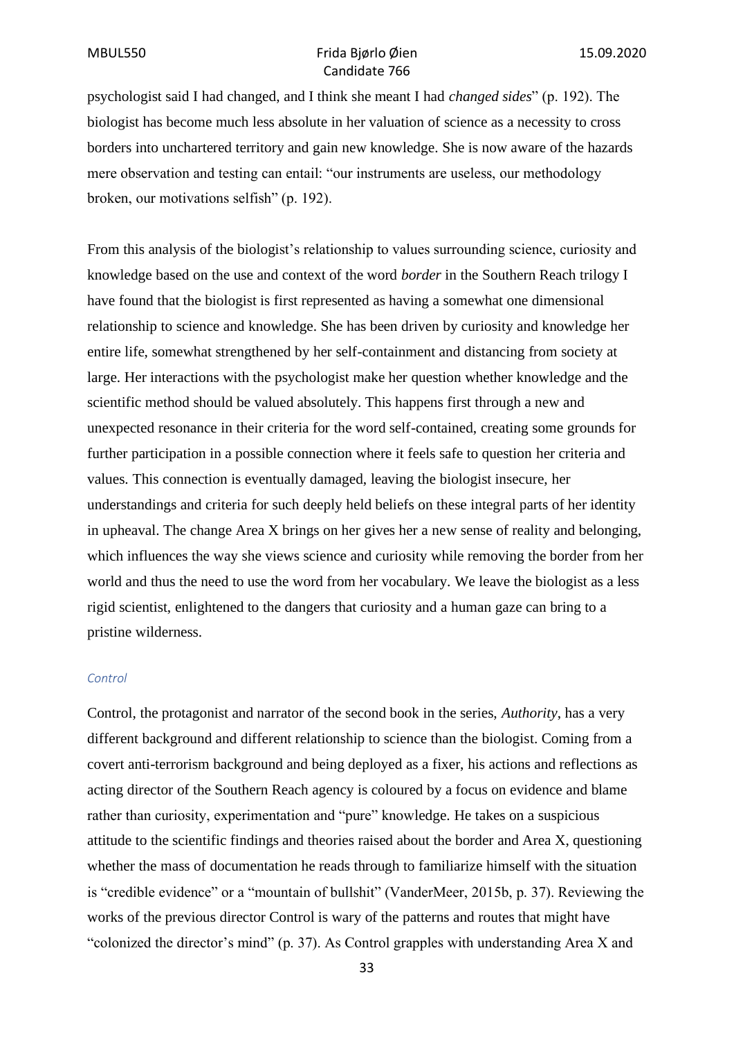psychologist said I had changed, and I think she meant I had *changed sides*" (p. 192). The biologist has become much less absolute in her valuation of science as a necessity to cross borders into unchartered territory and gain new knowledge. She is now aware of the hazards mere observation and testing can entail: "our instruments are useless, our methodology broken, our motivations selfish" (p. 192).

From this analysis of the biologist's relationship to values surrounding science, curiosity and knowledge based on the use and context of the word *border* in the Southern Reach trilogy I have found that the biologist is first represented as having a somewhat one dimensional relationship to science and knowledge. She has been driven by curiosity and knowledge her entire life, somewhat strengthened by her self-containment and distancing from society at large. Her interactions with the psychologist make her question whether knowledge and the scientific method should be valued absolutely. This happens first through a new and unexpected resonance in their criteria for the word self-contained, creating some grounds for further participation in a possible connection where it feels safe to question her criteria and values. This connection is eventually damaged, leaving the biologist insecure, her understandings and criteria for such deeply held beliefs on these integral parts of her identity in upheaval. The change Area X brings on her gives her a new sense of reality and belonging, which influences the way she views science and curiosity while removing the border from her world and thus the need to use the word from her vocabulary. We leave the biologist as a less rigid scientist, enlightened to the dangers that curiosity and a human gaze can bring to a pristine wilderness.

### *Control*

Control, the protagonist and narrator of the second book in the series, *Authority*, has a very different background and different relationship to science than the biologist. Coming from a covert anti-terrorism background and being deployed as a fixer, his actions and reflections as acting director of the Southern Reach agency is coloured by a focus on evidence and blame rather than curiosity, experimentation and "pure" knowledge. He takes on a suspicious attitude to the scientific findings and theories raised about the border and Area X, questioning whether the mass of documentation he reads through to familiarize himself with the situation is "credible evidence" or a "mountain of bullshit" (VanderMeer, 2015b, p. 37). Reviewing the works of the previous director Control is wary of the patterns and routes that might have "colonized the director's mind" (p. 37). As Control grapples with understanding Area X and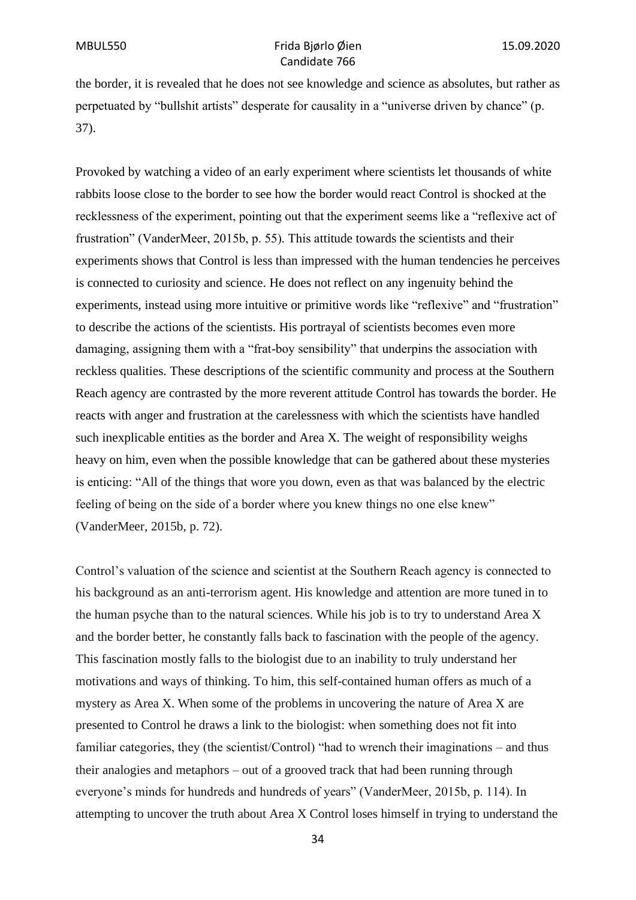the border, it is revealed that he does not see knowledge and science as absolutes, but rather as perpetuated by "bullshit artists" desperate for causality in a "universe driven by chance" (p. 37).

Provoked by watching a video of an early experiment where scientists let thousands of white rabbits loose close to the border to see how the border would react Control is shocked at the recklessness of the experiment, pointing out that the experiment seems like a "reflexive act of frustration" (VanderMeer, 2015b, p. 55). This attitude towards the scientists and their experiments shows that Control is less than impressed with the human tendencies he perceives is connected to curiosity and science. He does not reflect on any ingenuity behind the experiments, instead using more intuitive or primitive words like "reflexive" and "frustration" to describe the actions of the scientists. His portrayal of scientists becomes even more damaging, assigning them with a "frat-boy sensibility" that underpins the association with reckless qualities. These descriptions of the scientific community and process at the Southern Reach agency are contrasted by the more reverent attitude Control has towards the border. He reacts with anger and frustration at the carelessness with which the scientists have handled such inexplicable entities as the border and Area X. The weight of responsibility weighs heavy on him, even when the possible knowledge that can be gathered about these mysteries is enticing: "All of the things that wore you down, even as that was balanced by the electric feeling of being on the side of a border where you knew things no one else knew" (VanderMeer, 2015b, p. 72).

Control's valuation of the science and scientist at the Southern Reach agency is connected to his background as an anti-terrorism agent. His knowledge and attention are more tuned in to the human psyche than to the natural sciences. While his job is to try to understand Area X and the border better, he constantly falls back to fascination with the people of the agency. This fascination mostly falls to the biologist due to an inability to truly understand her motivations and ways of thinking. To him, this self-contained human offers as much of a mystery as Area X. When some of the problems in uncovering the nature of Area X are presented to Control he draws a link to the biologist: when something does not fit into familiar categories, they (the scientist/Control) "had to wrench their imaginations – and thus their analogies and metaphors – out of a grooved track that had been running through everyone's minds for hundreds and hundreds of years" (VanderMeer, 2015b, p. 114). In attempting to uncover the truth about Area X Control loses himself in trying to understand the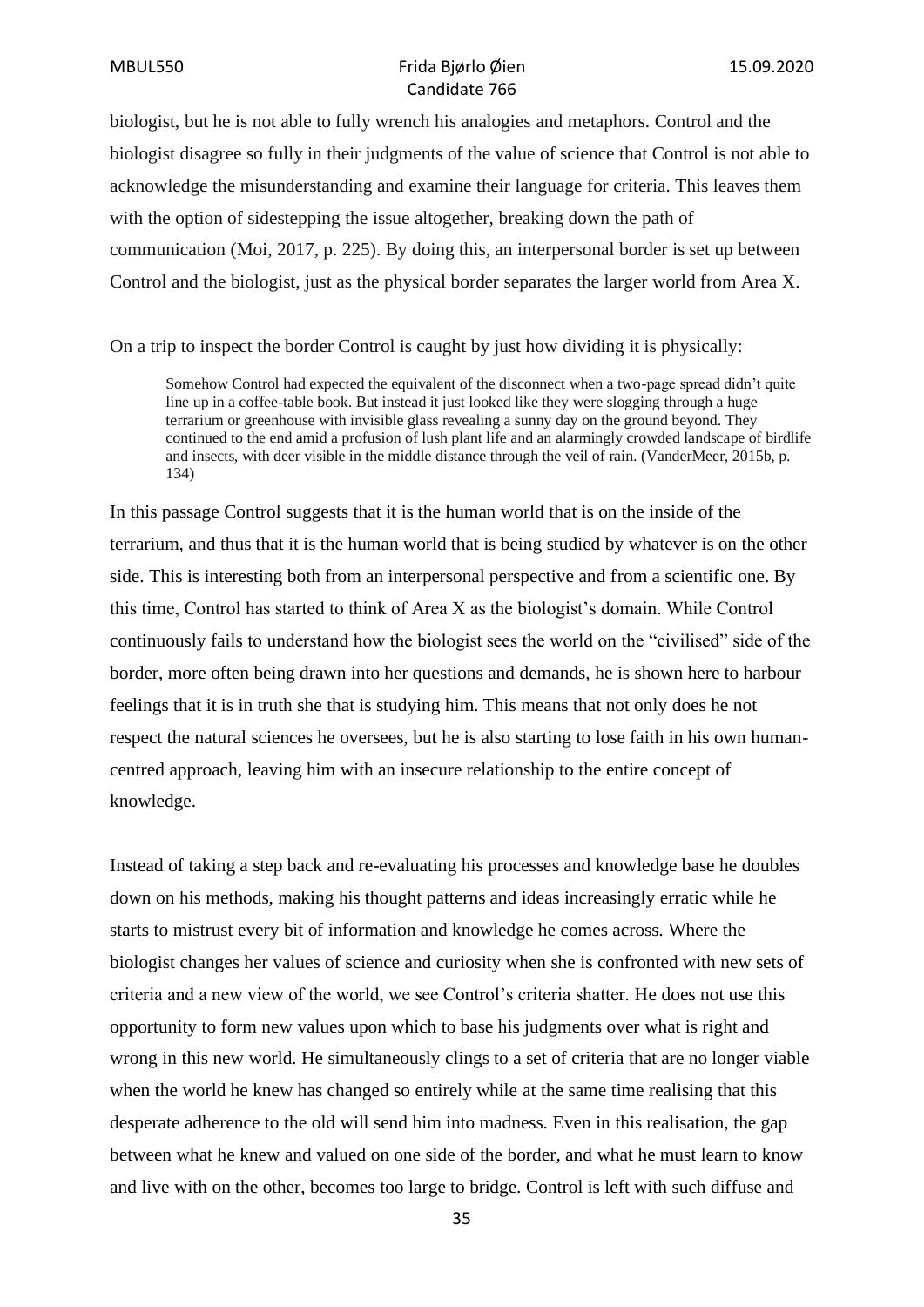biologist, but he is not able to fully wrench his analogies and metaphors. Control and the biologist disagree so fully in their judgments of the value of science that Control is not able to acknowledge the misunderstanding and examine their language for criteria. This leaves them with the option of sidestepping the issue altogether, breaking down the path of communication (Moi, 2017, p. 225). By doing this, an interpersonal border is set up between Control and the biologist, just as the physical border separates the larger world from Area X.

On a trip to inspect the border Control is caught by just how dividing it is physically:

> Somehow Control had expected the equivalent of the disconnect when a two-page spread didn't quite line up in a coffee-table book. But instead it just looked like they were slogging through a huge terrarium or greenhouse with invisible glass revealing a sunny day on the ground beyond. They continued to the end amid a profusion of lush plant life and an alarmingly crowded landscape of birdlife and insects, with deer visible in the middle distance through the veil of rain. (VanderMeer, 2015b, p. 134)

In this passage Control suggests that it is the human world that is on the inside of the terrarium, and thus that it is the human world that is being studied by whatever is on the other side. This is interesting both from an interpersonal perspective and from a scientific one. By this time, Control has started to think of Area X as the biologist's domain. While Control continuously fails to understand how the biologist sees the world on the "civilised" side of the border, more often being drawn into her questions and demands, he is shown here to harbour feelings that it is in truth she that is studying him. This means that not only does he not respect the natural sciences he oversees, but he is also starting to lose faith in his own human-centred approach, leaving him with an insecure relationship to the entire concept of knowledge.

Instead of taking a step back and re-evaluating his processes and knowledge base he doubles down on his methods, making his thought patterns and ideas increasingly erratic while he starts to mistrust every bit of information and knowledge he comes across. Where the biologist changes her values of science and curiosity when she is confronted with new sets of criteria and a new view of the world, we see Control's criteria shatter. He does not use this opportunity to form new values upon which to base his judgments over what is right and wrong in this new world. He simultaneously clings to a set of criteria that are no longer viable when the world he knew has changed so entirely while at the same time realising that this desperate adherence to the old will send him into madness. Even in this realisation, the gap between what he knew and valued on one side of the border, and what he must learn to know and live with on the other, becomes too large to bridge. Control is left with such diffuse and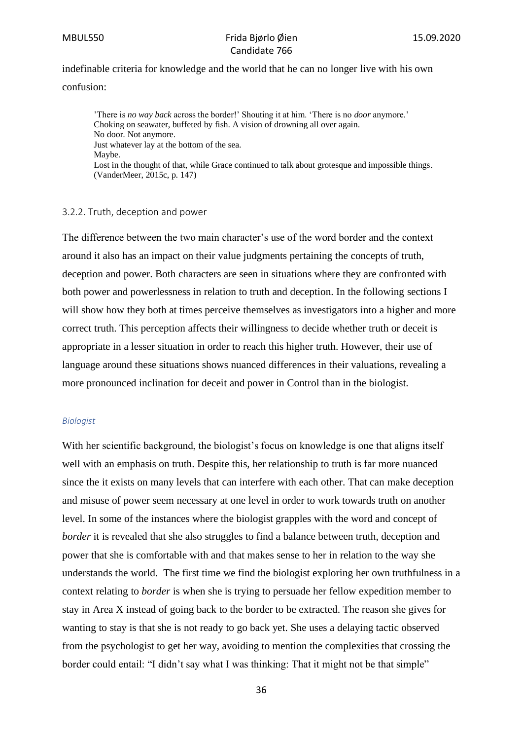indefinable criteria for knowledge and the world that he can no longer live with his own confusion:

> 'There is *no way back* across the border!' Shouting it at him. 'There is no *door* anymore.'
> Choking on seawater, buffeted by fish. A vision of drowning all over again.
> No door. Not anymore.
> Just whatever lay at the bottom of the sea.
> Maybe.
> Lost in the thought of that, while Grace continued to talk about grotesque and impossible things.
> (VanderMeer, 2015c, p. 147)

### 3.2.2. Truth, deception and power

The difference between the two main character's use of the word border and the context around it also has an impact on their value judgments pertaining the concepts of truth, deception and power. Both characters are seen in situations where they are confronted with both power and powerlessness in relation to truth and deception. In the following sections I will show how they both at times perceive themselves as investigators into a higher and more correct truth. This perception affects their willingness to decide whether truth or deceit is appropriate in a lesser situation in order to reach this higher truth. However, their use of language around these situations shows nuanced differences in their valuations, revealing a more pronounced inclination for deceit and power in Control than in the biologist.

#### *Biologist*

With her scientific background, the biologist's focus on knowledge is one that aligns itself well with an emphasis on truth. Despite this, her relationship to truth is far more nuanced since the it exists on many levels that can interfere with each other. That can make deception and misuse of power seem necessary at one level in order to work towards truth on another level. In some of the instances where the biologist grapples with the word and concept of *border* it is revealed that she also struggles to find a balance between truth, deception and power that she is comfortable with and that makes sense to her in relation to the way she understands the world. The first time we find the biologist exploring her own truthfulness in a context relating to *border* is when she is trying to persuade her fellow expedition member to stay in Area X instead of going back to the border to be extracted. The reason she gives for wanting to stay is that she is not ready to go back yet. She uses a delaying tactic observed from the psychologist to get her way, avoiding to mention the complexities that crossing the border could entail: "I didn't say what I was thinking: That it might not be that simple"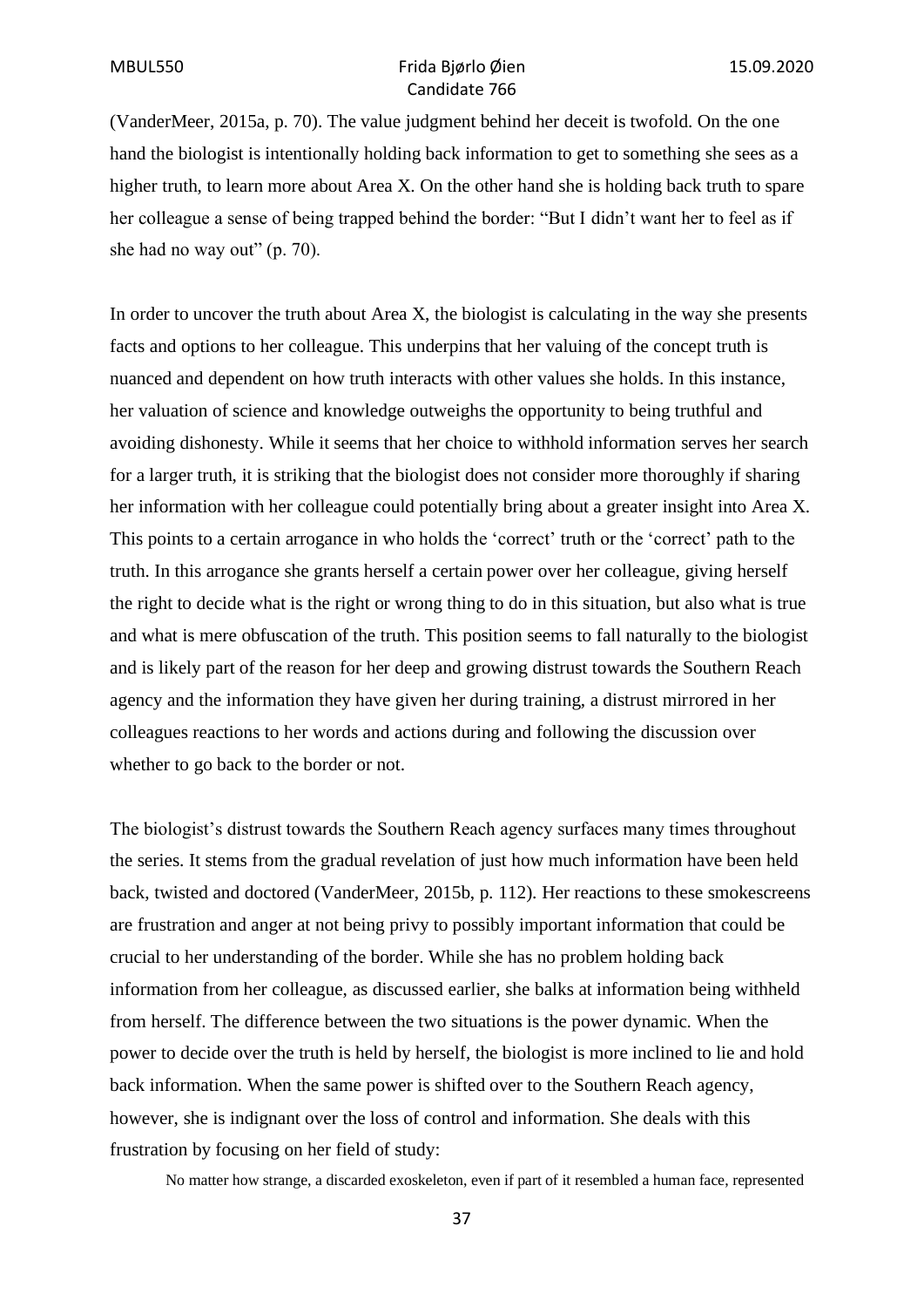(VanderMeer, 2015a, p. 70). The value judgment behind her deceit is twofold. On the one hand the biologist is intentionally holding back information to get to something she sees as a higher truth, to learn more about Area X. On the other hand she is holding back truth to spare her colleague a sense of being trapped behind the border: "But I didn't want her to feel as if she had no way out" (p. 70).

In order to uncover the truth about Area X, the biologist is calculating in the way she presents facts and options to her colleague. This underpins that her valuing of the concept truth is nuanced and dependent on how truth interacts with other values she holds. In this instance, her valuation of science and knowledge outweighs the opportunity to being truthful and avoiding dishonesty. While it seems that her choice to withhold information serves her search for a larger truth, it is striking that the biologist does not consider more thoroughly if sharing her information with her colleague could potentially bring about a greater insight into Area X. This points to a certain arrogance in who holds the 'correct' truth or the 'correct' path to the truth. In this arrogance she grants herself a certain power over her colleague, giving herself the right to decide what is the right or wrong thing to do in this situation, but also what is true and what is mere obfuscation of the truth. This position seems to fall naturally to the biologist and is likely part of the reason for her deep and growing distrust towards the Southern Reach agency and the information they have given her during training, a distrust mirrored in her colleagues reactions to her words and actions during and following the discussion over whether to go back to the border or not.

The biologist's distrust towards the Southern Reach agency surfaces many times throughout the series. It stems from the gradual revelation of just how much information have been held back, twisted and doctored (VanderMeer, 2015b, p. 112). Her reactions to these smokescreens are frustration and anger at not being privy to possibly important information that could be crucial to her understanding of the border. While she has no problem holding back information from her colleague, as discussed earlier, she balks at information being withheld from herself. The difference between the two situations is the power dynamic. When the power to decide over the truth is held by herself, the biologist is more inclined to lie and hold back information. When the same power is shifted over to the Southern Reach agency, however, she is indignant over the loss of control and information. She deals with this frustration by focusing on her field of study:

> No matter how strange, a discarded exoskeleton, even if part of it resembled a human face, represented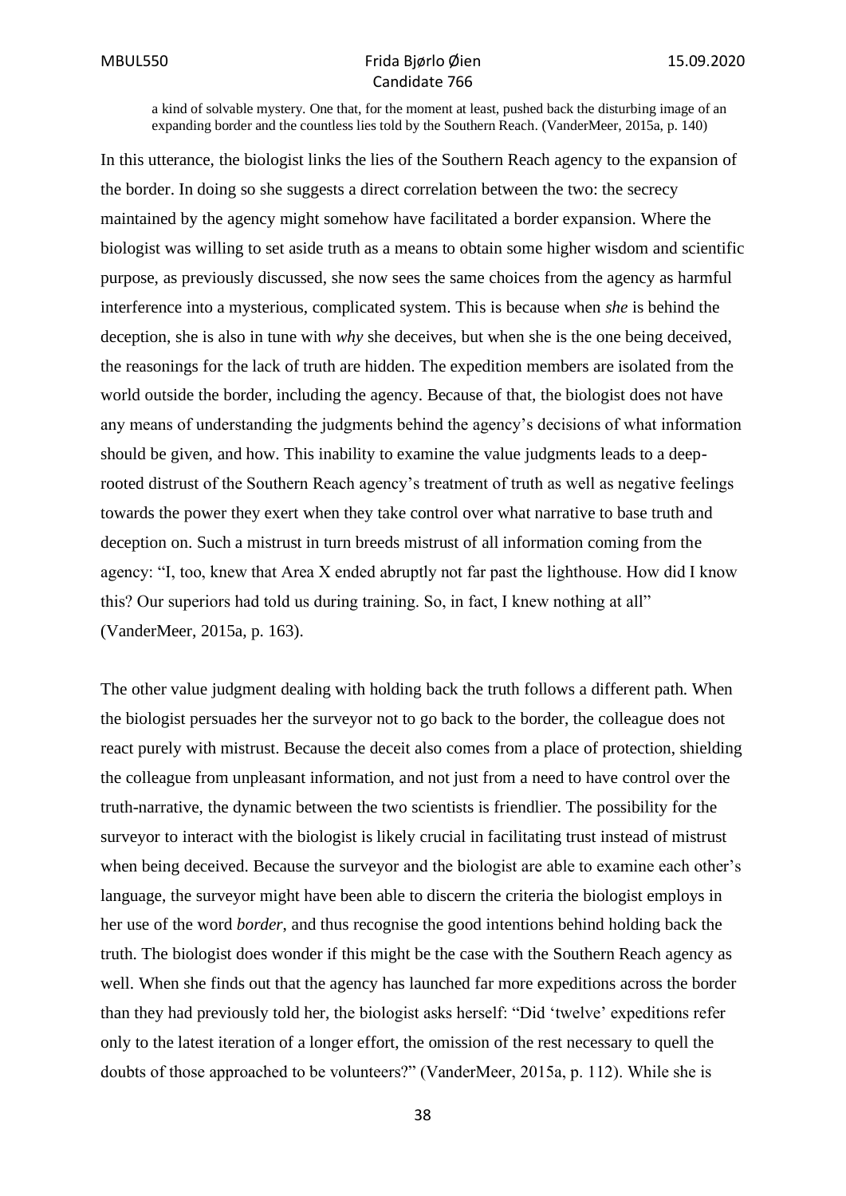> a kind of solvable mystery. One that, for the moment at least, pushed back the disturbing image of an expanding border and the countless lies told by the Southern Reach. (VanderMeer, 2015a, p. 140)

In this utterance, the biologist links the lies of the Southern Reach agency to the expansion of the border. In doing so she suggests a direct correlation between the two: the secrecy maintained by the agency might somehow have facilitated a border expansion. Where the biologist was willing to set aside truth as a means to obtain some higher wisdom and scientific purpose, as previously discussed, she now sees the same choices from the agency as harmful interference into a mysterious, complicated system. This is because when *she* is behind the deception, she is also in tune with *why* she deceives, but when she is the one being deceived, the reasonings for the lack of truth are hidden. The expedition members are isolated from the world outside the border, including the agency. Because of that, the biologist does not have any means of understanding the judgments behind the agency's decisions of what information should be given, and how. This inability to examine the value judgments leads to a deep-rooted distrust of the Southern Reach agency's treatment of truth as well as negative feelings towards the power they exert when they take control over what narrative to base truth and deception on. Such a mistrust in turn breeds mistrust of all information coming from the agency: "I, too, knew that Area X ended abruptly not far past the lighthouse. How did I know this? Our superiors had told us during training. So, in fact, I knew nothing at all" (VanderMeer, 2015a, p. 163).

The other value judgment dealing with holding back the truth follows a different path. When the biologist persuades her the surveyor not to go back to the border, the colleague does not react purely with mistrust. Because the deceit also comes from a place of protection, shielding the colleague from unpleasant information, and not just from a need to have control over the truth-narrative, the dynamic between the two scientists is friendlier. The possibility for the surveyor to interact with the biologist is likely crucial in facilitating trust instead of mistrust when being deceived. Because the surveyor and the biologist are able to examine each other's language, the surveyor might have been able to discern the criteria the biologist employs in her use of the word *border*, and thus recognise the good intentions behind holding back the truth. The biologist does wonder if this might be the case with the Southern Reach agency as well. When she finds out that the agency has launched far more expeditions across the border than they had previously told her, the biologist asks herself: "Did 'twelve' expeditions refer only to the latest iteration of a longer effort, the omission of the rest necessary to quell the doubts of those approached to be volunteers?" (VanderMeer, 2015a, p. 112). While she is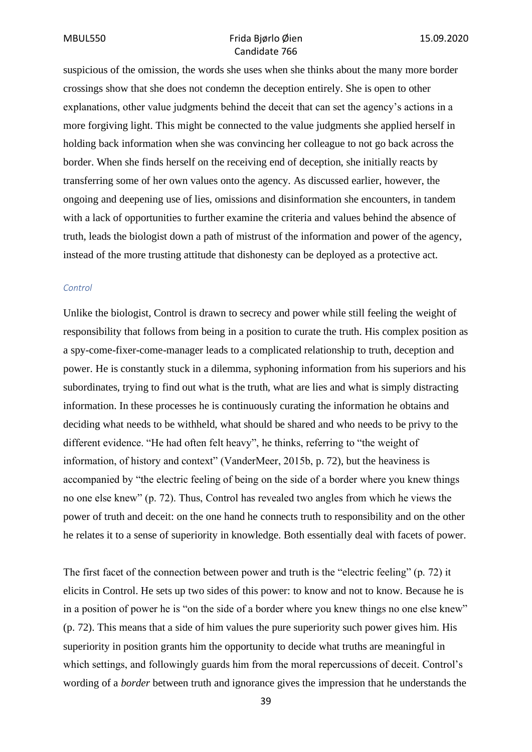suspicious of the omission, the words she uses when she thinks about the many more border crossings show that she does not condemn the deception entirely. She is open to other explanations, other value judgments behind the deceit that can set the agency's actions in a more forgiving light. This might be connected to the value judgments she applied herself in holding back information when she was convincing her colleague to not go back across the border. When she finds herself on the receiving end of deception, she initially reacts by transferring some of her own values onto the agency. As discussed earlier, however, the ongoing and deepening use of lies, omissions and disinformation she encounters, in tandem with a lack of opportunities to further examine the criteria and values behind the absence of truth, leads the biologist down a path of mistrust of the information and power of the agency, instead of the more trusting attitude that dishonesty can be deployed as a protective act.

### *Control*

Unlike the biologist, Control is drawn to secrecy and power while still feeling the weight of responsibility that follows from being in a position to curate the truth. His complex position as a spy-come-fixer-come-manager leads to a complicated relationship to truth, deception and power. He is constantly stuck in a dilemma, syphoning information from his superiors and his subordinates, trying to find out what is the truth, what are lies and what is simply distracting information. In these processes he is continuously curating the information he obtains and deciding what needs to be withheld, what should be shared and who needs to be privy to the different evidence. "He had often felt heavy", he thinks, referring to "the weight of information, of history and context" (VanderMeer, 2015b, p. 72), but the heaviness is accompanied by "the electric feeling of being on the side of a border where you knew things no one else knew" (p. 72). Thus, Control has revealed two angles from which he views the power of truth and deceit: on the one hand he connects truth to responsibility and on the other he relates it to a sense of superiority in knowledge. Both essentially deal with facets of power.

The first facet of the connection between power and truth is the "electric feeling" (p. 72) it elicits in Control. He sets up two sides of this power: to know and not to know. Because he is in a position of power he is "on the side of a border where you knew things no one else knew" (p. 72). This means that a side of him values the pure superiority such power gives him. His superiority in position grants him the opportunity to decide what truths are meaningful in which settings, and followingly guards him from the moral repercussions of deceit. Control's wording of a *border* between truth and ignorance gives the impression that he understands the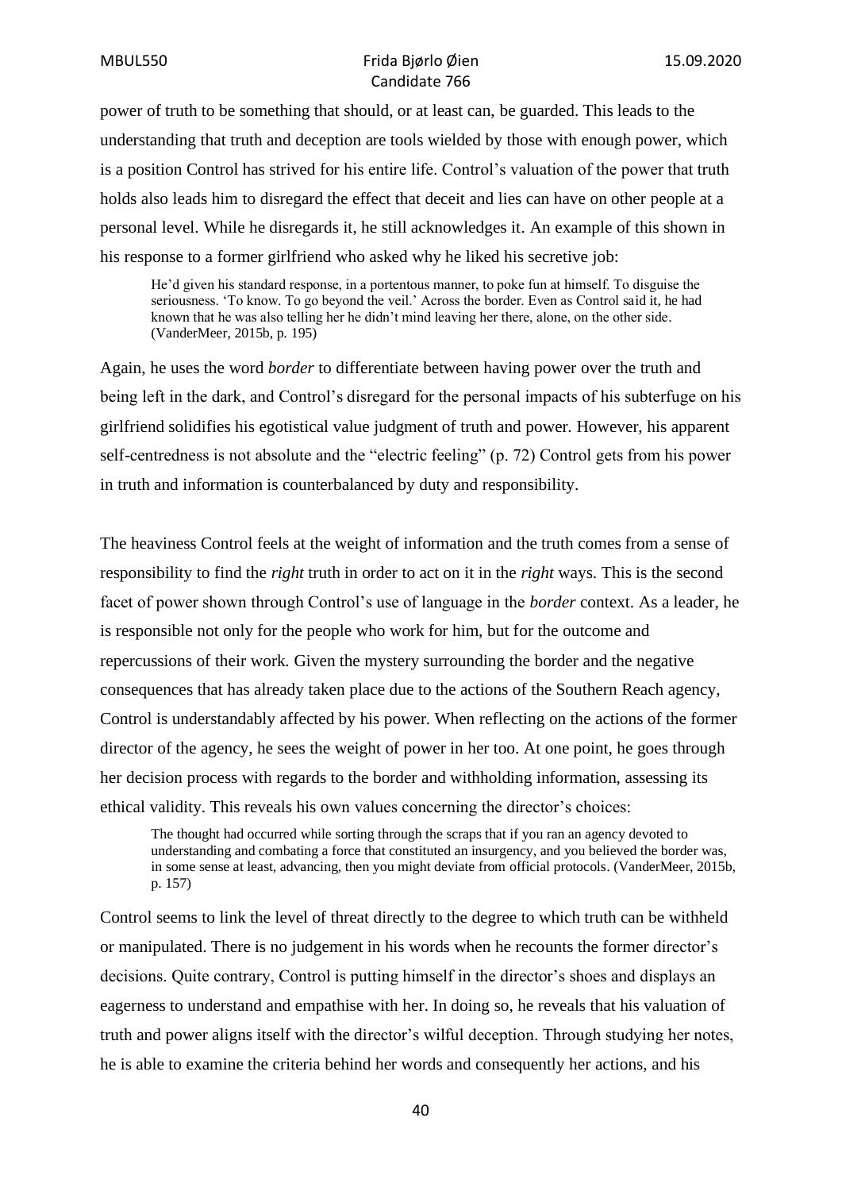power of truth to be something that should, or at least can, be guarded. This leads to the understanding that truth and deception are tools wielded by those with enough power, which is a position Control has strived for his entire life. Control's valuation of the power that truth holds also leads him to disregard the effect that deceit and lies can have on other people at a personal level. While he disregards it, he still acknowledges it. An example of this shown in his response to a former girlfriend who asked why he liked his secretive job:

> He'd given his standard response, in a portentous manner, to poke fun at himself. To disguise the seriousness. 'To know. To go beyond the veil.' Across the border. Even as Control said it, he had known that he was also telling her he didn't mind leaving her there, alone, on the other side. (VanderMeer, 2015b, p. 195)

Again, he uses the word *border* to differentiate between having power over the truth and being left in the dark, and Control's disregard for the personal impacts of his subterfuge on his girlfriend solidifies his egotistical value judgment of truth and power. However, his apparent self-centredness is not absolute and the "electric feeling" (p. 72) Control gets from his power in truth and information is counterbalanced by duty and responsibility.

The heaviness Control feels at the weight of information and the truth comes from a sense of responsibility to find the *right* truth in order to act on it in the *right* ways. This is the second facet of power shown through Control's use of language in the *border* context. As a leader, he is responsible not only for the people who work for him, but for the outcome and repercussions of their work. Given the mystery surrounding the border and the negative consequences that has already taken place due to the actions of the Southern Reach agency, Control is understandably affected by his power. When reflecting on the actions of the former director of the agency, he sees the weight of power in her too. At one point, he goes through her decision process with regards to the border and withholding information, assessing its ethical validity. This reveals his own values concerning the director's choices:

> The thought had occurred while sorting through the scraps that if you ran an agency devoted to understanding and combating a force that constituted an insurgency, and you believed the border was, in some sense at least, advancing, then you might deviate from official protocols. (VanderMeer, 2015b, p. 157)

Control seems to link the level of threat directly to the degree to which truth can be withheld or manipulated. There is no judgement in his words when he recounts the former director's decisions. Quite contrary, Control is putting himself in the director's shoes and displays an eagerness to understand and empathise with her. In doing so, he reveals that his valuation of truth and power aligns itself with the director's wilful deception. Through studying her notes, he is able to examine the criteria behind her words and consequently her actions, and his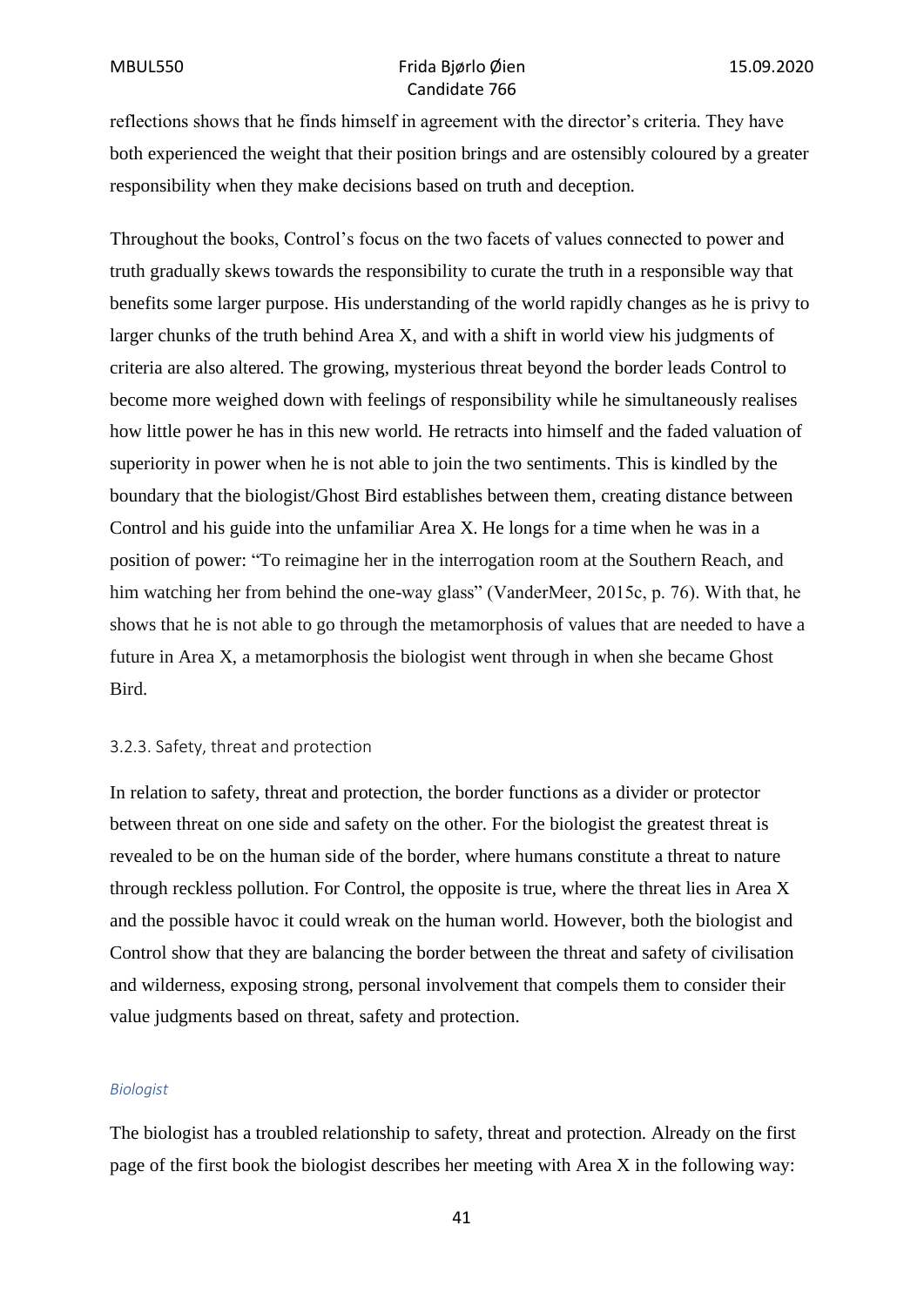reflections shows that he finds himself in agreement with the director's criteria. They have both experienced the weight that their position brings and are ostensibly coloured by a greater responsibility when they make decisions based on truth and deception.

Throughout the books, Control's focus on the two facets of values connected to power and truth gradually skews towards the responsibility to curate the truth in a responsible way that benefits some larger purpose. His understanding of the world rapidly changes as he is privy to larger chunks of the truth behind Area X, and with a shift in world view his judgments of criteria are also altered. The growing, mysterious threat beyond the border leads Control to become more weighed down with feelings of responsibility while he simultaneously realises how little power he has in this new world. He retracts into himself and the faded valuation of superiority in power when he is not able to join the two sentiments. This is kindled by the boundary that the biologist/Ghost Bird establishes between them, creating distance between Control and his guide into the unfamiliar Area X. He longs for a time when he was in a position of power: "To reimagine her in the interrogation room at the Southern Reach, and him watching her from behind the one-way glass" (VanderMeer, 2015c, p. 76). With that, he shows that he is not able to go through the metamorphosis of values that are needed to have a future in Area X, a metamorphosis the biologist went through in when she became Ghost Bird.

### 3.2.3. Safety, threat and protection

In relation to safety, threat and protection, the border functions as a divider or protector between threat on one side and safety on the other. For the biologist the greatest threat is revealed to be on the human side of the border, where humans constitute a threat to nature through reckless pollution. For Control, the opposite is true, where the threat lies in Area X and the possible havoc it could wreak on the human world. However, both the biologist and Control show that they are balancing the border between the threat and safety of civilisation and wilderness, exposing strong, personal involvement that compels them to consider their value judgments based on threat, safety and protection.

#### *Biologist*

The biologist has a troubled relationship to safety, threat and protection. Already on the first page of the first book the biologist describes her meeting with Area X in the following way: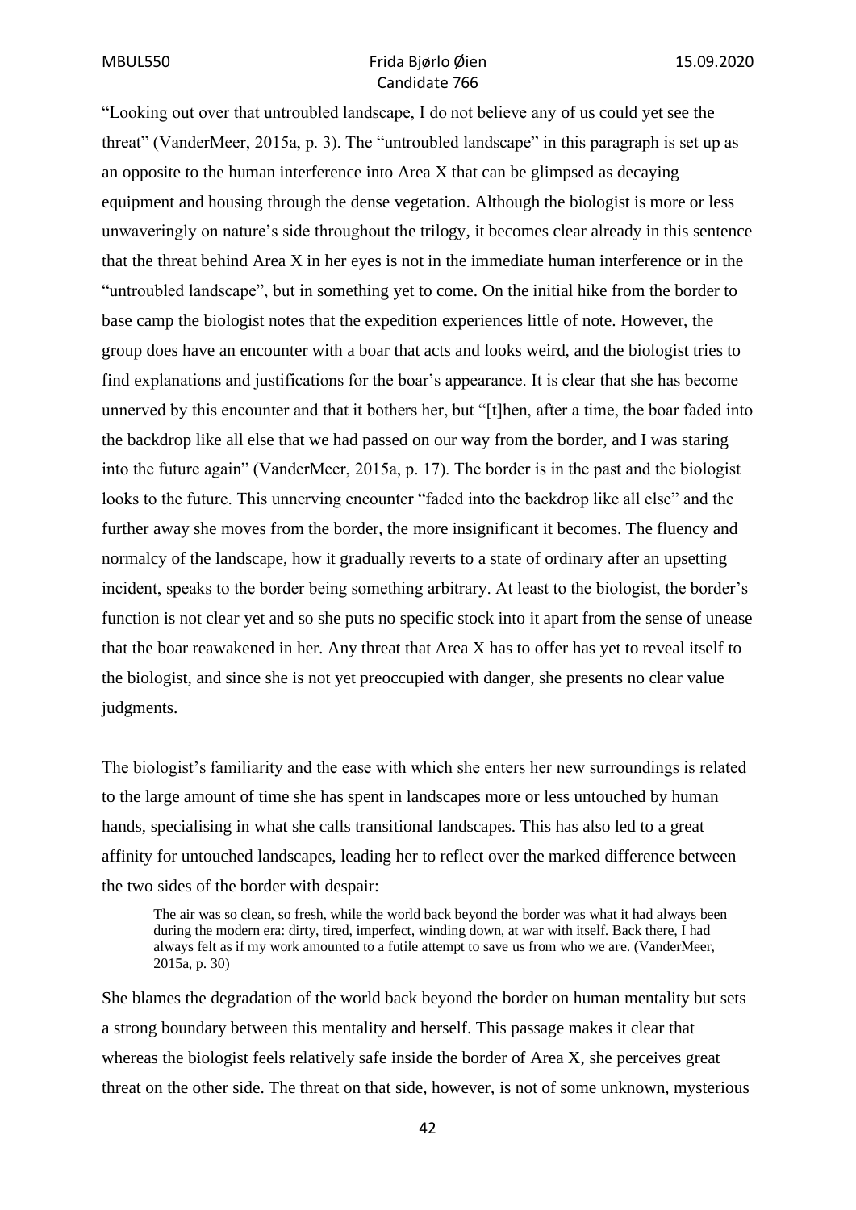"Looking out over that untroubled landscape, I do not believe any of us could yet see the threat" (VanderMeer, 2015a, p. 3). The "untroubled landscape" in this paragraph is set up as an opposite to the human interference into Area X that can be glimpsed as decaying equipment and housing through the dense vegetation. Although the biologist is more or less unwaveringly on nature's side throughout the trilogy, it becomes clear already in this sentence that the threat behind Area X in her eyes is not in the immediate human interference or in the "untroubled landscape", but in something yet to come. On the initial hike from the border to base camp the biologist notes that the expedition experiences little of note. However, the group does have an encounter with a boar that acts and looks weird, and the biologist tries to find explanations and justifications for the boar's appearance. It is clear that she has become unnerved by this encounter and that it bothers her, but "[t]hen, after a time, the boar faded into the backdrop like all else that we had passed on our way from the border, and I was staring into the future again" (VanderMeer, 2015a, p. 17). The border is in the past and the biologist looks to the future. This unnerving encounter "faded into the backdrop like all else" and the further away she moves from the border, the more insignificant it becomes. The fluency and normalcy of the landscape, how it gradually reverts to a state of ordinary after an upsetting incident, speaks to the border being something arbitrary. At least to the biologist, the border's function is not clear yet and so she puts no specific stock into it apart from the sense of unease that the boar reawakened in her. Any threat that Area X has to offer has yet to reveal itself to the biologist, and since she is not yet preoccupied with danger, she presents no clear value judgments.

The biologist's familiarity and the ease with which she enters her new surroundings is related to the large amount of time she has spent in landscapes more or less untouched by human hands, specialising in what she calls transitional landscapes. This has also led to a great affinity for untouched landscapes, leading her to reflect over the marked difference between the two sides of the border with despair:

> The air was so clean, so fresh, while the world back beyond the border was what it had always been during the modern era: dirty, tired, imperfect, winding down, at war with itself. Back there, I had always felt as if my work amounted to a futile attempt to save us from who we are. (VanderMeer, 2015a, p. 30)

She blames the degradation of the world back beyond the border on human mentality but sets a strong boundary between this mentality and herself. This passage makes it clear that whereas the biologist feels relatively safe inside the border of Area X, she perceives great threat on the other side. The threat on that side, however, is not of some unknown, mysterious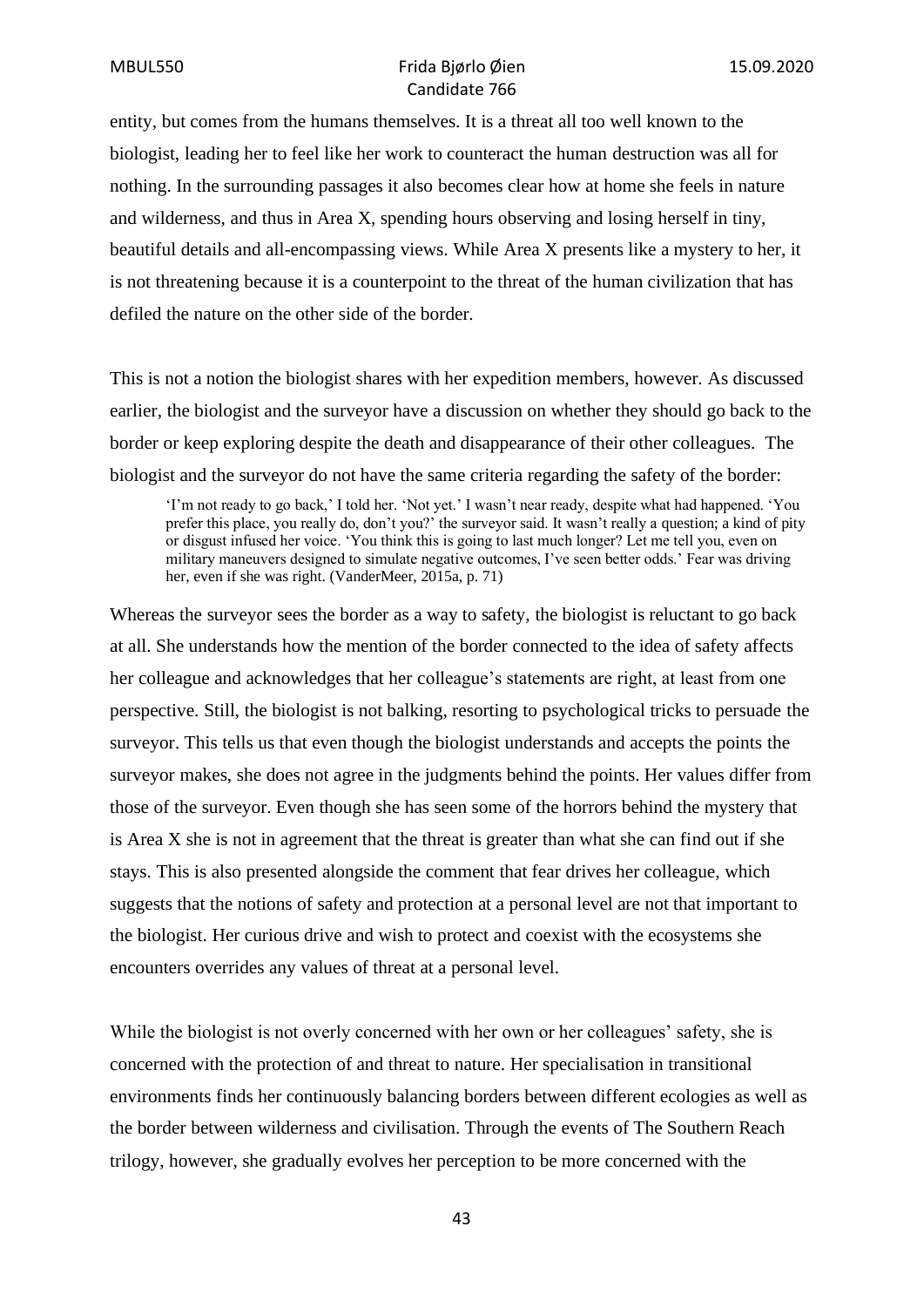entity, but comes from the humans themselves. It is a threat all too well known to the biologist, leading her to feel like her work to counteract the human destruction was all for nothing. In the surrounding passages it also becomes clear how at home she feels in nature and wilderness, and thus in Area X, spending hours observing and losing herself in tiny, beautiful details and all-encompassing views. While Area X presents like a mystery to her, it is not threatening because it is a counterpoint to the threat of the human civilization that has defiled the nature on the other side of the border.

This is not a notion the biologist shares with her expedition members, however. As discussed earlier, the biologist and the surveyor have a discussion on whether they should go back to the border or keep exploring despite the death and disappearance of their other colleagues. The biologist and the surveyor do not have the same criteria regarding the safety of the border:

> 'I'm not ready to go back,' I told her. 'Not yet.' I wasn't near ready, despite what had happened. 'You prefer this place, you really do, don't you?' the surveyor said. It wasn't really a question; a kind of pity or disgust infused her voice. 'You think this is going to last much longer? Let me tell you, even on military maneuvers designed to simulate negative outcomes, I've seen better odds.' Fear was driving her, even if she was right. (VanderMeer, 2015a, p. 71)

Whereas the surveyor sees the border as a way to safety, the biologist is reluctant to go back at all. She understands how the mention of the border connected to the idea of safety affects her colleague and acknowledges that her colleague's statements are right, at least from one perspective. Still, the biologist is not balking, resorting to psychological tricks to persuade the surveyor. This tells us that even though the biologist understands and accepts the points the surveyor makes, she does not agree in the judgments behind the points. Her values differ from those of the surveyor. Even though she has seen some of the horrors behind the mystery that is Area X she is not in agreement that the threat is greater than what she can find out if she stays. This is also presented alongside the comment that fear drives her colleague, which suggests that the notions of safety and protection at a personal level are not that important to the biologist. Her curious drive and wish to protect and coexist with the ecosystems she encounters overrides any values of threat at a personal level.

While the biologist is not overly concerned with her own or her colleagues' safety, she is concerned with the protection of and threat to nature. Her specialisation in transitional environments finds her continuously balancing borders between different ecologies as well as the border between wilderness and civilisation. Through the events of The Southern Reach trilogy, however, she gradually evolves her perception to be more concerned with the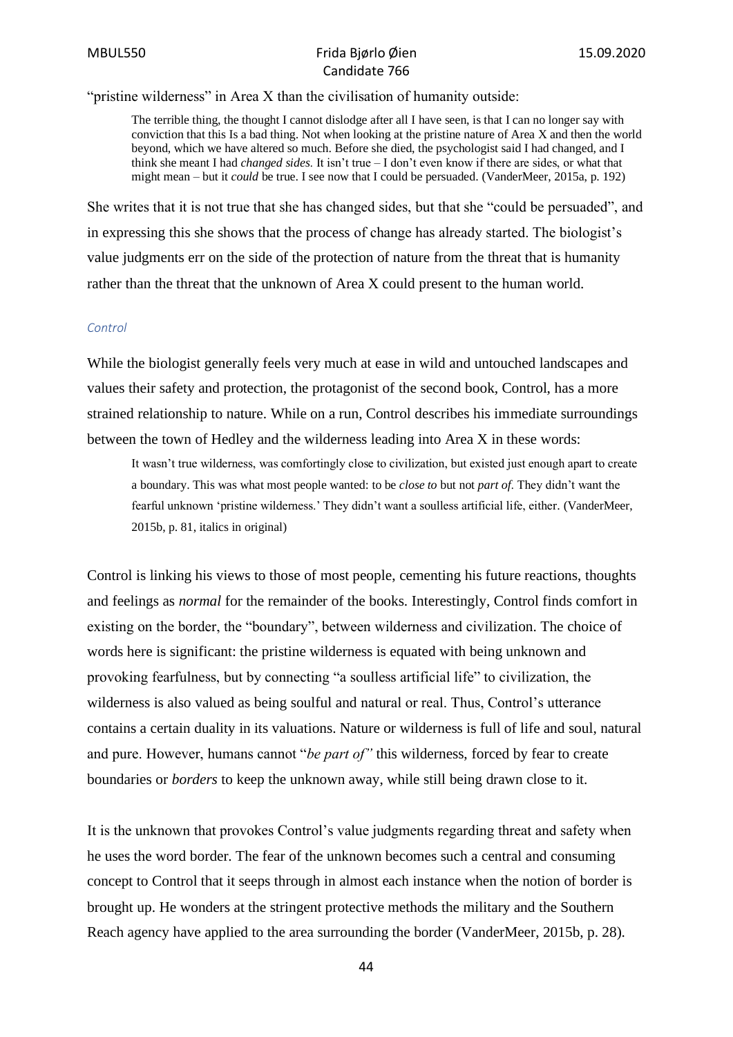"pristine wilderness" in Area X than the civilisation of humanity outside:

> The terrible thing, the thought I cannot dislodge after all I have seen, is that I can no longer say with conviction that this Is a bad thing. Not when looking at the pristine nature of Area X and then the world beyond, which we have altered so much. Before she died, the psychologist said I had changed, and I think she meant I had *changed sides*. It isn't true – I don't even know if there are sides, or what that might mean – but it *could* be true. I see now that I could be persuaded. (VanderMeer, 2015a, p. 192)

She writes that it is not true that she has changed sides, but that she "could be persuaded", and in expressing this she shows that the process of change has already started. The biologist's value judgments err on the side of the protection of nature from the threat that is humanity rather than the threat that the unknown of Area X could present to the human world.

#### *Control*

While the biologist generally feels very much at ease in wild and untouched landscapes and values their safety and protection, the protagonist of the second book, Control, has a more strained relationship to nature. While on a run, Control describes his immediate surroundings between the town of Hedley and the wilderness leading into Area X in these words:

> It wasn't true wilderness, was comfortingly close to civilization, but existed just enough apart to create a boundary. This was what most people wanted: to be *close to* but not *part of*. They didn't want the fearful unknown 'pristine wilderness.' They didn't want a soulless artificial life, either. (VanderMeer, 2015b, p. 81, italics in original)

Control is linking his views to those of most people, cementing his future reactions, thoughts and feelings as *normal* for the remainder of the books. Interestingly, Control finds comfort in existing on the border, the "boundary", between wilderness and civilization. The choice of words here is significant: the pristine wilderness is equated with being unknown and provoking fearfulness, but by connecting "a soulless artificial life" to civilization, the wilderness is also valued as being soulful and natural or real. Thus, Control's utterance contains a certain duality in its valuations. Nature or wilderness is full of life and soul, natural and pure. However, humans cannot "*be part of"* this wilderness, forced by fear to create boundaries or *borders* to keep the unknown away, while still being drawn close to it.

It is the unknown that provokes Control's value judgments regarding threat and safety when he uses the word border. The fear of the unknown becomes such a central and consuming concept to Control that it seeps through in almost each instance when the notion of border is brought up. He wonders at the stringent protective methods the military and the Southern Reach agency have applied to the area surrounding the border (VanderMeer, 2015b, p. 28).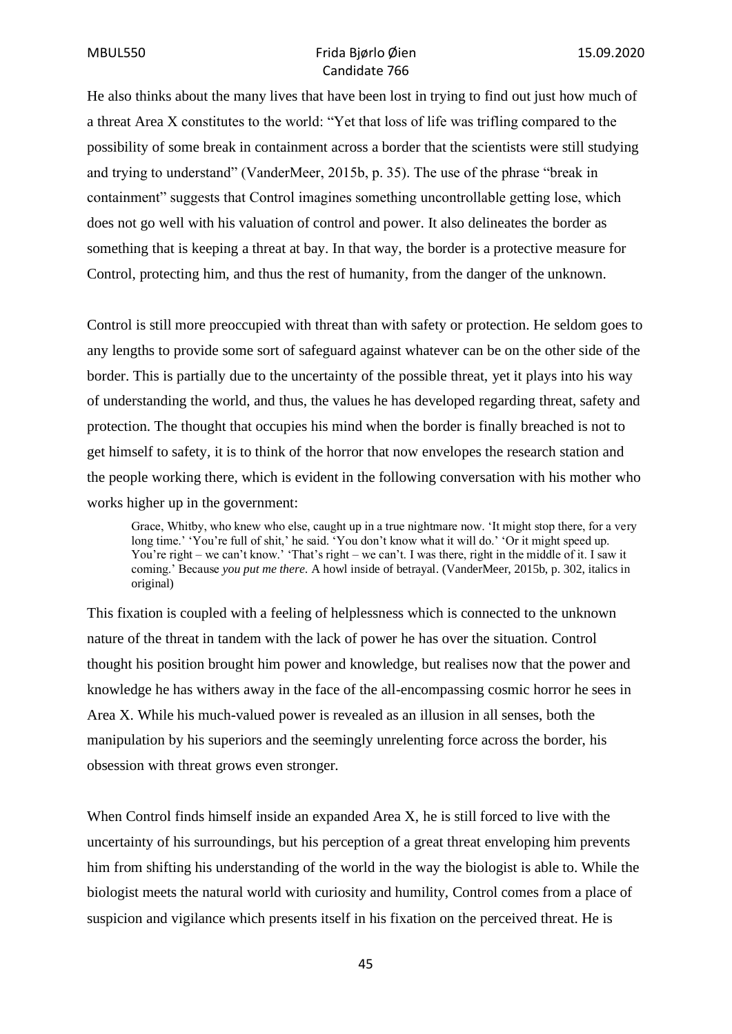He also thinks about the many lives that have been lost in trying to find out just how much of a threat Area X constitutes to the world: “Yet that loss of life was trifling compared to the possibility of some break in containment across a border that the scientists were still studying and trying to understand” (VanderMeer, 2015b, p. 35). The use of the phrase “break in containment” suggests that Control imagines something uncontrollable getting lose, which does not go well with his valuation of control and power. It also delineates the border as something that is keeping a threat at bay. In that way, the border is a protective measure for Control, protecting him, and thus the rest of humanity, from the danger of the unknown.

Control is still more preoccupied with threat than with safety or protection. He seldom goes to any lengths to provide some sort of safeguard against whatever can be on the other side of the border. This is partially due to the uncertainty of the possible threat, yet it plays into his way of understanding the world, and thus, the values he has developed regarding threat, safety and protection. The thought that occupies his mind when the border is finally breached is not to get himself to safety, it is to think of the horror that now envelopes the research station and the people working there, which is evident in the following conversation with his mother who works higher up in the government:

> Grace, Whitby, who knew who else, caught up in a true nightmare now. ‘It might stop there, for a very long time.’ ‘You’re full of shit,’ he said. ‘You don’t know what it will do.’ ‘Or it might speed up. You’re right – we can’t know.’ ‘That’s right – we can’t. I was there, right in the middle of it. I saw it coming.’ Because *you put me there*. A howl inside of betrayal. (VanderMeer, 2015b, p. 302, italics in original)

This fixation is coupled with a feeling of helplessness which is connected to the unknown nature of the threat in tandem with the lack of power he has over the situation. Control thought his position brought him power and knowledge, but realises now that the power and knowledge he has withers away in the face of the all-encompassing cosmic horror he sees in Area X. While his much-valued power is revealed as an illusion in all senses, both the manipulation by his superiors and the seemingly unrelenting force across the border, his obsession with threat grows even stronger.

When Control finds himself inside an expanded Area X, he is still forced to live with the uncertainty of his surroundings, but his perception of a great threat enveloping him prevents him from shifting his understanding of the world in the way the biologist is able to. While the biologist meets the natural world with curiosity and humility, Control comes from a place of suspicion and vigilance which presents itself in his fixation on the perceived threat. He is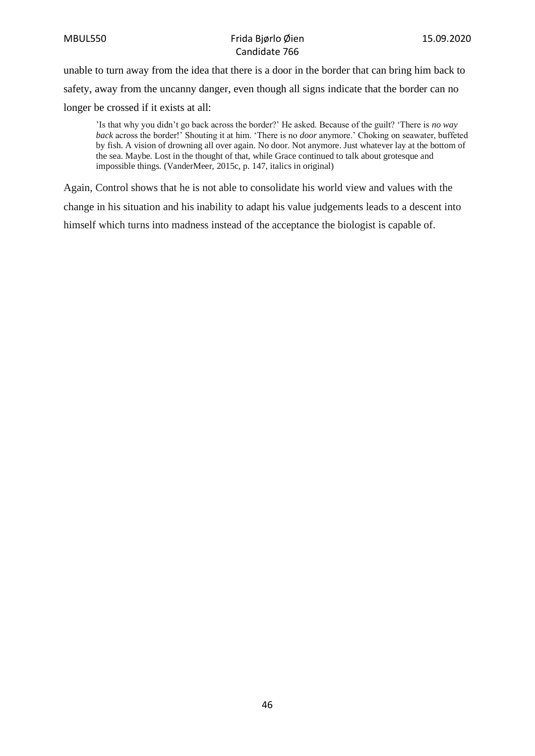unable to turn away from the idea that there is a door in the border that can bring him back to safety, away from the uncanny danger, even though all signs indicate that the border can no longer be crossed if it exists at all:

> 'Is that why you didn't go back across the border?' He asked. Because of the guilt? 'There is *no way back* across the border!' Shouting it at him. 'There is no *door* anymore.' Choking on seawater, buffeted by fish. A vision of drowning all over again. No door. Not anymore. Just whatever lay at the bottom of the sea. Maybe. Lost in the thought of that, while Grace continued to talk about grotesque and impossible things. (VanderMeer, 2015c, p. 147, italics in original)

Again, Control shows that he is not able to consolidate his world view and values with the change in his situation and his inability to adapt his value judgements leads to a descent into himself which turns into madness instead of the acceptance the biologist is capable of.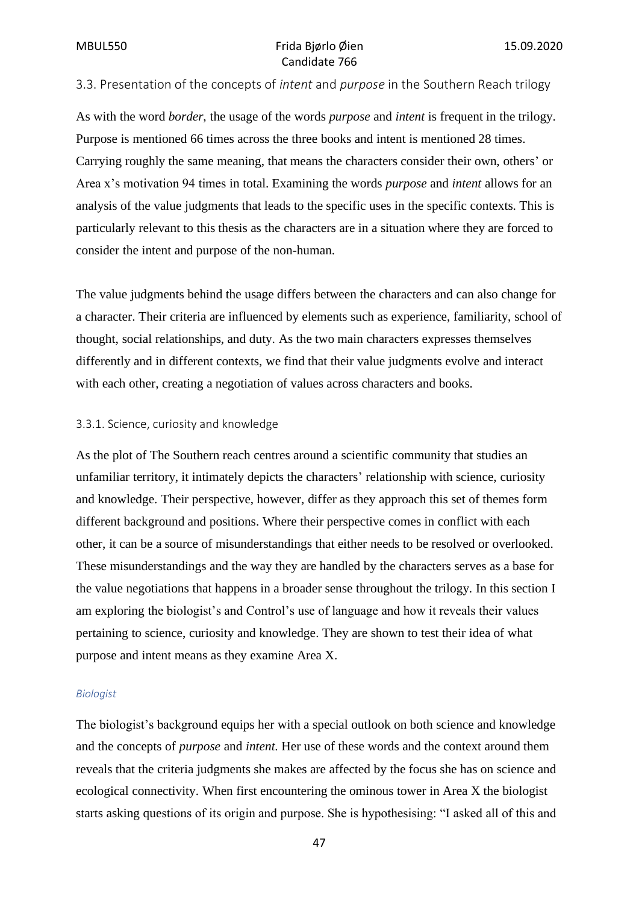### 3.3. Presentation of the concepts of *intent* and *purpose* in the Southern Reach trilogy

As with the word *border*, the usage of the words *purpose* and *intent* is frequent in the trilogy. Purpose is mentioned 66 times across the three books and intent is mentioned 28 times. Carrying roughly the same meaning, that means the characters consider their own, others' or Area x's motivation 94 times in total. Examining the words *purpose* and *intent* allows for an analysis of the value judgments that leads to the specific uses in the specific contexts. This is particularly relevant to this thesis as the characters are in a situation where they are forced to consider the intent and purpose of the non-human.

The value judgments behind the usage differs between the characters and can also change for a character. Their criteria are influenced by elements such as experience, familiarity, school of thought, social relationships, and duty. As the two main characters expresses themselves differently and in different contexts, we find that their value judgments evolve and interact with each other, creating a negotiation of values across characters and books.

#### 3.3.1. Science, curiosity and knowledge

As the plot of The Southern reach centres around a scientific community that studies an unfamiliar territory, it intimately depicts the characters' relationship with science, curiosity and knowledge. Their perspective, however, differ as they approach this set of themes form different background and positions. Where their perspective comes in conflict with each other, it can be a source of misunderstandings that either needs to be resolved or overlooked. These misunderstandings and the way they are handled by the characters serves as a base for the value negotiations that happens in a broader sense throughout the trilogy. In this section I am exploring the biologist's and Control's use of language and how it reveals their values pertaining to science, curiosity and knowledge. They are shown to test their idea of what purpose and intent means as they examine Area X.

*Biologist*

The biologist's background equips her with a special outlook on both science and knowledge and the concepts of *purpose* and *intent.* Her use of these words and the context around them reveals that the criteria judgments she makes are affected by the focus she has on science and ecological connectivity. When first encountering the ominous tower in Area X the biologist starts asking questions of its origin and purpose. She is hypothesising: "I asked all of this and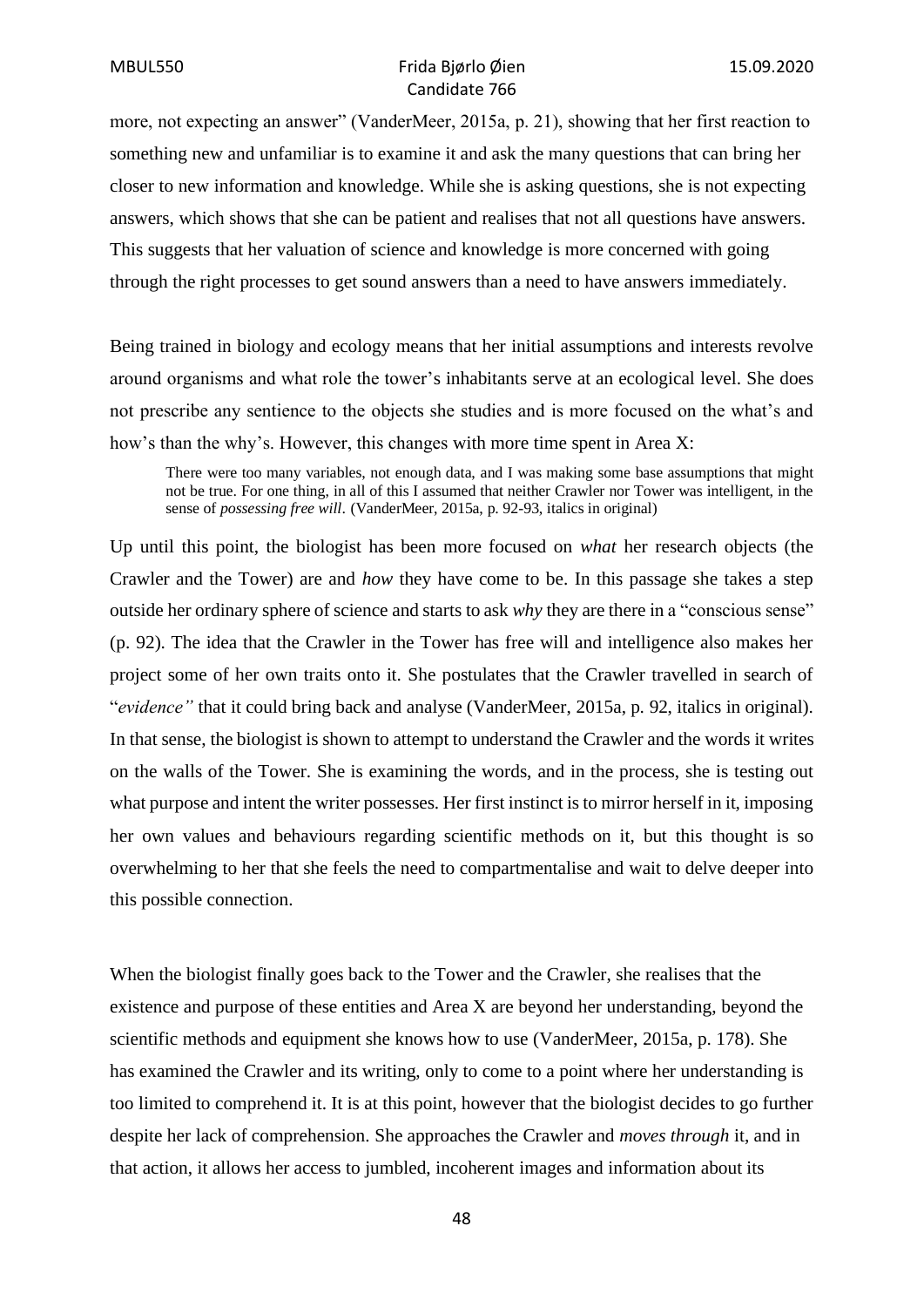more, not expecting an answer" (VanderMeer, 2015a, p. 21), showing that her first reaction to something new and unfamiliar is to examine it and ask the many questions that can bring her closer to new information and knowledge. While she is asking questions, she is not expecting answers, which shows that she can be patient and realises that not all questions have answers. This suggests that her valuation of science and knowledge is more concerned with going through the right processes to get sound answers than a need to have answers immediately.

Being trained in biology and ecology means that her initial assumptions and interests revolve around organisms and what role the tower's inhabitants serve at an ecological level. She does not prescribe any sentience to the objects she studies and is more focused on the what's and how's than the why's. However, this changes with more time spent in Area X:

> There were too many variables, not enough data, and I was making some base assumptions that might not be true. For one thing, in all of this I assumed that neither Crawler nor Tower was intelligent, in the sense of *possessing free will*. (VanderMeer, 2015a, p. 92-93, italics in original)

Up until this point, the biologist has been more focused on *what* her research objects (the Crawler and the Tower) are and *how* they have come to be. In this passage she takes a step outside her ordinary sphere of science and starts to ask *why* they are there in a "conscious sense" (p. 92). The idea that the Crawler in the Tower has free will and intelligence also makes her project some of her own traits onto it. She postulates that the Crawler travelled in search of "*evidence"* that it could bring back and analyse (VanderMeer, 2015a, p. 92, italics in original). In that sense, the biologist is shown to attempt to understand the Crawler and the words it writes on the walls of the Tower. She is examining the words, and in the process, she is testing out what purpose and intent the writer possesses. Her first instinct is to mirror herself in it, imposing her own values and behaviours regarding scientific methods on it, but this thought is so overwhelming to her that she feels the need to compartmentalise and wait to delve deeper into this possible connection.

When the biologist finally goes back to the Tower and the Crawler, she realises that the existence and purpose of these entities and Area X are beyond her understanding, beyond the scientific methods and equipment she knows how to use (VanderMeer, 2015a, p. 178). She has examined the Crawler and its writing, only to come to a point where her understanding is too limited to comprehend it. It is at this point, however that the biologist decides to go further despite her lack of comprehension. She approaches the Crawler and *moves through* it, and in that action, it allows her access to jumbled, incoherent images and information about its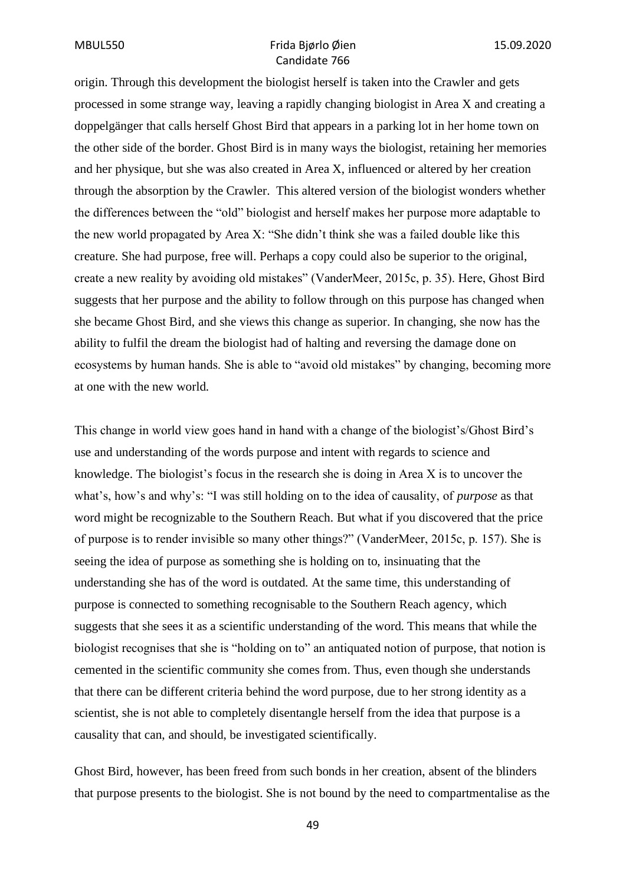origin. Through this development the biologist herself is taken into the Crawler and gets processed in some strange way, leaving a rapidly changing biologist in Area X and creating a doppelgänger that calls herself Ghost Bird that appears in a parking lot in her home town on the other side of the border. Ghost Bird is in many ways the biologist, retaining her memories and her physique, but she was also created in Area X, influenced or altered by her creation through the absorption by the Crawler. This altered version of the biologist wonders whether the differences between the "old" biologist and herself makes her purpose more adaptable to the new world propagated by Area X: "She didn't think she was a failed double like this creature. She had purpose, free will. Perhaps a copy could also be superior to the original, create a new reality by avoiding old mistakes" (VanderMeer, 2015c, p. 35). Here, Ghost Bird suggests that her purpose and the ability to follow through on this purpose has changed when she became Ghost Bird, and she views this change as superior. In changing, she now has the ability to fulfil the dream the biologist had of halting and reversing the damage done on ecosystems by human hands. She is able to "avoid old mistakes" by changing, becoming more at one with the new world.

This change in world view goes hand in hand with a change of the biologist's/Ghost Bird's use and understanding of the words purpose and intent with regards to science and knowledge. The biologist's focus in the research she is doing in Area X is to uncover the what's, how's and why's: "I was still holding on to the idea of causality, of *purpose* as that word might be recognizable to the Southern Reach. But what if you discovered that the price of purpose is to render invisible so many other things?" (VanderMeer, 2015c, p. 157). She is seeing the idea of purpose as something she is holding on to, insinuating that the understanding she has of the word is outdated. At the same time, this understanding of purpose is connected to something recognisable to the Southern Reach agency, which suggests that she sees it as a scientific understanding of the word. This means that while the biologist recognises that she is "holding on to" an antiquated notion of purpose, that notion is cemented in the scientific community she comes from. Thus, even though she understands that there can be different criteria behind the word purpose, due to her strong identity as a scientist, she is not able to completely disentangle herself from the idea that purpose is a causality that can, and should, be investigated scientifically.

Ghost Bird, however, has been freed from such bonds in her creation, absent of the blinders that purpose presents to the biologist. She is not bound by the need to compartmentalise as the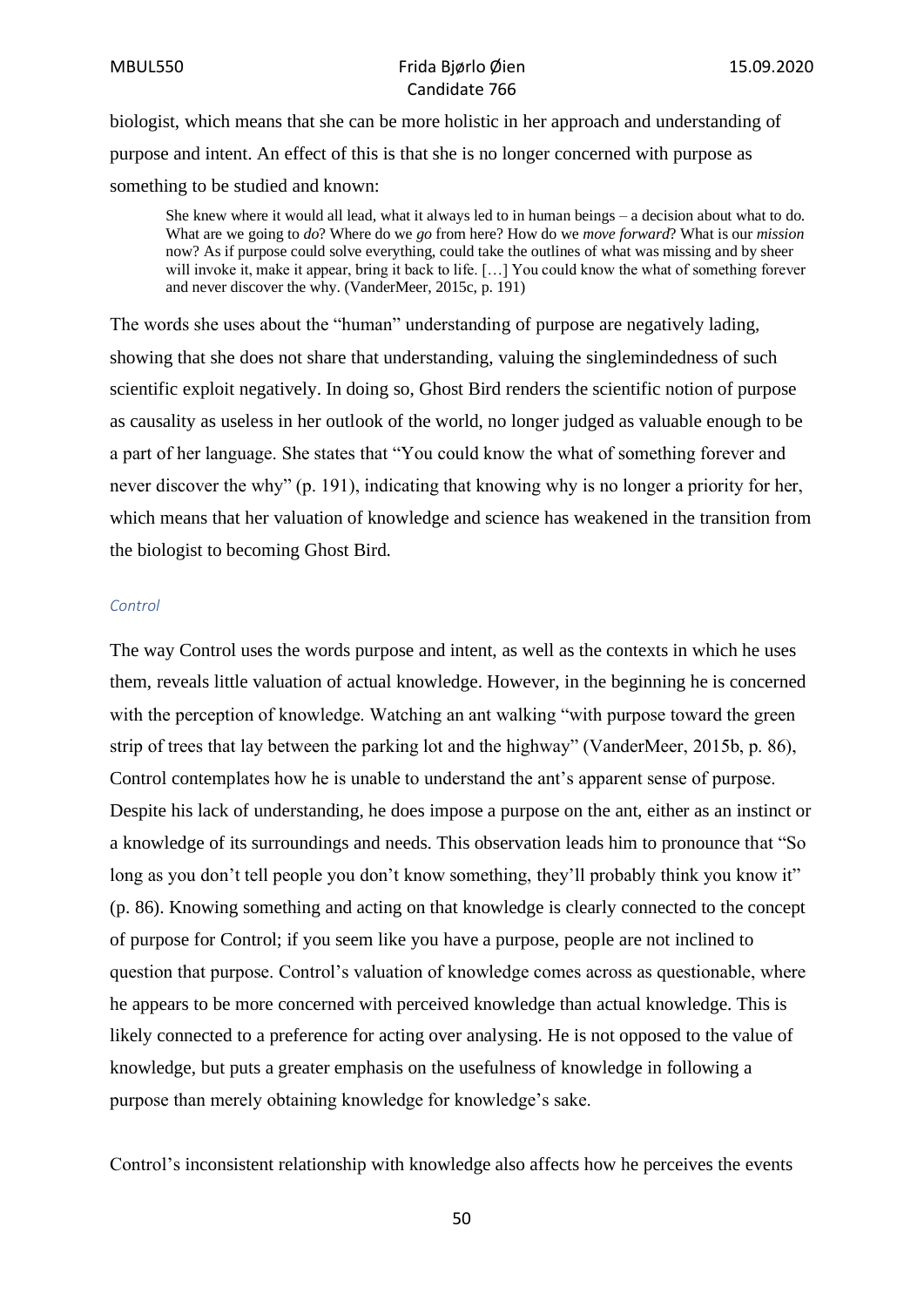biologist, which means that she can be more holistic in her approach and understanding of purpose and intent. An effect of this is that she is no longer concerned with purpose as something to be studied and known:

> She knew where it would all lead, what it always led to in human beings – a decision about what to do. What are we going to *do*? Where do we *go* from here? How do we *move forward*? What is our *mission* now? As if purpose could solve everything, could take the outlines of what was missing and by sheer will invoke it, make it appear, bring it back to life. […] You could know the what of something forever and never discover the why. (VanderMeer, 2015c, p. 191)

The words she uses about the "human" understanding of purpose are negatively lading, showing that she does not share that understanding, valuing the singlemindedness of such scientific exploit negatively. In doing so, Ghost Bird renders the scientific notion of purpose as causality as useless in her outlook of the world, no longer judged as valuable enough to be a part of her language. She states that "You could know the what of something forever and never discover the why" (p. 191), indicating that knowing why is no longer a priority for her, which means that her valuation of knowledge and science has weakened in the transition from the biologist to becoming Ghost Bird.

#### *Control*

The way Control uses the words purpose and intent, as well as the contexts in which he uses them, reveals little valuation of actual knowledge. However, in the beginning he is concerned with the perception of knowledge. Watching an ant walking "with purpose toward the green strip of trees that lay between the parking lot and the highway" (VanderMeer, 2015b, p. 86), Control contemplates how he is unable to understand the ant's apparent sense of purpose. Despite his lack of understanding, he does impose a purpose on the ant, either as an instinct or a knowledge of its surroundings and needs. This observation leads him to pronounce that "So long as you don't tell people you don't know something, they'll probably think you know it" (p. 86). Knowing something and acting on that knowledge is clearly connected to the concept of purpose for Control; if you seem like you have a purpose, people are not inclined to question that purpose. Control's valuation of knowledge comes across as questionable, where he appears to be more concerned with perceived knowledge than actual knowledge. This is likely connected to a preference for acting over analysing. He is not opposed to the value of knowledge, but puts a greater emphasis on the usefulness of knowledge in following a purpose than merely obtaining knowledge for knowledge's sake.

Control's inconsistent relationship with knowledge also affects how he perceives the events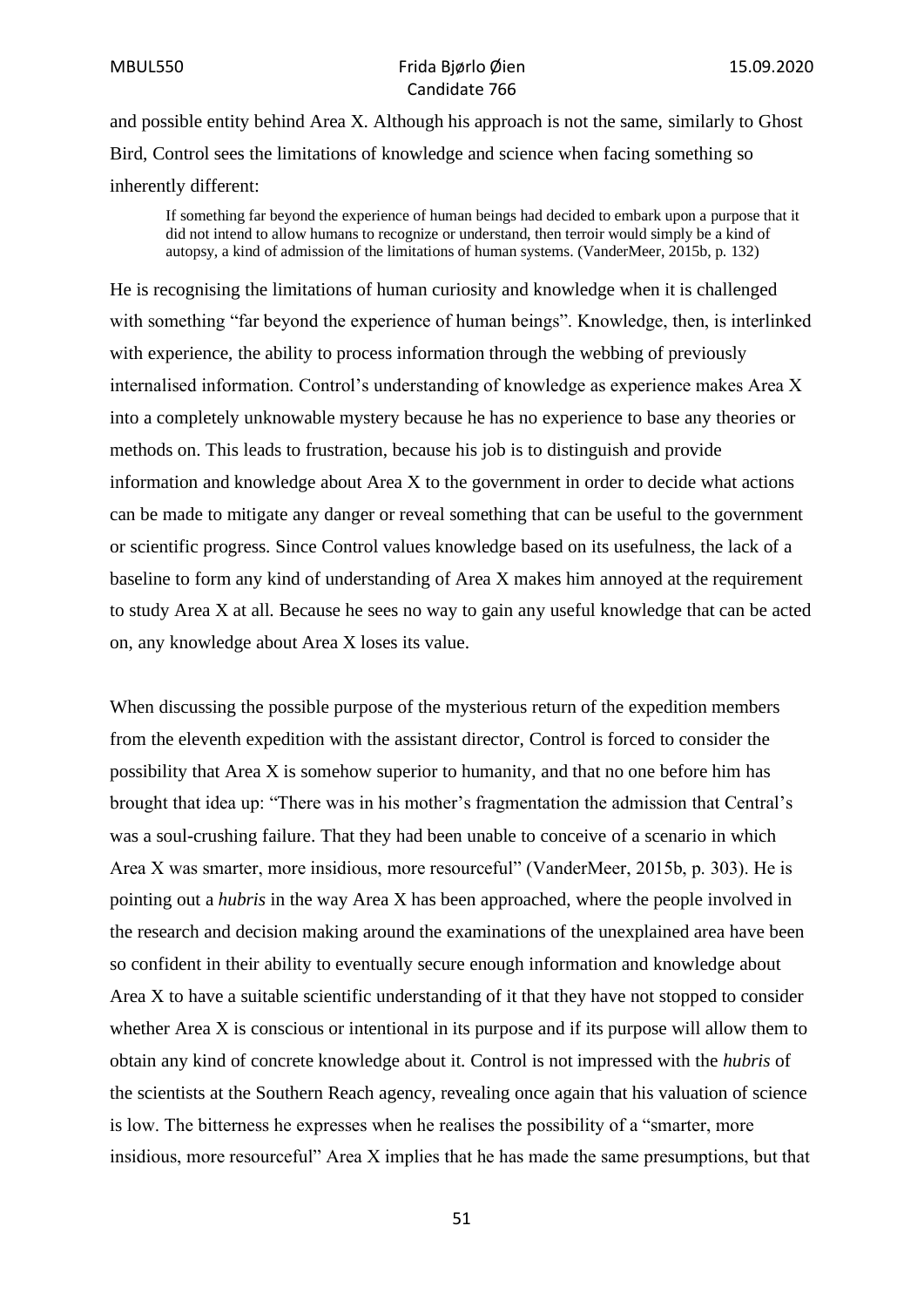and possible entity behind Area X. Although his approach is not the same, similarly to Ghost Bird, Control sees the limitations of knowledge and science when facing something so inherently different:

> If something far beyond the experience of human beings had decided to embark upon a purpose that it did not intend to allow humans to recognize or understand, then terroir would simply be a kind of autopsy, a kind of admission of the limitations of human systems. (VanderMeer, 2015b, p. 132)

He is recognising the limitations of human curiosity and knowledge when it is challenged with something "far beyond the experience of human beings". Knowledge, then, is interlinked with experience, the ability to process information through the webbing of previously internalised information. Control's understanding of knowledge as experience makes Area X into a completely unknowable mystery because he has no experience to base any theories or methods on. This leads to frustration, because his job is to distinguish and provide information and knowledge about Area X to the government in order to decide what actions can be made to mitigate any danger or reveal something that can be useful to the government or scientific progress. Since Control values knowledge based on its usefulness, the lack of a baseline to form any kind of understanding of Area X makes him annoyed at the requirement to study Area X at all. Because he sees no way to gain any useful knowledge that can be acted on, any knowledge about Area X loses its value.

When discussing the possible purpose of the mysterious return of the expedition members from the eleventh expedition with the assistant director, Control is forced to consider the possibility that Area X is somehow superior to humanity, and that no one before him has brought that idea up: "There was in his mother's fragmentation the admission that Central's was a soul-crushing failure. That they had been unable to conceive of a scenario in which Area X was smarter, more insidious, more resourceful" (VanderMeer, 2015b, p. 303). He is pointing out a *hubris* in the way Area X has been approached, where the people involved in the research and decision making around the examinations of the unexplained area have been so confident in their ability to eventually secure enough information and knowledge about Area X to have a suitable scientific understanding of it that they have not stopped to consider whether Area X is conscious or intentional in its purpose and if its purpose will allow them to obtain any kind of concrete knowledge about it. Control is not impressed with the *hubris* of the scientists at the Southern Reach agency, revealing once again that his valuation of science is low. The bitterness he expresses when he realises the possibility of a "smarter, more insidious, more resourceful" Area X implies that he has made the same presumptions, but that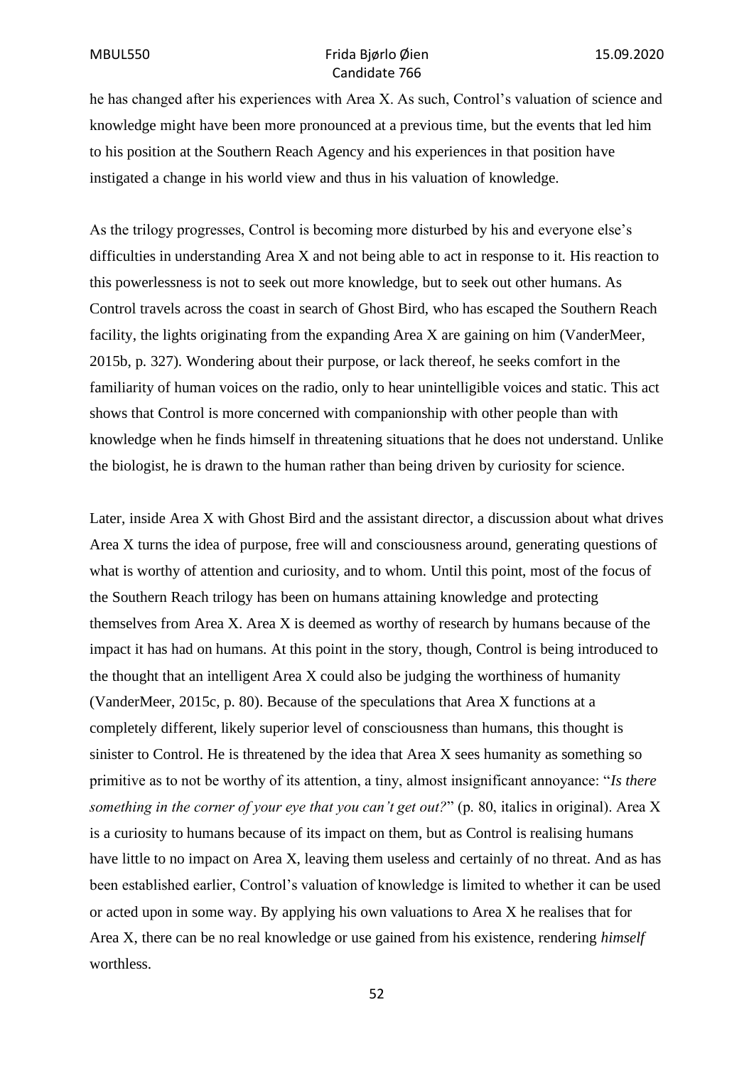he has changed after his experiences with Area X. As such, Control's valuation of science and knowledge might have been more pronounced at a previous time, but the events that led him to his position at the Southern Reach Agency and his experiences in that position have instigated a change in his world view and thus in his valuation of knowledge.

As the trilogy progresses, Control is becoming more disturbed by his and everyone else's difficulties in understanding Area X and not being able to act in response to it. His reaction to this powerlessness is not to seek out more knowledge, but to seek out other humans. As Control travels across the coast in search of Ghost Bird, who has escaped the Southern Reach facility, the lights originating from the expanding Area X are gaining on him (VanderMeer, 2015b, p. 327). Wondering about their purpose, or lack thereof, he seeks comfort in the familiarity of human voices on the radio, only to hear unintelligible voices and static. This act shows that Control is more concerned with companionship with other people than with knowledge when he finds himself in threatening situations that he does not understand. Unlike the biologist, he is drawn to the human rather than being driven by curiosity for science.

Later, inside Area X with Ghost Bird and the assistant director, a discussion about what drives Area X turns the idea of purpose, free will and consciousness around, generating questions of what is worthy of attention and curiosity, and to whom. Until this point, most of the focus of the Southern Reach trilogy has been on humans attaining knowledge and protecting themselves from Area X. Area X is deemed as worthy of research by humans because of the impact it has had on humans. At this point in the story, though, Control is being introduced to the thought that an intelligent Area X could also be judging the worthiness of humanity (VanderMeer, 2015c, p. 80). Because of the speculations that Area X functions at a completely different, likely superior level of consciousness than humans, this thought is sinister to Control. He is threatened by the idea that Area X sees humanity as something so primitive as to not be worthy of its attention, a tiny, almost insignificant annoyance: "*Is there something in the corner of your eye that you can't get out?*" (p. 80, italics in original). Area X is a curiosity to humans because of its impact on them, but as Control is realising humans have little to no impact on Area X, leaving them useless and certainly of no threat. And as has been established earlier, Control's valuation of knowledge is limited to whether it can be used or acted upon in some way. By applying his own valuations to Area X he realises that for Area X, there can be no real knowledge or use gained from his existence, rendering *himself* worthless.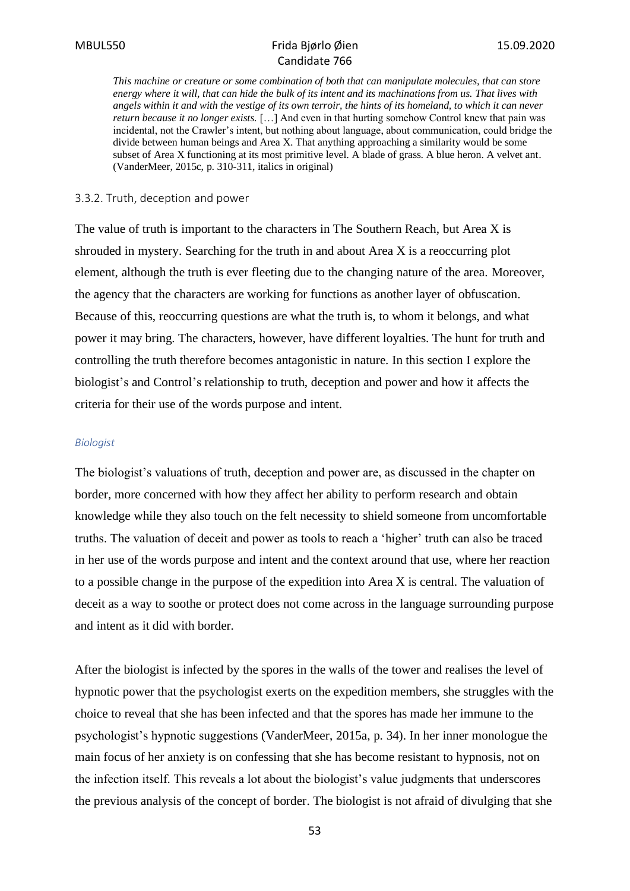> *This machine or creature or some combination of both that can manipulate molecules, that can store energy where it will, that can hide the bulk of its intent and its machinations from us. That lives with angels within it and with the vestige of its own terroir, the hints of its homeland, to which it can never return because it no longer exists.* […] And even in that hurting somehow Control knew that pain was incidental, not the Crawler's intent, but nothing about language, about communication, could bridge the divide between human beings and Area X. That anything approaching a similarity would be some subset of Area X functioning at its most primitive level. A blade of grass. A blue heron. A velvet ant. (VanderMeer, 2015c, p. 310-311, italics in original)

### 3.3.2. Truth, deception and power

The value of truth is important to the characters in The Southern Reach, but Area X is shrouded in mystery. Searching for the truth in and about Area X is a reoccurring plot element, although the truth is ever fleeting due to the changing nature of the area. Moreover, the agency that the characters are working for functions as another layer of obfuscation. Because of this, reoccurring questions are what the truth is, to whom it belongs, and what power it may bring. The characters, however, have different loyalties. The hunt for truth and controlling the truth therefore becomes antagonistic in nature. In this section I explore the biologist's and Control's relationship to truth, deception and power and how it affects the criteria for their use of the words purpose and intent.

#### *Biologist*

The biologist's valuations of truth, deception and power are, as discussed in the chapter on border, more concerned with how they affect her ability to perform research and obtain knowledge while they also touch on the felt necessity to shield someone from uncomfortable truths. The valuation of deceit and power as tools to reach a 'higher' truth can also be traced in her use of the words purpose and intent and the context around that use, where her reaction to a possible change in the purpose of the expedition into Area X is central. The valuation of deceit as a way to soothe or protect does not come across in the language surrounding purpose and intent as it did with border.

After the biologist is infected by the spores in the walls of the tower and realises the level of hypnotic power that the psychologist exerts on the expedition members, she struggles with the choice to reveal that she has been infected and that the spores has made her immune to the psychologist's hypnotic suggestions (VanderMeer, 2015a, p. 34). In her inner monologue the main focus of her anxiety is on confessing that she has become resistant to hypnosis, not on the infection itself. This reveals a lot about the biologist's value judgments that underscores the previous analysis of the concept of border. The biologist is not afraid of divulging that she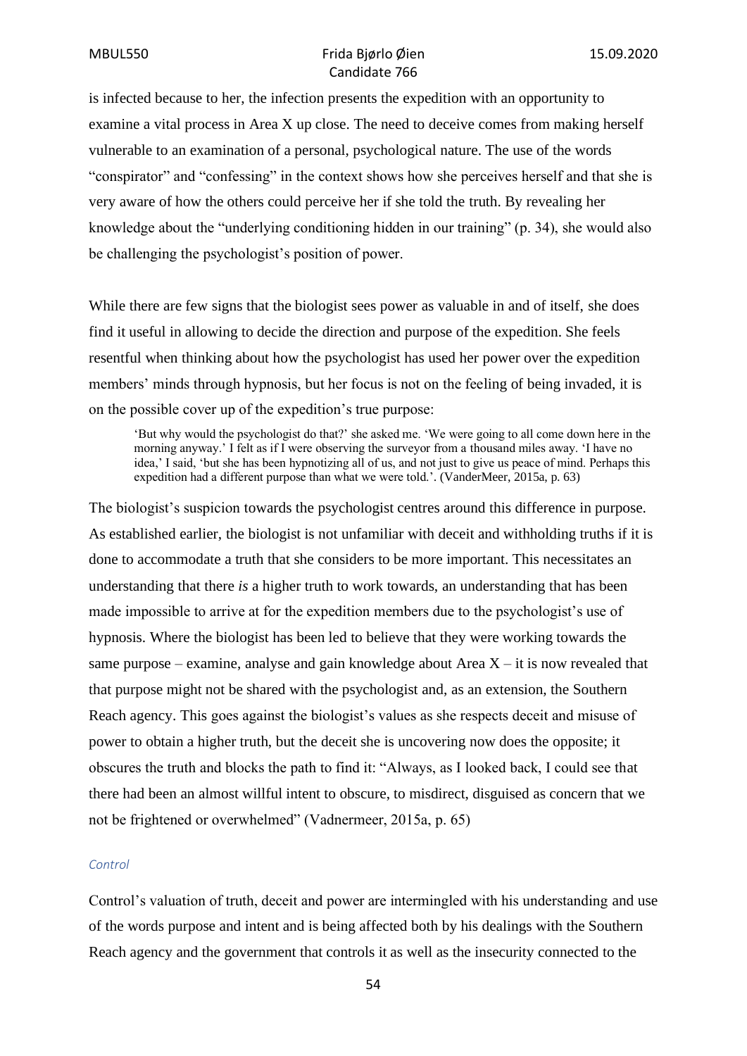is infected because to her, the infection presents the expedition with an opportunity to examine a vital process in Area X up close. The need to deceive comes from making herself vulnerable to an examination of a personal, psychological nature. The use of the words "conspirator" and "confessing" in the context shows how she perceives herself and that she is very aware of how the others could perceive her if she told the truth. By revealing her knowledge about the "underlying conditioning hidden in our training" (p. 34), she would also be challenging the psychologist's position of power.

While there are few signs that the biologist sees power as valuable in and of itself, she does find it useful in allowing to decide the direction and purpose of the expedition. She feels resentful when thinking about how the psychologist has used her power over the expedition members' minds through hypnosis, but her focus is not on the feeling of being invaded, it is on the possible cover up of the expedition's true purpose:

> 'But why would the psychologist do that?' she asked me. 'We were going to all come down here in the morning anyway.' I felt as if I were observing the surveyor from a thousand miles away. 'I have no idea,' I said, 'but she has been hypnotizing all of us, and not just to give us peace of mind. Perhaps this expedition had a different purpose than what we were told.'. (VanderMeer, 2015a, p. 63)

The biologist's suspicion towards the psychologist centres around this difference in purpose. As established earlier, the biologist is not unfamiliar with deceit and withholding truths if it is done to accommodate a truth that she considers to be more important. This necessitates an understanding that there *is* a higher truth to work towards, an understanding that has been made impossible to arrive at for the expedition members due to the psychologist's use of hypnosis. Where the biologist has been led to believe that they were working towards the same purpose – examine, analyse and gain knowledge about Area X – it is now revealed that that purpose might not be shared with the psychologist and, as an extension, the Southern Reach agency. This goes against the biologist's values as she respects deceit and misuse of power to obtain a higher truth, but the deceit she is uncovering now does the opposite; it obscures the truth and blocks the path to find it: "Always, as I looked back, I could see that there had been an almost willful intent to obscure, to misdirect, disguised as concern that we not be frightened or overwhelmed" (Vadnermeer, 2015a, p. 65)

#### *Control*

Control's valuation of truth, deceit and power are intermingled with his understanding and use of the words purpose and intent and is being affected both by his dealings with the Southern Reach agency and the government that controls it as well as the insecurity connected to the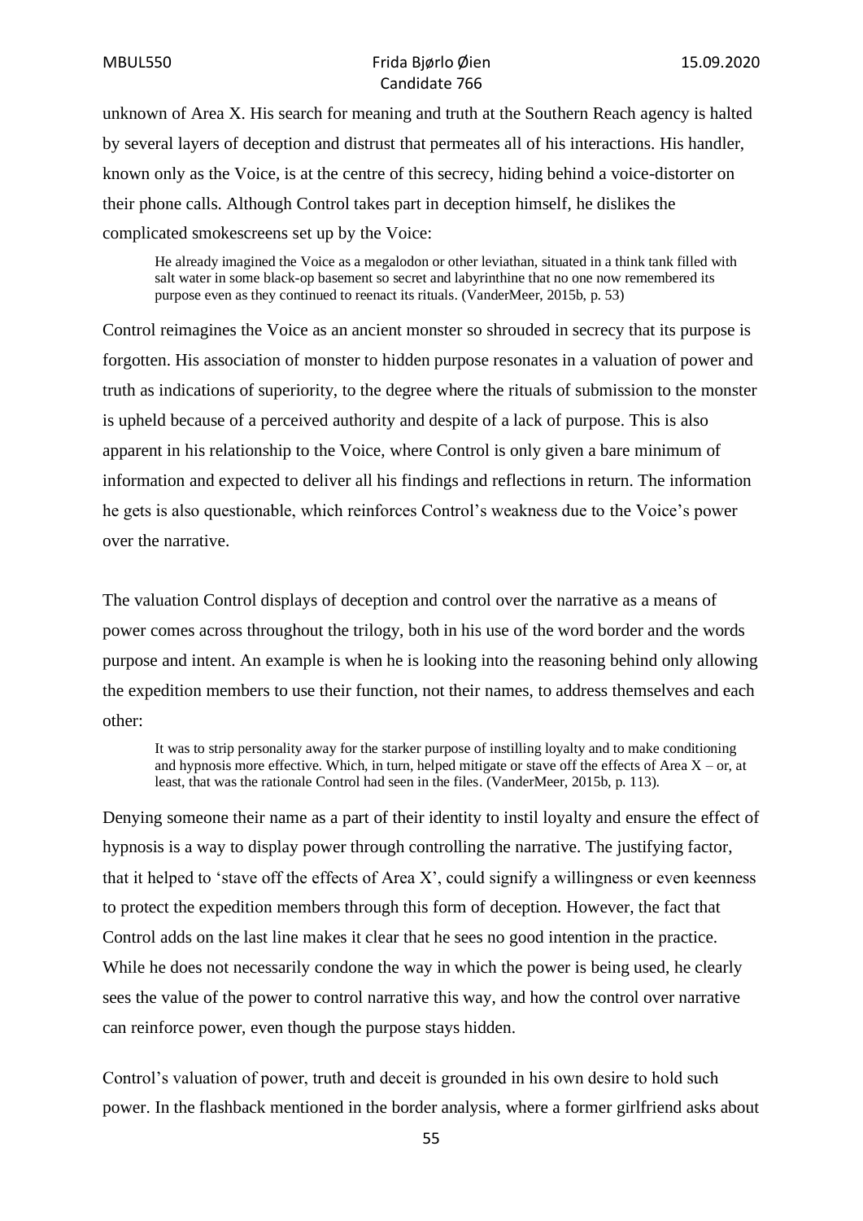unknown of Area X. His search for meaning and truth at the Southern Reach agency is halted by several layers of deception and distrust that permeates all of his interactions. His handler, known only as the Voice, is at the centre of this secrecy, hiding behind a voice-distorter on their phone calls. Although Control takes part in deception himself, he dislikes the complicated smokescreens set up by the Voice:

> He already imagined the Voice as a megalodon or other leviathan, situated in a think tank filled with salt water in some black-op basement so secret and labyrinthine that no one now remembered its purpose even as they continued to reenact its rituals. (VanderMeer, 2015b, p. 53)

Control reimagines the Voice as an ancient monster so shrouded in secrecy that its purpose is forgotten. His association of monster to hidden purpose resonates in a valuation of power and truth as indications of superiority, to the degree where the rituals of submission to the monster is upheld because of a perceived authority and despite of a lack of purpose. This is also apparent in his relationship to the Voice, where Control is only given a bare minimum of information and expected to deliver all his findings and reflections in return. The information he gets is also questionable, which reinforces Control's weakness due to the Voice's power over the narrative.

The valuation Control displays of deception and control over the narrative as a means of power comes across throughout the trilogy, both in his use of the word border and the words purpose and intent. An example is when he is looking into the reasoning behind only allowing the expedition members to use their function, not their names, to address themselves and each other:

> It was to strip personality away for the starker purpose of instilling loyalty and to make conditioning and hypnosis more effective. Which, in turn, helped mitigate or stave off the effects of Area X – or, at least, that was the rationale Control had seen in the files. (VanderMeer, 2015b, p. 113).

Denying someone their name as a part of their identity to instil loyalty and ensure the effect of hypnosis is a way to display power through controlling the narrative. The justifying factor, that it helped to 'stave off the effects of Area X', could signify a willingness or even keenness to protect the expedition members through this form of deception. However, the fact that Control adds on the last line makes it clear that he sees no good intention in the practice. While he does not necessarily condone the way in which the power is being used, he clearly sees the value of the power to control narrative this way, and how the control over narrative can reinforce power, even though the purpose stays hidden.

Control's valuation of power, truth and deceit is grounded in his own desire to hold such power. In the flashback mentioned in the border analysis, where a former girlfriend asks about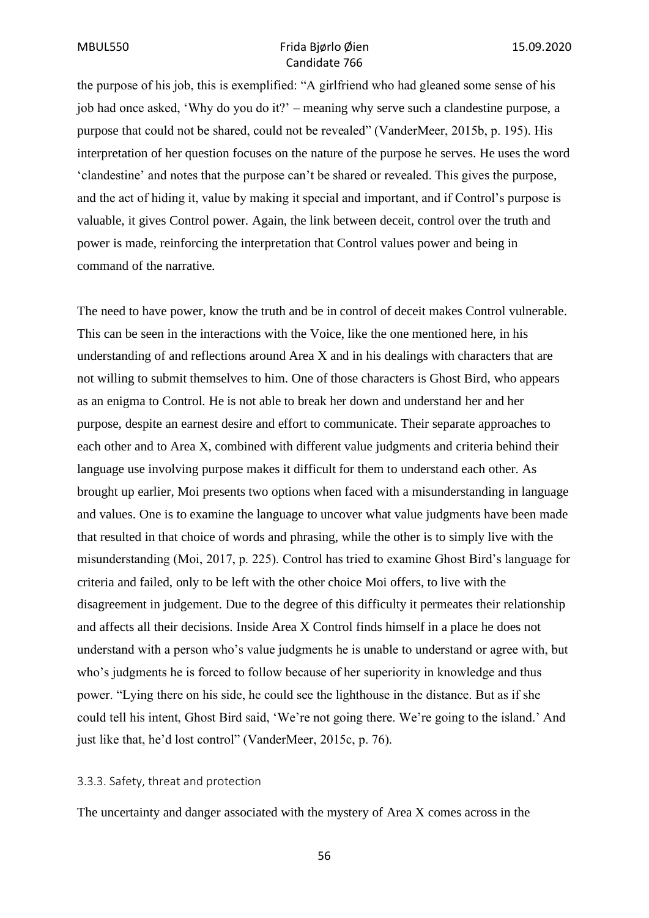the purpose of his job, this is exemplified: "A girlfriend who had gleaned some sense of his job had once asked, 'Why do you do it?' – meaning why serve such a clandestine purpose, a purpose that could not be shared, could not be revealed" (VanderMeer, 2015b, p. 195). His interpretation of her question focuses on the nature of the purpose he serves. He uses the word 'clandestine' and notes that the purpose can't be shared or revealed. This gives the purpose, and the act of hiding it, value by making it special and important, and if Control's purpose is valuable, it gives Control power. Again, the link between deceit, control over the truth and power is made, reinforcing the interpretation that Control values power and being in command of the narrative.

The need to have power, know the truth and be in control of deceit makes Control vulnerable. This can be seen in the interactions with the Voice, like the one mentioned here, in his understanding of and reflections around Area X and in his dealings with characters that are not willing to submit themselves to him. One of those characters is Ghost Bird, who appears as an enigma to Control. He is not able to break her down and understand her and her purpose, despite an earnest desire and effort to communicate. Their separate approaches to each other and to Area X, combined with different value judgments and criteria behind their language use involving purpose makes it difficult for them to understand each other. As brought up earlier, Moi presents two options when faced with a misunderstanding in language and values. One is to examine the language to uncover what value judgments have been made that resulted in that choice of words and phrasing, while the other is to simply live with the misunderstanding (Moi, 2017, p. 225). Control has tried to examine Ghost Bird's language for criteria and failed, only to be left with the other choice Moi offers, to live with the disagreement in judgement. Due to the degree of this difficulty it permeates their relationship and affects all their decisions. Inside Area X Control finds himself in a place he does not understand with a person who's value judgments he is unable to understand or agree with, but who's judgments he is forced to follow because of her superiority in knowledge and thus power. "Lying there on his side, he could see the lighthouse in the distance. But as if she could tell his intent, Ghost Bird said, 'We're not going there. We're going to the island.' And just like that, he'd lost control" (VanderMeer, 2015c, p. 76).

### 3.3.3. Safety, threat and protection

The uncertainty and danger associated with the mystery of Area X comes across in the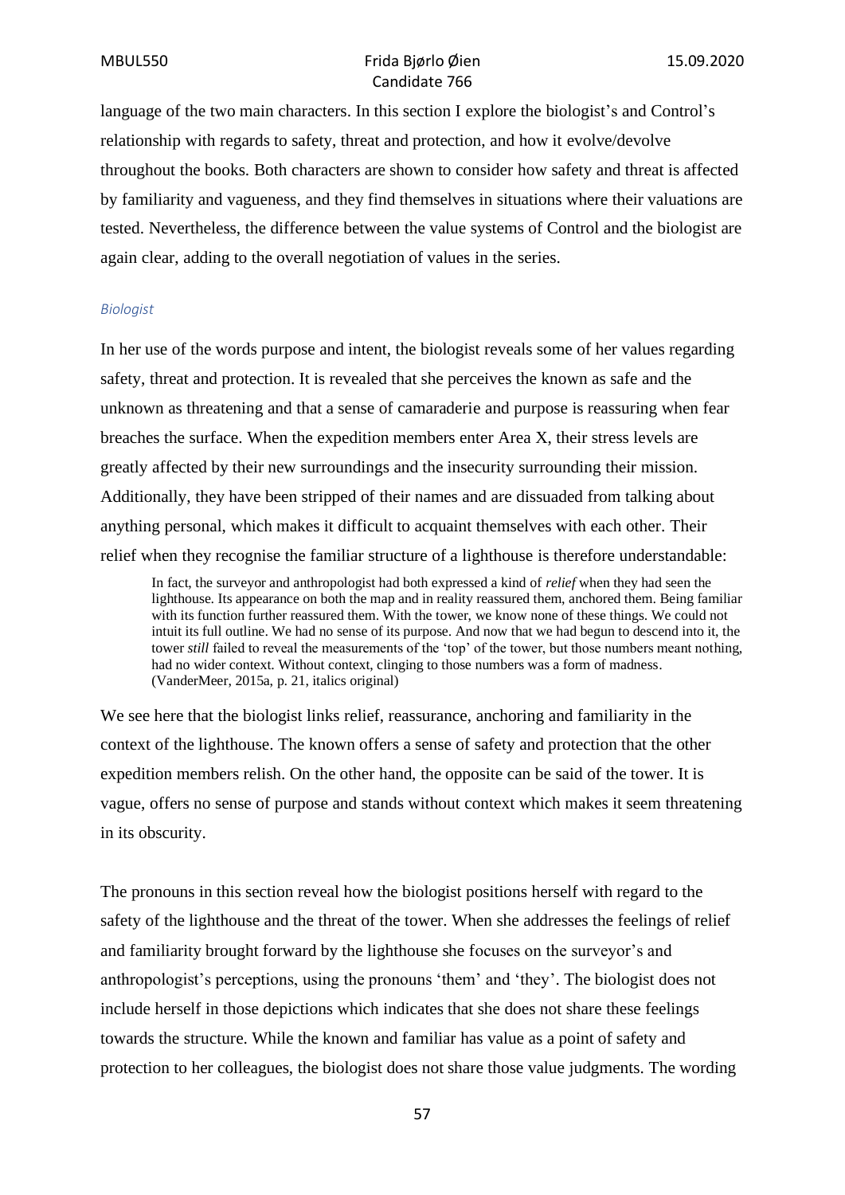language of the two main characters. In this section I explore the biologist's and Control's relationship with regards to safety, threat and protection, and how it evolve/devolve throughout the books. Both characters are shown to consider how safety and threat is affected by familiarity and vagueness, and they find themselves in situations where their valuations are tested. Nevertheless, the difference between the value systems of Control and the biologist are again clear, adding to the overall negotiation of values in the series.

#### *Biologist*

In her use of the words purpose and intent, the biologist reveals some of her values regarding safety, threat and protection. It is revealed that she perceives the known as safe and the unknown as threatening and that a sense of camaraderie and purpose is reassuring when fear breaches the surface. When the expedition members enter Area X, their stress levels are greatly affected by their new surroundings and the insecurity surrounding their mission. Additionally, they have been stripped of their names and are dissuaded from talking about anything personal, which makes it difficult to acquaint themselves with each other. Their relief when they recognise the familiar structure of a lighthouse is therefore understandable:

> In fact, the surveyor and anthropologist had both expressed a kind of *relief* when they had seen the lighthouse. Its appearance on both the map and in reality reassured them, anchored them. Being familiar with its function further reassured them. With the tower, we know none of these things. We could not intuit its full outline. We had no sense of its purpose. And now that we had begun to descend into it, the tower *still* failed to reveal the measurements of the 'top' of the tower, but those numbers meant nothing, had no wider context. Without context, clinging to those numbers was a form of madness. (VanderMeer, 2015a, p. 21, italics original)

We see here that the biologist links relief, reassurance, anchoring and familiarity in the context of the lighthouse. The known offers a sense of safety and protection that the other expedition members relish. On the other hand, the opposite can be said of the tower. It is vague, offers no sense of purpose and stands without context which makes it seem threatening in its obscurity.

The pronouns in this section reveal how the biologist positions herself with regard to the safety of the lighthouse and the threat of the tower. When she addresses the feelings of relief and familiarity brought forward by the lighthouse she focuses on the surveyor's and anthropologist's perceptions, using the pronouns 'them' and 'they'. The biologist does not include herself in those depictions which indicates that she does not share these feelings towards the structure. While the known and familiar has value as a point of safety and protection to her colleagues, the biologist does not share those value judgments. The wording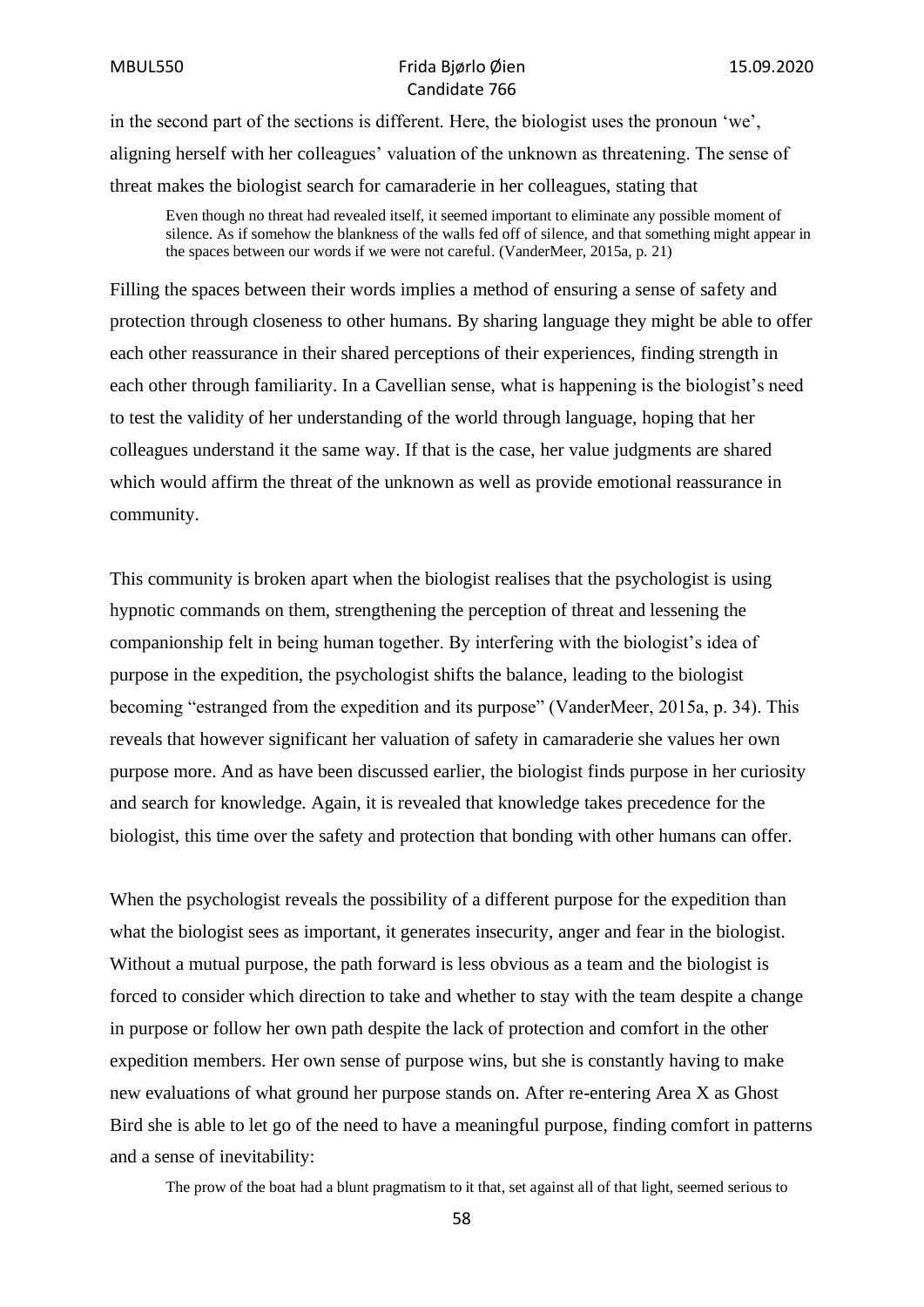in the second part of the sections is different. Here, the biologist uses the pronoun 'we', aligning herself with her colleagues' valuation of the unknown as threatening. The sense of threat makes the biologist search for camaraderie in her colleagues, stating that

> Even though no threat had revealed itself, it seemed important to eliminate any possible moment of silence. As if somehow the blankness of the walls fed off of silence, and that something might appear in the spaces between our words if we were not careful. (VanderMeer, 2015a, p. 21)

Filling the spaces between their words implies a method of ensuring a sense of safety and protection through closeness to other humans. By sharing language they might be able to offer each other reassurance in their shared perceptions of their experiences, finding strength in each other through familiarity. In a Cavellian sense, what is happening is the biologist's need to test the validity of her understanding of the world through language, hoping that her colleagues understand it the same way. If that is the case, her value judgments are shared which would affirm the threat of the unknown as well as provide emotional reassurance in community.

This community is broken apart when the biologist realises that the psychologist is using hypnotic commands on them, strengthening the perception of threat and lessening the companionship felt in being human together. By interfering with the biologist's idea of purpose in the expedition, the psychologist shifts the balance, leading to the biologist becoming "estranged from the expedition and its purpose" (VanderMeer, 2015a, p. 34). This reveals that however significant her valuation of safety in camaraderie she values her own purpose more. And as have been discussed earlier, the biologist finds purpose in her curiosity and search for knowledge. Again, it is revealed that knowledge takes precedence for the biologist, this time over the safety and protection that bonding with other humans can offer.

When the psychologist reveals the possibility of a different purpose for the expedition than what the biologist sees as important, it generates insecurity, anger and fear in the biologist. Without a mutual purpose, the path forward is less obvious as a team and the biologist is forced to consider which direction to take and whether to stay with the team despite a change in purpose or follow her own path despite the lack of protection and comfort in the other expedition members. Her own sense of purpose wins, but she is constantly having to make new evaluations of what ground her purpose stands on. After re-entering Area X as Ghost Bird she is able to let go of the need to have a meaningful purpose, finding comfort in patterns and a sense of inevitability:

> The prow of the boat had a blunt pragmatism to it that, set against all of that light, seemed serious to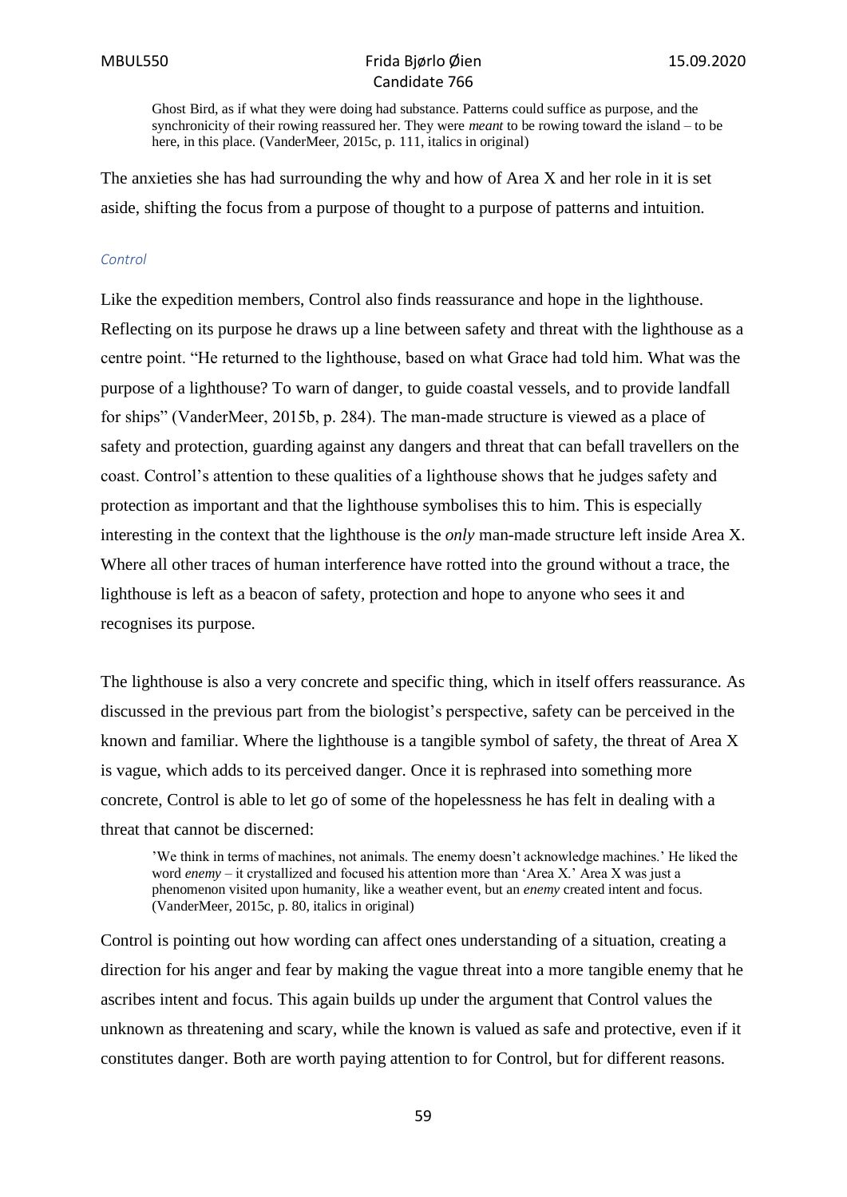> Ghost Bird, as if what they were doing had substance. Patterns could suffice as purpose, and the synchronicity of their rowing reassured her. They were *meant* to be rowing toward the island – to be here, in this place. (VanderMeer, 2015c, p. 111, italics in original)

The anxieties she has had surrounding the why and how of Area X and her role in it is set aside, shifting the focus from a purpose of thought to a purpose of patterns and intuition.

#### *Control*

Like the expedition members, Control also finds reassurance and hope in the lighthouse. Reflecting on its purpose he draws up a line between safety and threat with the lighthouse as a centre point. "He returned to the lighthouse, based on what Grace had told him. What was the purpose of a lighthouse? To warn of danger, to guide coastal vessels, and to provide landfall for ships" (VanderMeer, 2015b, p. 284). The man-made structure is viewed as a place of safety and protection, guarding against any dangers and threat that can befall travellers on the coast. Control's attention to these qualities of a lighthouse shows that he judges safety and protection as important and that the lighthouse symbolises this to him. This is especially interesting in the context that the lighthouse is the *only* man-made structure left inside Area X. Where all other traces of human interference have rotted into the ground without a trace, the lighthouse is left as a beacon of safety, protection and hope to anyone who sees it and recognises its purpose.

The lighthouse is also a very concrete and specific thing, which in itself offers reassurance. As discussed in the previous part from the biologist's perspective, safety can be perceived in the known and familiar. Where the lighthouse is a tangible symbol of safety, the threat of Area X is vague, which adds to its perceived danger. Once it is rephrased into something more concrete, Control is able to let go of some of the hopelessness he has felt in dealing with a threat that cannot be discerned:

> 'We think in terms of machines, not animals. The enemy doesn't acknowledge machines.' He liked the word *enemy* – it crystallized and focused his attention more than 'Area X.' Area X was just a phenomenon visited upon humanity, like a weather event, but an *enemy* created intent and focus. (VanderMeer, 2015c, p. 80, italics in original)

Control is pointing out how wording can affect ones understanding of a situation, creating a direction for his anger and fear by making the vague threat into a more tangible enemy that he ascribes intent and focus. This again builds up under the argument that Control values the unknown as threatening and scary, while the known is valued as safe and protective, even if it constitutes danger. Both are worth paying attention to for Control, but for different reasons.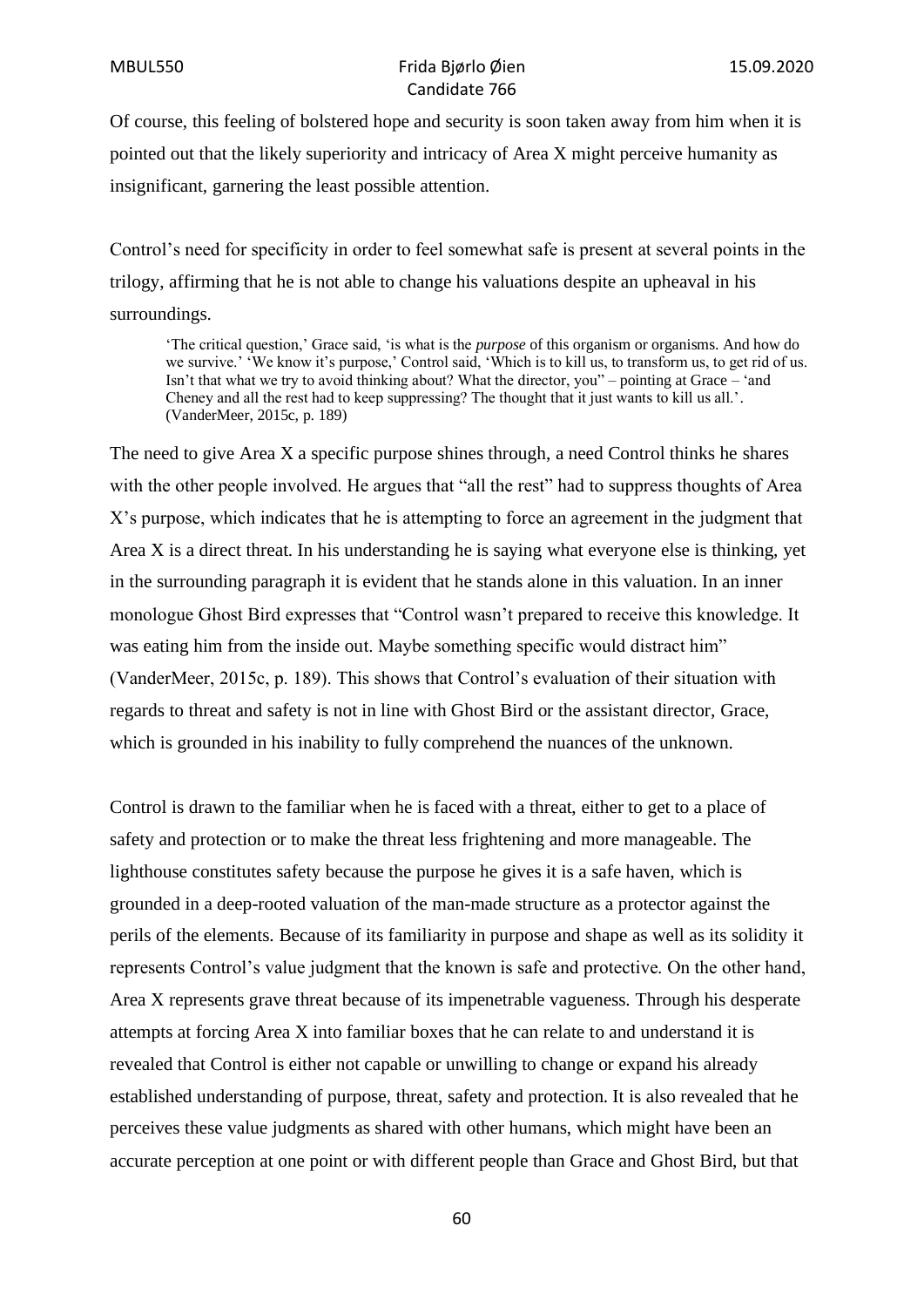Of course, this feeling of bolstered hope and security is soon taken away from him when it is pointed out that the likely superiority and intricacy of Area X might perceive humanity as insignificant, garnering the least possible attention.

Control's need for specificity in order to feel somewhat safe is present at several points in the trilogy, affirming that he is not able to change his valuations despite an upheaval in his surroundings.

> 'The critical question,' Grace said, 'is what is the *purpose* of this organism or organisms. And how do we survive.' 'We know it's purpose,' Control said, 'Which is to kill us, to transform us, to get rid of us. Isn't that what we try to avoid thinking about? What the director, you" – pointing at Grace – 'and Cheney and all the rest had to keep suppressing? The thought that it just wants to kill us all.'. (VanderMeer, 2015c, p. 189)

The need to give Area X a specific purpose shines through, a need Control thinks he shares with the other people involved. He argues that "all the rest" had to suppress thoughts of Area X's purpose, which indicates that he is attempting to force an agreement in the judgment that Area X is a direct threat. In his understanding he is saying what everyone else is thinking, yet in the surrounding paragraph it is evident that he stands alone in this valuation. In an inner monologue Ghost Bird expresses that "Control wasn't prepared to receive this knowledge. It was eating him from the inside out. Maybe something specific would distract him" (VanderMeer, 2015c, p. 189). This shows that Control's evaluation of their situation with regards to threat and safety is not in line with Ghost Bird or the assistant director, Grace, which is grounded in his inability to fully comprehend the nuances of the unknown.

Control is drawn to the familiar when he is faced with a threat, either to get to a place of safety and protection or to make the threat less frightening and more manageable. The lighthouse constitutes safety because the purpose he gives it is a safe haven, which is grounded in a deep-rooted valuation of the man-made structure as a protector against the perils of the elements. Because of its familiarity in purpose and shape as well as its solidity it represents Control's value judgment that the known is safe and protective. On the other hand, Area X represents grave threat because of its impenetrable vagueness. Through his desperate attempts at forcing Area X into familiar boxes that he can relate to and understand it is revealed that Control is either not capable or unwilling to change or expand his already established understanding of purpose, threat, safety and protection. It is also revealed that he perceives these value judgments as shared with other humans, which might have been an accurate perception at one point or with different people than Grace and Ghost Bird, but that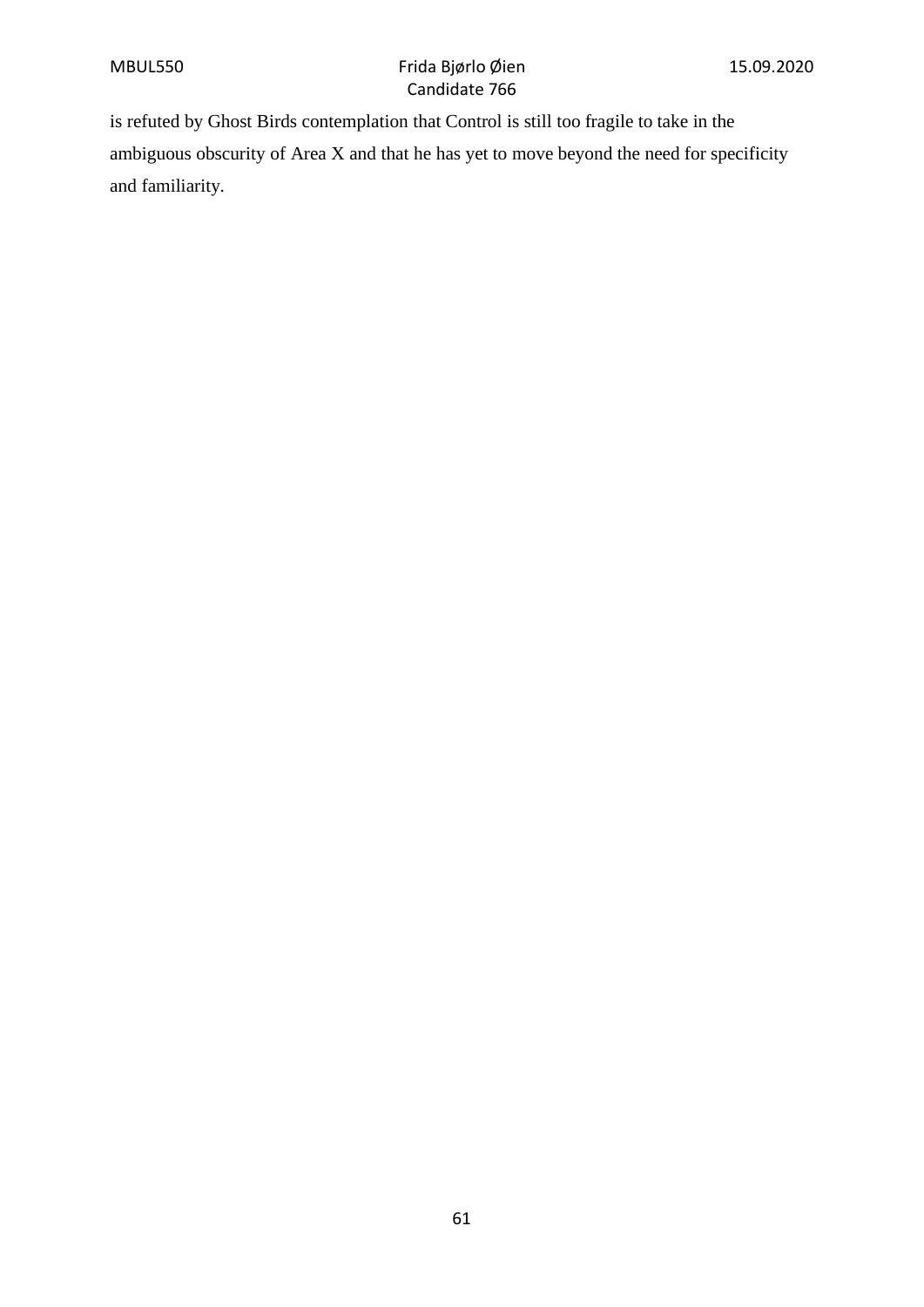is refuted by Ghost Birds contemplation that Control is still too fragile to take in the ambiguous obscurity of Area X and that he has yet to move beyond the need for specificity and familiarity.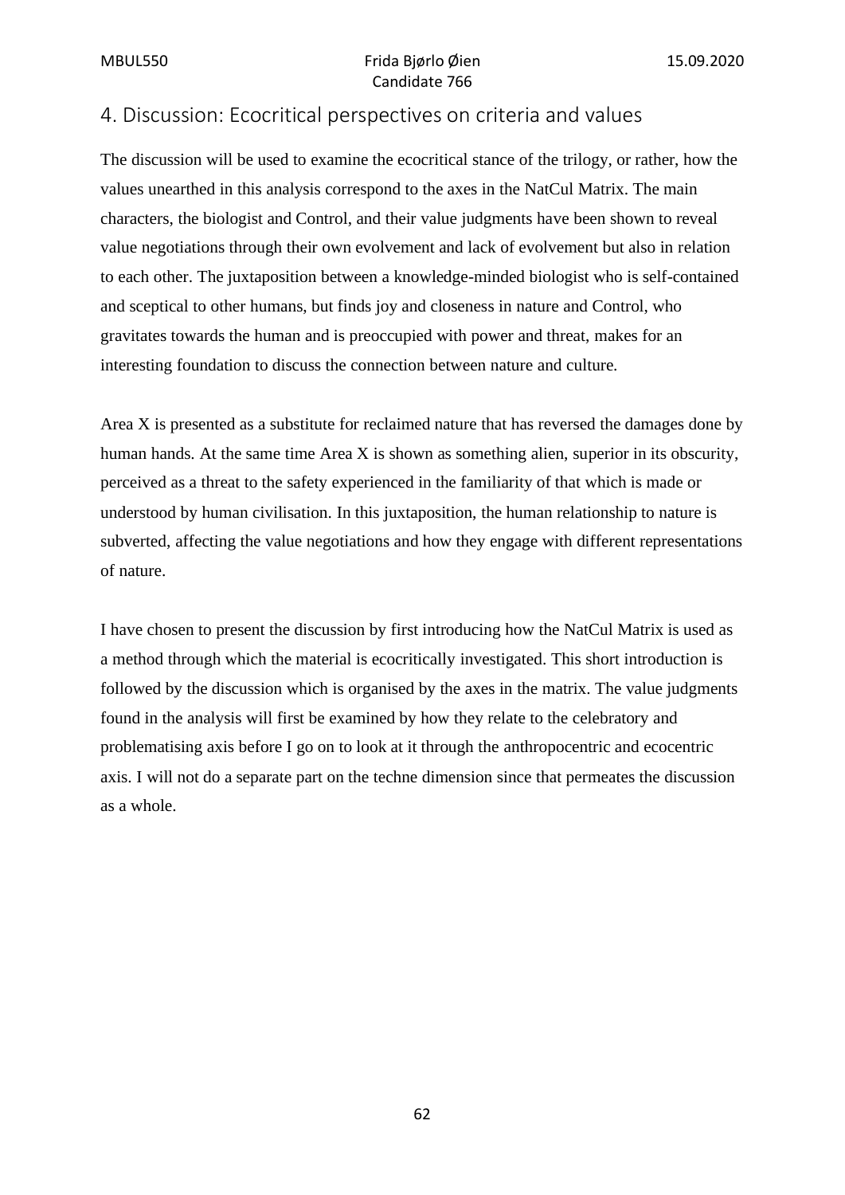## 4. Discussion: Ecocritical perspectives on criteria and values

The discussion will be used to examine the ecocritical stance of the trilogy, or rather, how the values unearthed in this analysis correspond to the axes in the NatCul Matrix. The main characters, the biologist and Control, and their value judgments have been shown to reveal value negotiations through their own evolvement and lack of evolvement but also in relation to each other. The juxtaposition between a knowledge-minded biologist who is self-contained and sceptical to other humans, but finds joy and closeness in nature and Control, who gravitates towards the human and is preoccupied with power and threat, makes for an interesting foundation to discuss the connection between nature and culture.

Area X is presented as a substitute for reclaimed nature that has reversed the damages done by human hands. At the same time Area X is shown as something alien, superior in its obscurity, perceived as a threat to the safety experienced in the familiarity of that which is made or understood by human civilisation. In this juxtaposition, the human relationship to nature is subverted, affecting the value negotiations and how they engage with different representations of nature.

I have chosen to present the discussion by first introducing how the NatCul Matrix is used as a method through which the material is ecocritically investigated. This short introduction is followed by the discussion which is organised by the axes in the matrix. The value judgments found in the analysis will first be examined by how they relate to the celebratory and problematising axis before I go on to look at it through the anthropocentric and ecocentric axis. I will not do a separate part on the techne dimension since that permeates the discussion as a whole.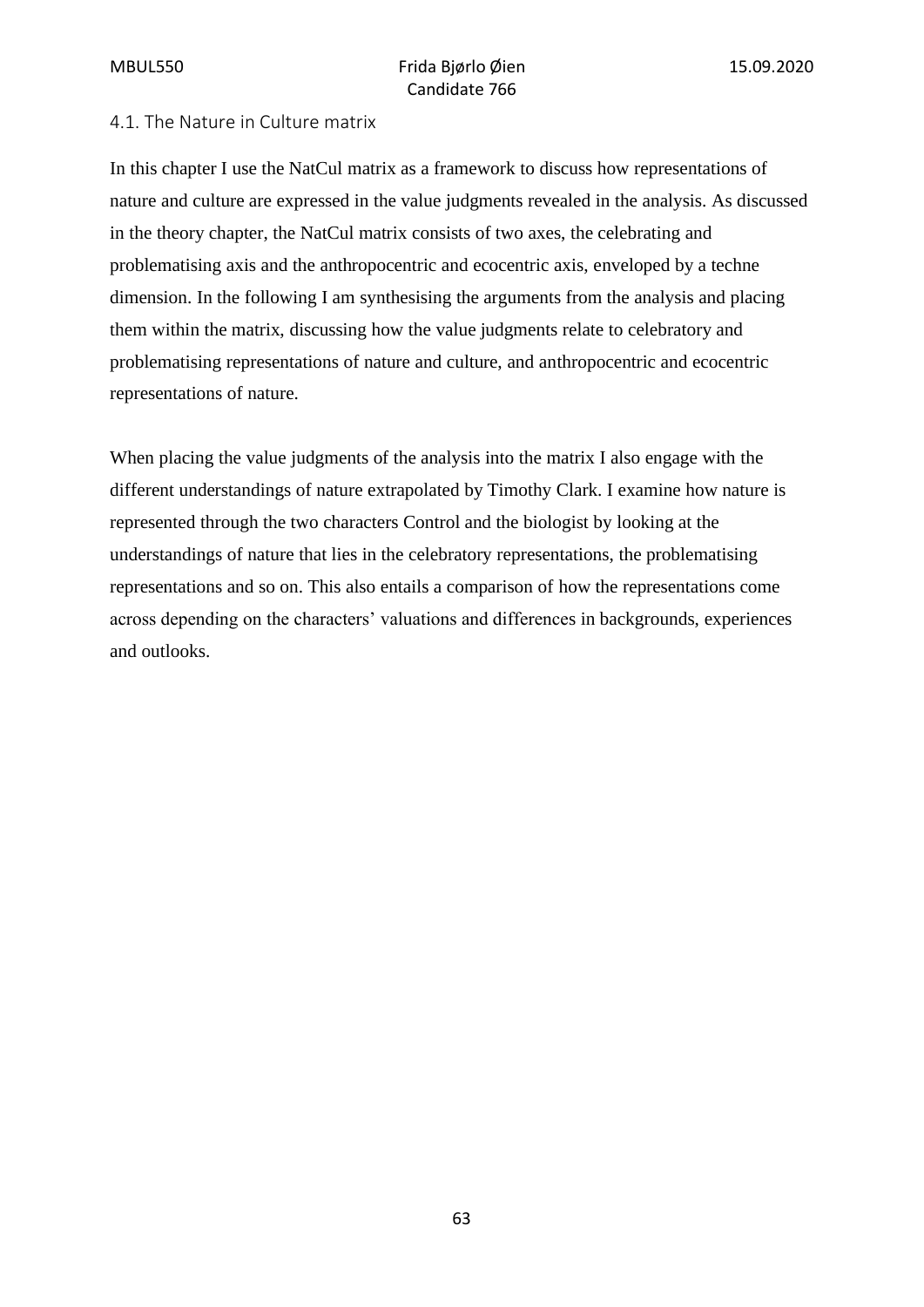### 4.1. The Nature in Culture matrix

In this chapter I use the NatCul matrix as a framework to discuss how representations of nature and culture are expressed in the value judgments revealed in the analysis. As discussed in the theory chapter, the NatCul matrix consists of two axes, the celebrating and problematising axis and the anthropocentric and ecocentric axis, enveloped by a techne dimension. In the following I am synthesising the arguments from the analysis and placing them within the matrix, discussing how the value judgments relate to celebratory and problematising representations of nature and culture, and anthropocentric and ecocentric representations of nature.

When placing the value judgments of the analysis into the matrix I also engage with the different understandings of nature extrapolated by Timothy Clark. I examine how nature is represented through the two characters Control and the biologist by looking at the understandings of nature that lies in the celebratory representations, the problematising representations and so on. This also entails a comparison of how the representations come across depending on the characters' valuations and differences in backgrounds, experiences and outlooks.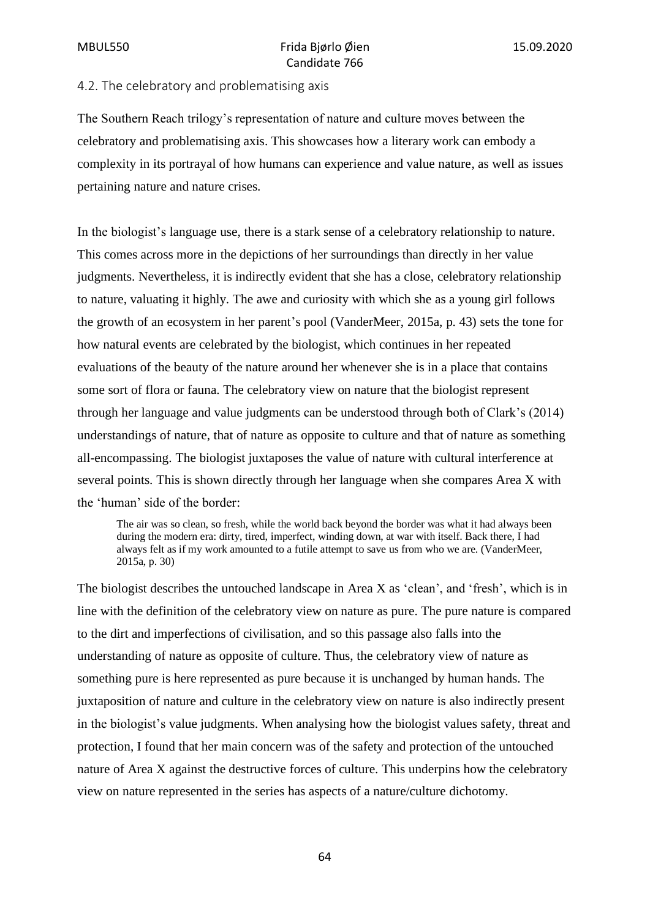## 4.2. The celebratory and problematising axis

The Southern Reach trilogy's representation of nature and culture moves between the celebratory and problematising axis. This showcases how a literary work can embody a complexity in its portrayal of how humans can experience and value nature, as well as issues pertaining nature and nature crises.

In the biologist's language use, there is a stark sense of a celebratory relationship to nature. This comes across more in the depictions of her surroundings than directly in her value judgments. Nevertheless, it is indirectly evident that she has a close, celebratory relationship to nature, valuating it highly. The awe and curiosity with which she as a young girl follows the growth of an ecosystem in her parent's pool (VanderMeer, 2015a, p. 43) sets the tone for how natural events are celebrated by the biologist, which continues in her repeated evaluations of the beauty of the nature around her whenever she is in a place that contains some sort of flora or fauna. The celebratory view on nature that the biologist represent through her language and value judgments can be understood through both of Clark's (2014) understandings of nature, that of nature as opposite to culture and that of nature as something all-encompassing. The biologist juxtaposes the value of nature with cultural interference at several points. This is shown directly through her language when she compares Area X with the 'human' side of the border:

> The air was so clean, so fresh, while the world back beyond the border was what it had always been during the modern era: dirty, tired, imperfect, winding down, at war with itself. Back there, I had always felt as if my work amounted to a futile attempt to save us from who we are. (VanderMeer, 2015a, p. 30)

The biologist describes the untouched landscape in Area X as 'clean', and 'fresh', which is in line with the definition of the celebratory view on nature as pure. The pure nature is compared to the dirt and imperfections of civilisation, and so this passage also falls into the understanding of nature as opposite of culture. Thus, the celebratory view of nature as something pure is here represented as pure because it is unchanged by human hands. The juxtaposition of nature and culture in the celebratory view on nature is also indirectly present in the biologist's value judgments. When analysing how the biologist values safety, threat and protection, I found that her main concern was of the safety and protection of the untouched nature of Area X against the destructive forces of culture. This underpins how the celebratory view on nature represented in the series has aspects of a nature/culture dichotomy.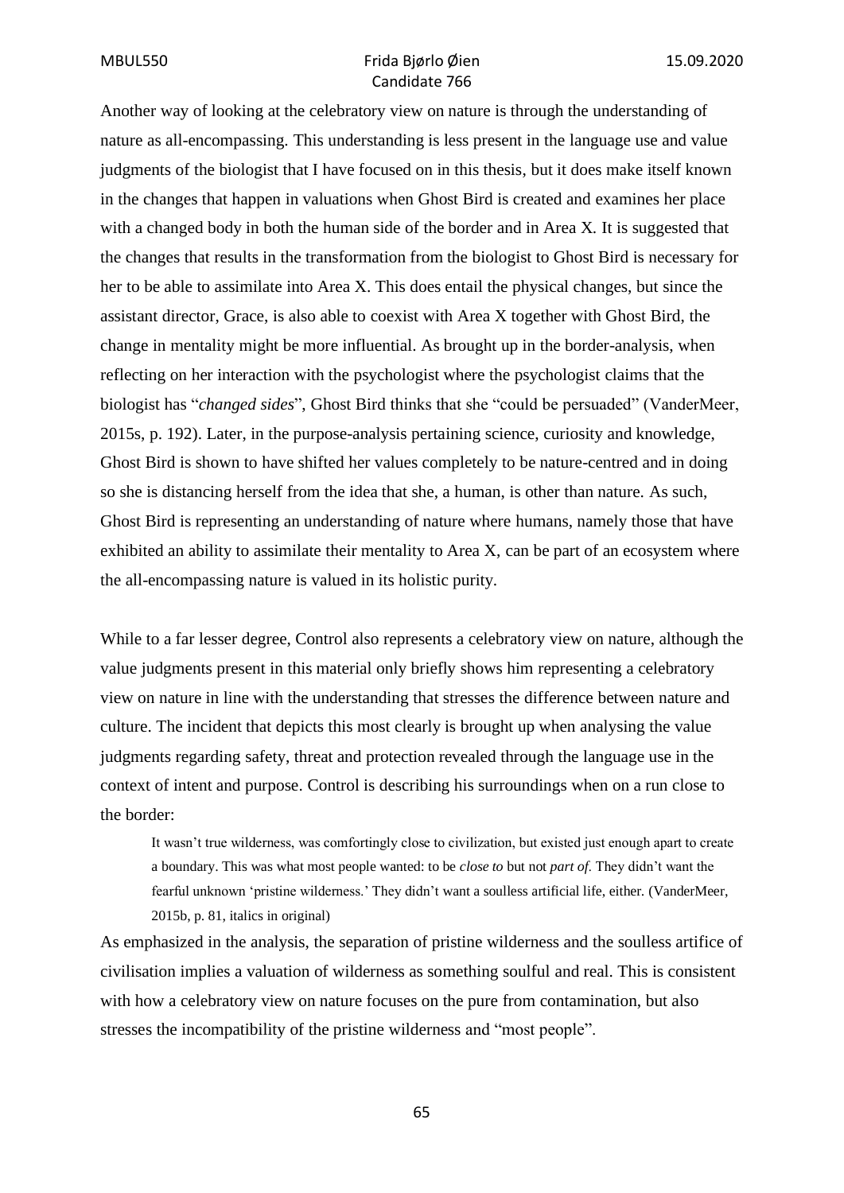Another way of looking at the celebratory view on nature is through the understanding of nature as all-encompassing. This understanding is less present in the language use and value judgments of the biologist that I have focused on in this thesis, but it does make itself known in the changes that happen in valuations when Ghost Bird is created and examines her place with a changed body in both the human side of the border and in Area X. It is suggested that the changes that results in the transformation from the biologist to Ghost Bird is necessary for her to be able to assimilate into Area X. This does entail the physical changes, but since the assistant director, Grace, is also able to coexist with Area X together with Ghost Bird, the change in mentality might be more influential. As brought up in the border-analysis, when reflecting on her interaction with the psychologist where the psychologist claims that the biologist has "*changed sides*", Ghost Bird thinks that she "could be persuaded" (VanderMeer, 2015s, p. 192). Later, in the purpose-analysis pertaining science, curiosity and knowledge, Ghost Bird is shown to have shifted her values completely to be nature-centred and in doing so she is distancing herself from the idea that she, a human, is other than nature. As such, Ghost Bird is representing an understanding of nature where humans, namely those that have exhibited an ability to assimilate their mentality to Area X, can be part of an ecosystem where the all-encompassing nature is valued in its holistic purity.

While to a far lesser degree, Control also represents a celebratory view on nature, although the value judgments present in this material only briefly shows him representing a celebratory view on nature in line with the understanding that stresses the difference between nature and culture. The incident that depicts this most clearly is brought up when analysing the value judgments regarding safety, threat and protection revealed through the language use in the context of intent and purpose. Control is describing his surroundings when on a run close to the border:

> It wasn't true wilderness, was comfortingly close to civilization, but existed just enough apart to create a boundary. This was what most people wanted: to be *close to* but not *part of*. They didn't want the fearful unknown 'pristine wilderness.' They didn't want a soulless artificial life, either. (VanderMeer, 2015b, p. 81, italics in original)

As emphasized in the analysis, the separation of pristine wilderness and the soulless artifice of civilisation implies a valuation of wilderness as something soulful and real. This is consistent with how a celebratory view on nature focuses on the pure from contamination, but also stresses the incompatibility of the pristine wilderness and "most people".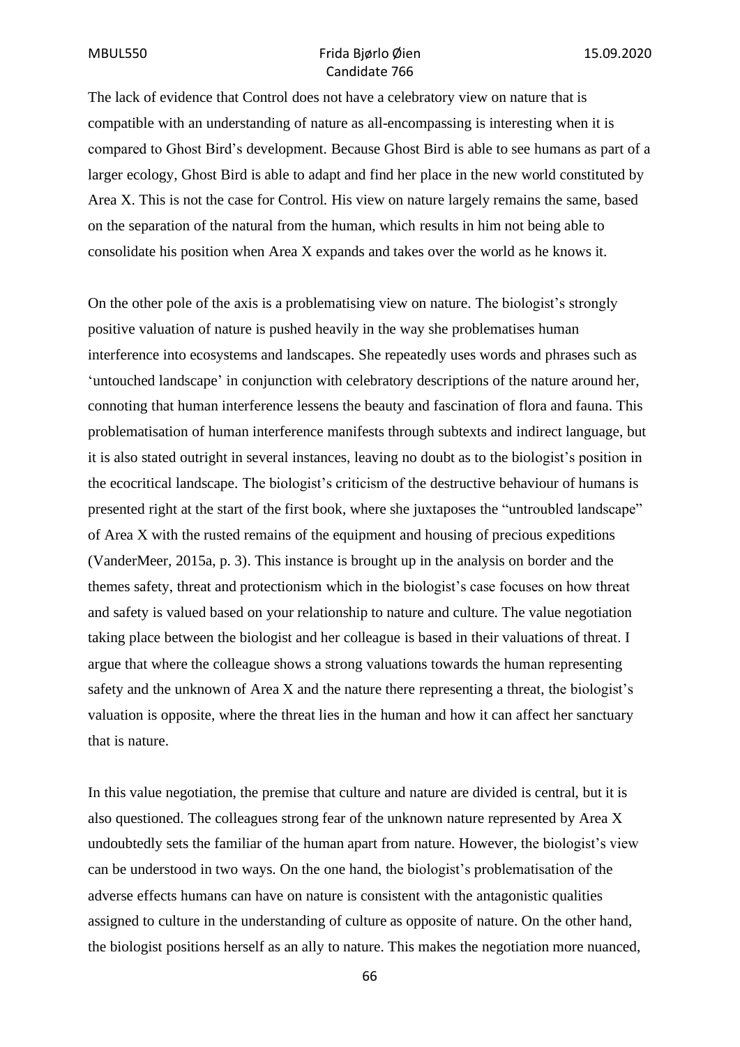The lack of evidence that Control does not have a celebratory view on nature that is compatible with an understanding of nature as all-encompassing is interesting when it is compared to Ghost Bird's development. Because Ghost Bird is able to see humans as part of a larger ecology, Ghost Bird is able to adapt and find her place in the new world constituted by Area X. This is not the case for Control. His view on nature largely remains the same, based on the separation of the natural from the human, which results in him not being able to consolidate his position when Area X expands and takes over the world as he knows it.

On the other pole of the axis is a problematising view on nature. The biologist's strongly positive valuation of nature is pushed heavily in the way she problematises human interference into ecosystems and landscapes. She repeatedly uses words and phrases such as 'untouched landscape' in conjunction with celebratory descriptions of the nature around her, connoting that human interference lessens the beauty and fascination of flora and fauna. This problematisation of human interference manifests through subtexts and indirect language, but it is also stated outright in several instances, leaving no doubt as to the biologist's position in the ecocritical landscape. The biologist's criticism of the destructive behaviour of humans is presented right at the start of the first book, where she juxtaposes the "untroubled landscape" of Area X with the rusted remains of the equipment and housing of precious expeditions (VanderMeer, 2015a, p. 3). This instance is brought up in the analysis on border and the themes safety, threat and protectionism which in the biologist's case focuses on how threat and safety is valued based on your relationship to nature and culture. The value negotiation taking place between the biologist and her colleague is based in their valuations of threat. I argue that where the colleague shows a strong valuations towards the human representing safety and the unknown of Area X and the nature there representing a threat, the biologist's valuation is opposite, where the threat lies in the human and how it can affect her sanctuary that is nature.

In this value negotiation, the premise that culture and nature are divided is central, but it is also questioned. The colleagues strong fear of the unknown nature represented by Area X undoubtedly sets the familiar of the human apart from nature. However, the biologist's view can be understood in two ways. On the one hand, the biologist's problematisation of the adverse effects humans can have on nature is consistent with the antagonistic qualities assigned to culture in the understanding of culture as opposite of nature. On the other hand, the biologist positions herself as an ally to nature. This makes the negotiation more nuanced,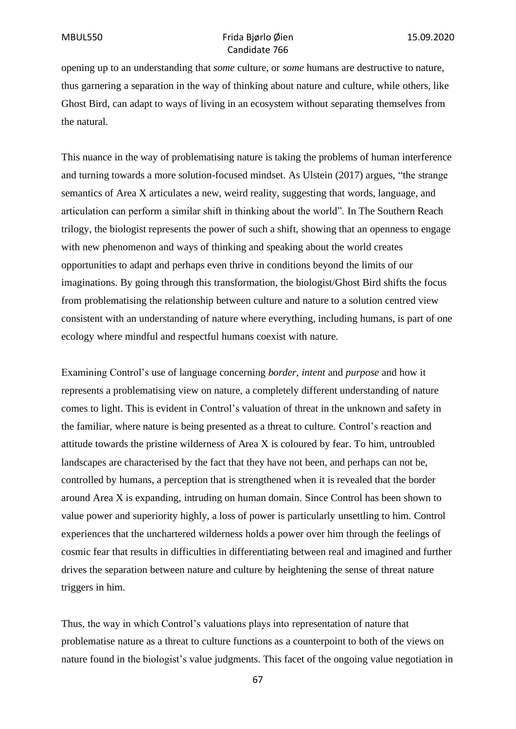opening up to an understanding that *some* culture, or *some* humans are destructive to nature, thus garnering a separation in the way of thinking about nature and culture, while others, like Ghost Bird, can adapt to ways of living in an ecosystem without separating themselves from the natural.

This nuance in the way of problematising nature is taking the problems of human interference and turning towards a more solution-focused mindset. As Ulstein (2017) argues, "the strange semantics of Area X articulates a new, weird reality, suggesting that words, language, and articulation can perform a similar shift in thinking about the world". In The Southern Reach trilogy, the biologist represents the power of such a shift, showing that an openness to engage with new phenomenon and ways of thinking and speaking about the world creates opportunities to adapt and perhaps even thrive in conditions beyond the limits of our imaginations. By going through this transformation, the biologist/Ghost Bird shifts the focus from problematising the relationship between culture and nature to a solution centred view consistent with an understanding of nature where everything, including humans, is part of one ecology where mindful and respectful humans coexist with nature.

Examining Control's use of language concerning *border*, *intent* and *purpose* and how it represents a problematising view on nature, a completely different understanding of nature comes to light. This is evident in Control's valuation of threat in the unknown and safety in the familiar, where nature is being presented as a threat to culture. Control's reaction and attitude towards the pristine wilderness of Area X is coloured by fear. To him, untroubled landscapes are characterised by the fact that they have not been, and perhaps can not be, controlled by humans, a perception that is strengthened when it is revealed that the border around Area X is expanding, intruding on human domain. Since Control has been shown to value power and superiority highly, a loss of power is particularly unsettling to him. Control experiences that the unchartered wilderness holds a power over him through the feelings of cosmic fear that results in difficulties in differentiating between real and imagined and further drives the separation between nature and culture by heightening the sense of threat nature triggers in him.

Thus, the way in which Control's valuations plays into representation of nature that problematise nature as a threat to culture functions as a counterpoint to both of the views on nature found in the biologist's value judgments. This facet of the ongoing value negotiation in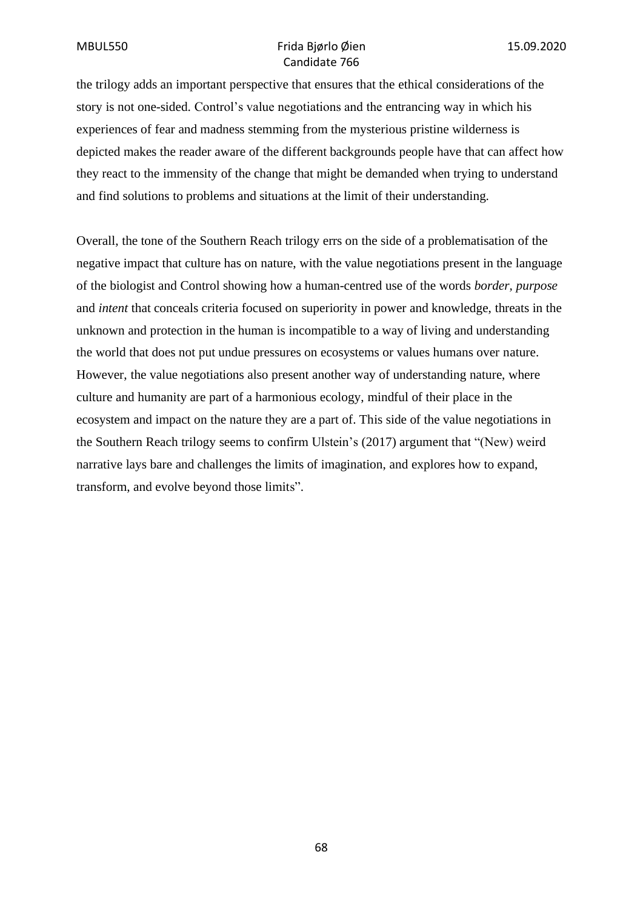the trilogy adds an important perspective that ensures that the ethical considerations of the story is not one-sided. Control's value negotiations and the entrancing way in which his experiences of fear and madness stemming from the mysterious pristine wilderness is depicted makes the reader aware of the different backgrounds people have that can affect how they react to the immensity of the change that might be demanded when trying to understand and find solutions to problems and situations at the limit of their understanding.

Overall, the tone of the Southern Reach trilogy errs on the side of a problematisation of the negative impact that culture has on nature, with the value negotiations present in the language of the biologist and Control showing how a human-centred use of the words *border, purpose* and *intent* that conceals criteria focused on superiority in power and knowledge, threats in the unknown and protection in the human is incompatible to a way of living and understanding the world that does not put undue pressures on ecosystems or values humans over nature. However, the value negotiations also present another way of understanding nature, where culture and humanity are part of a harmonious ecology, mindful of their place in the ecosystem and impact on the nature they are a part of. This side of the value negotiations in the Southern Reach trilogy seems to confirm Ulstein's (2017) argument that "(New) weird narrative lays bare and challenges the limits of imagination, and explores how to expand, transform, and evolve beyond those limits".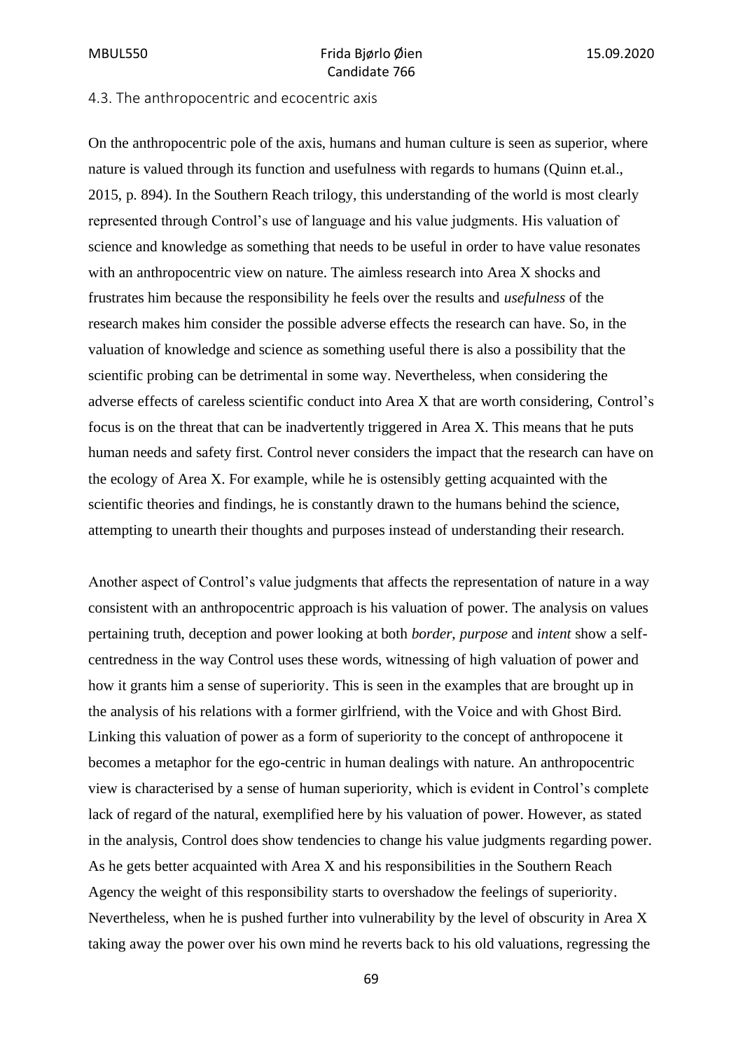### 4.3. The anthropocentric and ecocentric axis

On the anthropocentric pole of the axis, humans and human culture is seen as superior, where nature is valued through its function and usefulness with regards to humans (Quinn et.al., 2015, p. 894). In the Southern Reach trilogy, this understanding of the world is most clearly represented through Control's use of language and his value judgments. His valuation of science and knowledge as something that needs to be useful in order to have value resonates with an anthropocentric view on nature. The aimless research into Area X shocks and frustrates him because the responsibility he feels over the results and *usefulness* of the research makes him consider the possible adverse effects the research can have. So, in the valuation of knowledge and science as something useful there is also a possibility that the scientific probing can be detrimental in some way. Nevertheless, when considering the adverse effects of careless scientific conduct into Area X that are worth considering, Control's focus is on the threat that can be inadvertently triggered in Area X. This means that he puts human needs and safety first. Control never considers the impact that the research can have on the ecology of Area X. For example, while he is ostensibly getting acquainted with the scientific theories and findings, he is constantly drawn to the humans behind the science, attempting to unearth their thoughts and purposes instead of understanding their research.

Another aspect of Control's value judgments that affects the representation of nature in a way consistent with an anthropocentric approach is his valuation of power. The analysis on values pertaining truth, deception and power looking at both *border, purpose* and *intent* show a self-centredness in the way Control uses these words, witnessing of high valuation of power and how it grants him a sense of superiority. This is seen in the examples that are brought up in the analysis of his relations with a former girlfriend, with the Voice and with Ghost Bird. Linking this valuation of power as a form of superiority to the concept of anthropocene it becomes a metaphor for the ego-centric in human dealings with nature. An anthropocentric view is characterised by a sense of human superiority, which is evident in Control's complete lack of regard of the natural, exemplified here by his valuation of power. However, as stated in the analysis, Control does show tendencies to change his value judgments regarding power. As he gets better acquainted with Area X and his responsibilities in the Southern Reach Agency the weight of this responsibility starts to overshadow the feelings of superiority. Nevertheless, when he is pushed further into vulnerability by the level of obscurity in Area X taking away the power over his own mind he reverts back to his old valuations, regressing the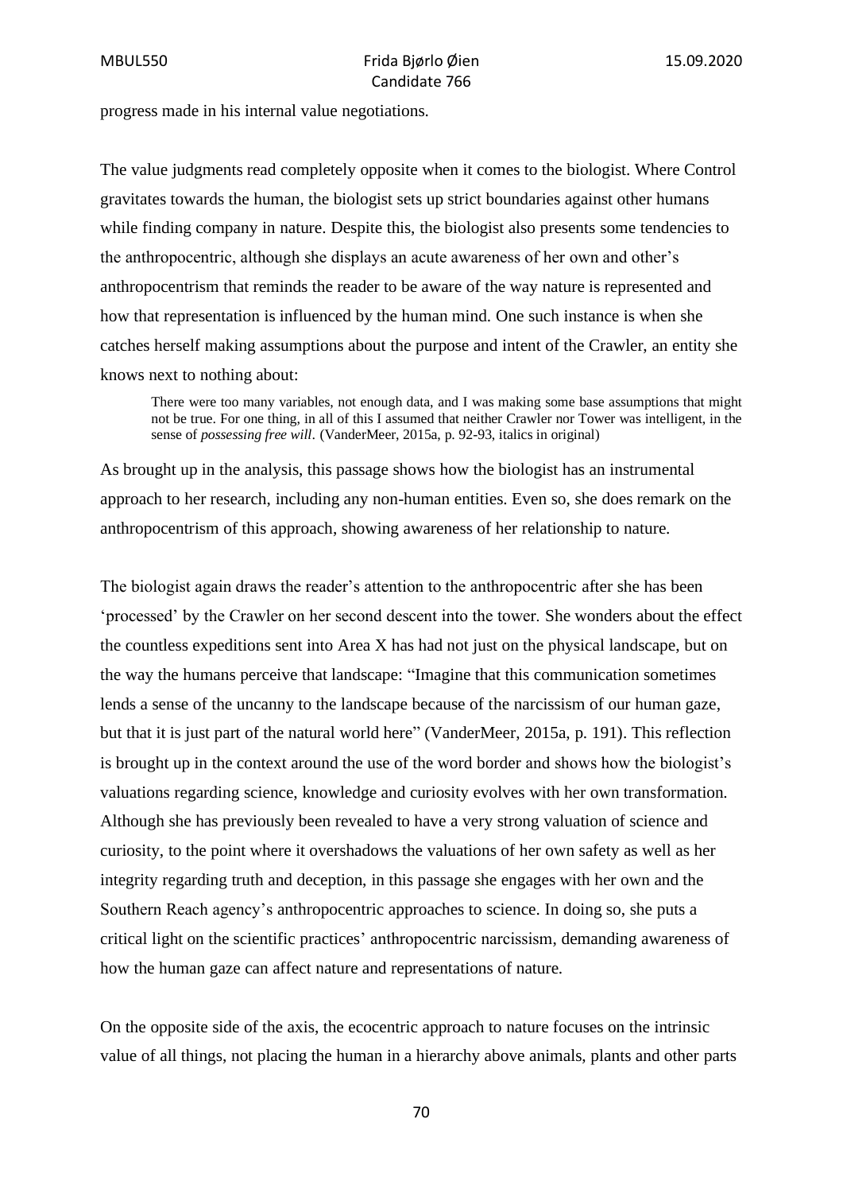progress made in his internal value negotiations.

The value judgments read completely opposite when it comes to the biologist. Where Control gravitates towards the human, the biologist sets up strict boundaries against other humans while finding company in nature. Despite this, the biologist also presents some tendencies to the anthropocentric, although she displays an acute awareness of her own and other's anthropocentrism that reminds the reader to be aware of the way nature is represented and how that representation is influenced by the human mind. One such instance is when she catches herself making assumptions about the purpose and intent of the Crawler, an entity she knows next to nothing about:

> There were too many variables, not enough data, and I was making some base assumptions that might not be true. For one thing, in all of this I assumed that neither Crawler nor Tower was intelligent, in the sense of *possessing free will*. (VanderMeer, 2015a, p. 92-93, italics in original)

As brought up in the analysis, this passage shows how the biologist has an instrumental approach to her research, including any non-human entities. Even so, she does remark on the anthropocentrism of this approach, showing awareness of her relationship to nature.

The biologist again draws the reader's attention to the anthropocentric after she has been 'processed' by the Crawler on her second descent into the tower. She wonders about the effect the countless expeditions sent into Area X has had not just on the physical landscape, but on the way the humans perceive that landscape: "Imagine that this communication sometimes lends a sense of the uncanny to the landscape because of the narcissism of our human gaze, but that it is just part of the natural world here" (VanderMeer, 2015a, p. 191). This reflection is brought up in the context around the use of the word border and shows how the biologist's valuations regarding science, knowledge and curiosity evolves with her own transformation. Although she has previously been revealed to have a very strong valuation of science and curiosity, to the point where it overshadows the valuations of her own safety as well as her integrity regarding truth and deception, in this passage she engages with her own and the Southern Reach agency's anthropocentric approaches to science. In doing so, she puts a critical light on the scientific practices' anthropocentric narcissism, demanding awareness of how the human gaze can affect nature and representations of nature.

On the opposite side of the axis, the ecocentric approach to nature focuses on the intrinsic value of all things, not placing the human in a hierarchy above animals, plants and other parts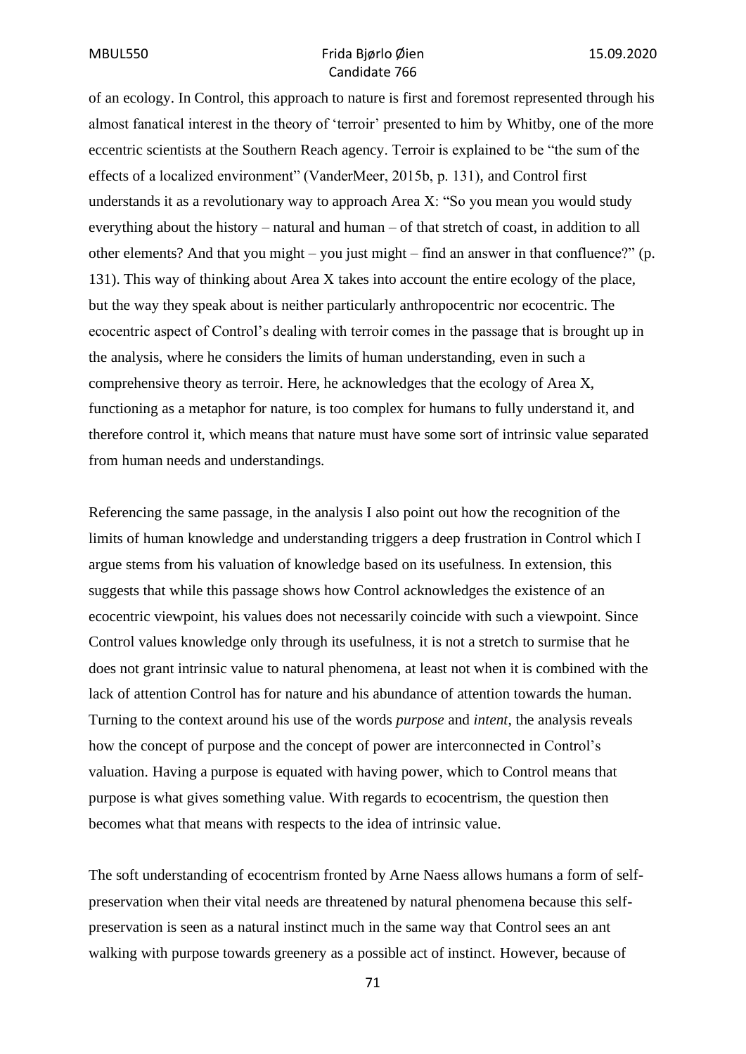of an ecology. In Control, this approach to nature is first and foremost represented through his almost fanatical interest in the theory of 'terroir' presented to him by Whitby, one of the more eccentric scientists at the Southern Reach agency. Terroir is explained to be "the sum of the effects of a localized environment" (VanderMeer, 2015b, p. 131), and Control first understands it as a revolutionary way to approach Area X: "So you mean you would study everything about the history – natural and human – of that stretch of coast, in addition to all other elements? And that you might – you just might – find an answer in that confluence?" (p. 131). This way of thinking about Area X takes into account the entire ecology of the place, but the way they speak about is neither particularly anthropocentric nor ecocentric. The ecocentric aspect of Control's dealing with terroir comes in the passage that is brought up in the analysis, where he considers the limits of human understanding, even in such a comprehensive theory as terroir. Here, he acknowledges that the ecology of Area X, functioning as a metaphor for nature, is too complex for humans to fully understand it, and therefore control it, which means that nature must have some sort of intrinsic value separated from human needs and understandings.

Referencing the same passage, in the analysis I also point out how the recognition of the limits of human knowledge and understanding triggers a deep frustration in Control which I argue stems from his valuation of knowledge based on its usefulness. In extension, this suggests that while this passage shows how Control acknowledges the existence of an ecocentric viewpoint, his values does not necessarily coincide with such a viewpoint. Since Control values knowledge only through its usefulness, it is not a stretch to surmise that he does not grant intrinsic value to natural phenomena, at least not when it is combined with the lack of attention Control has for nature and his abundance of attention towards the human. Turning to the context around his use of the words *purpose* and *intent*, the analysis reveals how the concept of purpose and the concept of power are interconnected in Control's valuation. Having a purpose is equated with having power, which to Control means that purpose is what gives something value. With regards to ecocentrism, the question then becomes what that means with respects to the idea of intrinsic value.

The soft understanding of ecocentrism fronted by Arne Naess allows humans a form of self-preservation when their vital needs are threatened by natural phenomena because this self-preservation is seen as a natural instinct much in the same way that Control sees an ant walking with purpose towards greenery as a possible act of instinct. However, because of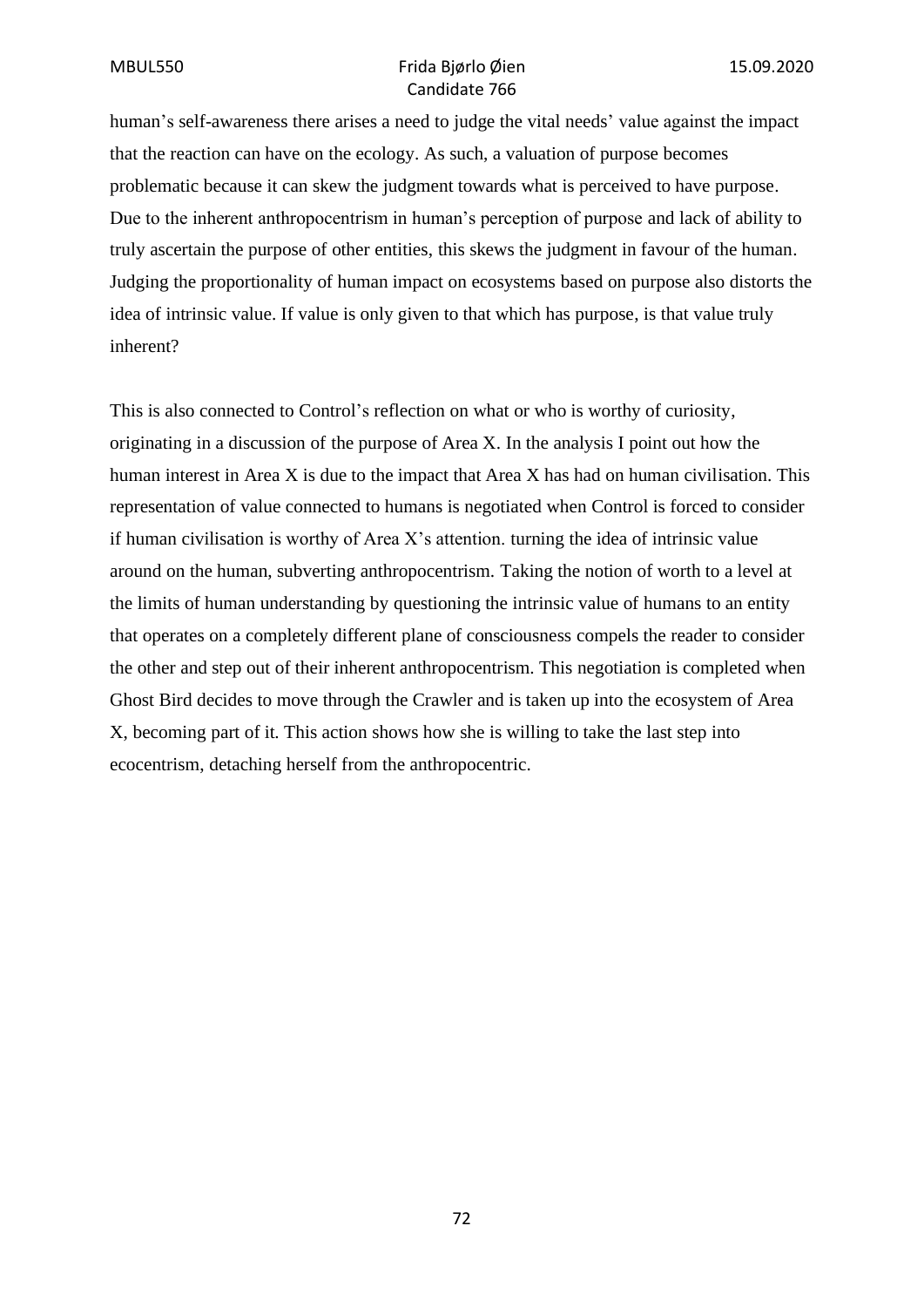human's self-awareness there arises a need to judge the vital needs' value against the impact that the reaction can have on the ecology. As such, a valuation of purpose becomes problematic because it can skew the judgment towards what is perceived to have purpose. Due to the inherent anthropocentrism in human's perception of purpose and lack of ability to truly ascertain the purpose of other entities, this skews the judgment in favour of the human. Judging the proportionality of human impact on ecosystems based on purpose also distorts the idea of intrinsic value. If value is only given to that which has purpose, is that value truly inherent?

This is also connected to Control's reflection on what or who is worthy of curiosity, originating in a discussion of the purpose of Area X. In the analysis I point out how the human interest in Area X is due to the impact that Area X has had on human civilisation. This representation of value connected to humans is negotiated when Control is forced to consider if human civilisation is worthy of Area X's attention. turning the idea of intrinsic value around on the human, subverting anthropocentrism. Taking the notion of worth to a level at the limits of human understanding by questioning the intrinsic value of humans to an entity that operates on a completely different plane of consciousness compels the reader to consider the other and step out of their inherent anthropocentrism. This negotiation is completed when Ghost Bird decides to move through the Crawler and is taken up into the ecosystem of Area X, becoming part of it. This action shows how she is willing to take the last step into ecocentrism, detaching herself from the anthropocentric.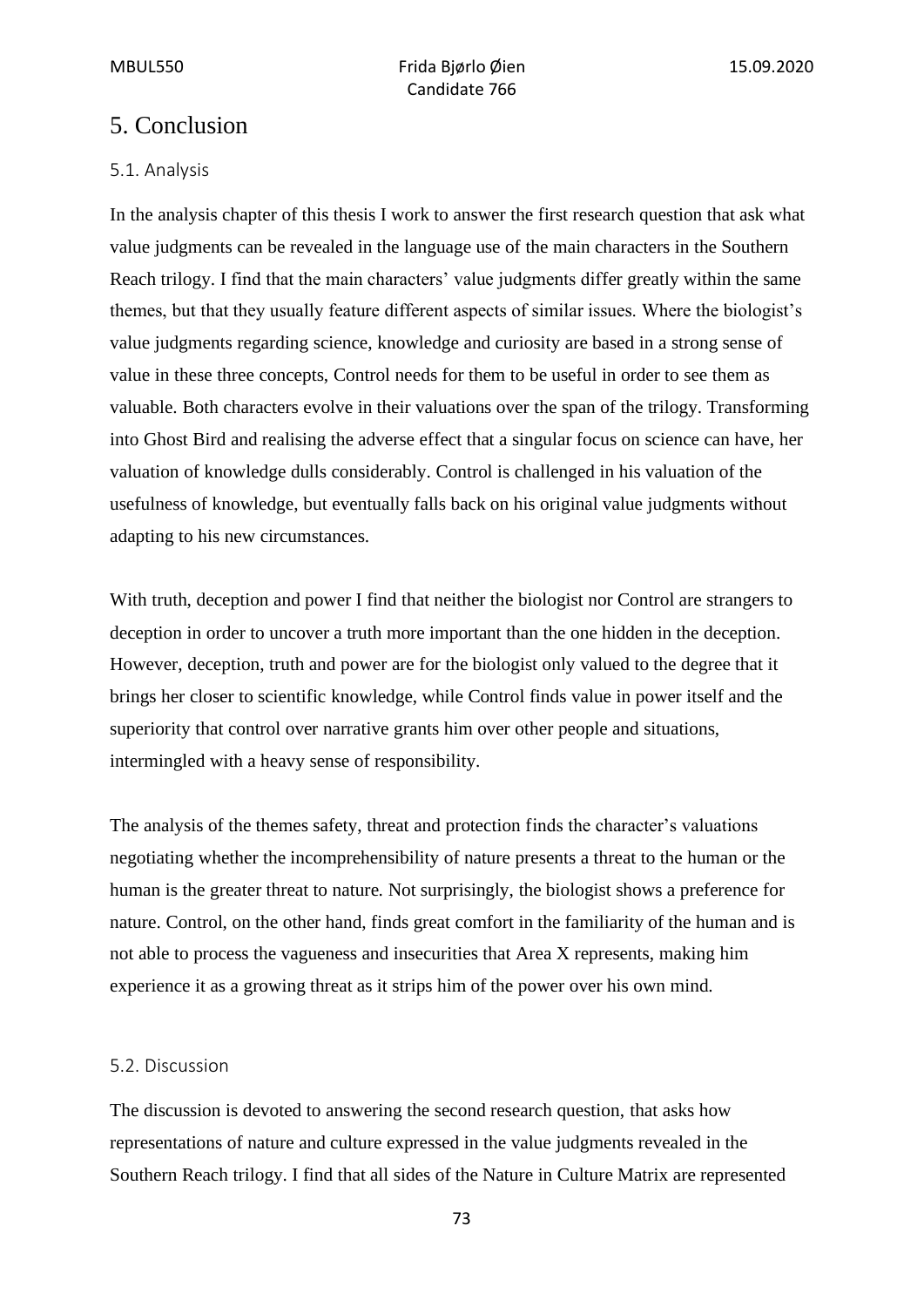# 5. Conclusion

## 5.1. Analysis

In the analysis chapter of this thesis I work to answer the first research question that ask what value judgments can be revealed in the language use of the main characters in the Southern Reach trilogy. I find that the main characters' value judgments differ greatly within the same themes, but that they usually feature different aspects of similar issues. Where the biologist's value judgments regarding science, knowledge and curiosity are based in a strong sense of value in these three concepts, Control needs for them to be useful in order to see them as valuable. Both characters evolve in their valuations over the span of the trilogy. Transforming into Ghost Bird and realising the adverse effect that a singular focus on science can have, her valuation of knowledge dulls considerably. Control is challenged in his valuation of the usefulness of knowledge, but eventually falls back on his original value judgments without adapting to his new circumstances.

With truth, deception and power I find that neither the biologist nor Control are strangers to deception in order to uncover a truth more important than the one hidden in the deception. However, deception, truth and power are for the biologist only valued to the degree that it brings her closer to scientific knowledge, while Control finds value in power itself and the superiority that control over narrative grants him over other people and situations, intermingled with a heavy sense of responsibility.

The analysis of the themes safety, threat and protection finds the character's valuations negotiating whether the incomprehensibility of nature presents a threat to the human or the human is the greater threat to nature. Not surprisingly, the biologist shows a preference for nature. Control, on the other hand, finds great comfort in the familiarity of the human and is not able to process the vagueness and insecurities that Area X represents, making him experience it as a growing threat as it strips him of the power over his own mind.

## 5.2. Discussion

The discussion is devoted to answering the second research question, that asks how representations of nature and culture expressed in the value judgments revealed in the Southern Reach trilogy. I find that all sides of the Nature in Culture Matrix are represented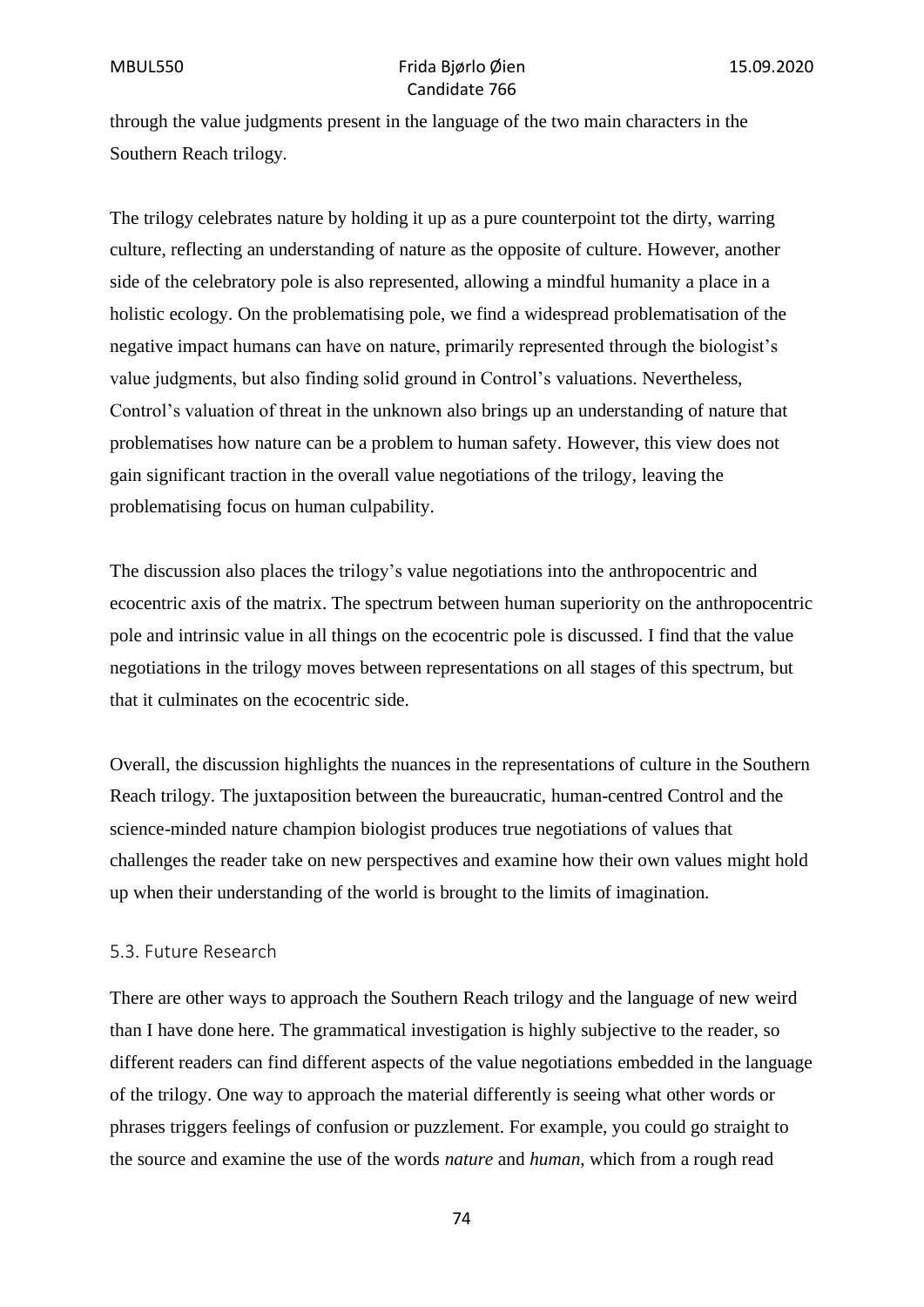through the value judgments present in the language of the two main characters in the Southern Reach trilogy.

The trilogy celebrates nature by holding it up as a pure counterpoint tot the dirty, warring culture, reflecting an understanding of nature as the opposite of culture. However, another side of the celebratory pole is also represented, allowing a mindful humanity a place in a holistic ecology. On the problematising pole, we find a widespread problematisation of the negative impact humans can have on nature, primarily represented through the biologist's value judgments, but also finding solid ground in Control's valuations. Nevertheless, Control's valuation of threat in the unknown also brings up an understanding of nature that problematises how nature can be a problem to human safety. However, this view does not gain significant traction in the overall value negotiations of the trilogy, leaving the problematising focus on human culpability.

The discussion also places the trilogy's value negotiations into the anthropocentric and ecocentric axis of the matrix. The spectrum between human superiority on the anthropocentric pole and intrinsic value in all things on the ecocentric pole is discussed. I find that the value negotiations in the trilogy moves between representations on all stages of this spectrum, but that it culminates on the ecocentric side.

Overall, the discussion highlights the nuances in the representations of culture in the Southern Reach trilogy. The juxtaposition between the bureaucratic, human-centred Control and the science-minded nature champion biologist produces true negotiations of values that challenges the reader take on new perspectives and examine how their own values might hold up when their understanding of the world is brought to the limits of imagination.

### 5.3. Future Research

There are other ways to approach the Southern Reach trilogy and the language of new weird than I have done here. The grammatical investigation is highly subjective to the reader, so different readers can find different aspects of the value negotiations embedded in the language of the trilogy. One way to approach the material differently is seeing what other words or phrases triggers feelings of confusion or puzzlement. For example, you could go straight to the source and examine the use of the words *nature* and *human*, which from a rough read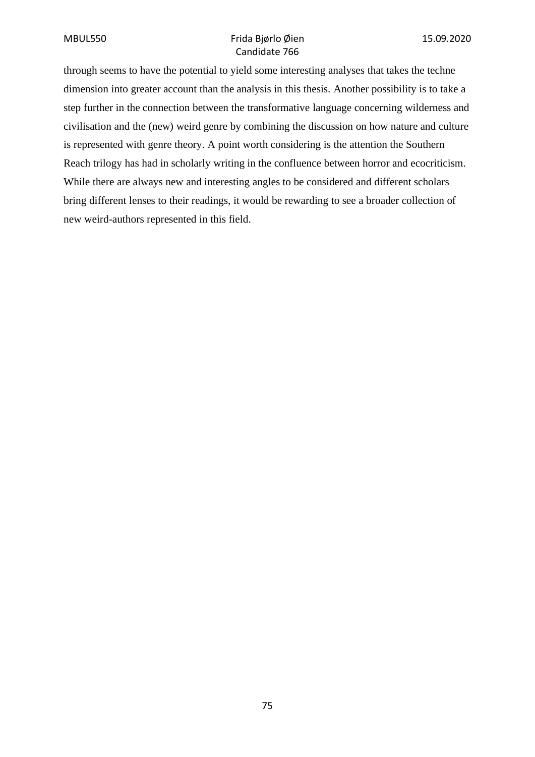through seems to have the potential to yield some interesting analyses that takes the techne dimension into greater account than the analysis in this thesis. Another possibility is to take a step further in the connection between the transformative language concerning wilderness and civilisation and the (new) weird genre by combining the discussion on how nature and culture is represented with genre theory. A point worth considering is the attention the Southern Reach trilogy has had in scholarly writing in the confluence between horror and ecocriticism. While there are always new and interesting angles to be considered and different scholars bring different lenses to their readings, it would be rewarding to see a broader collection of new weird-authors represented in this field.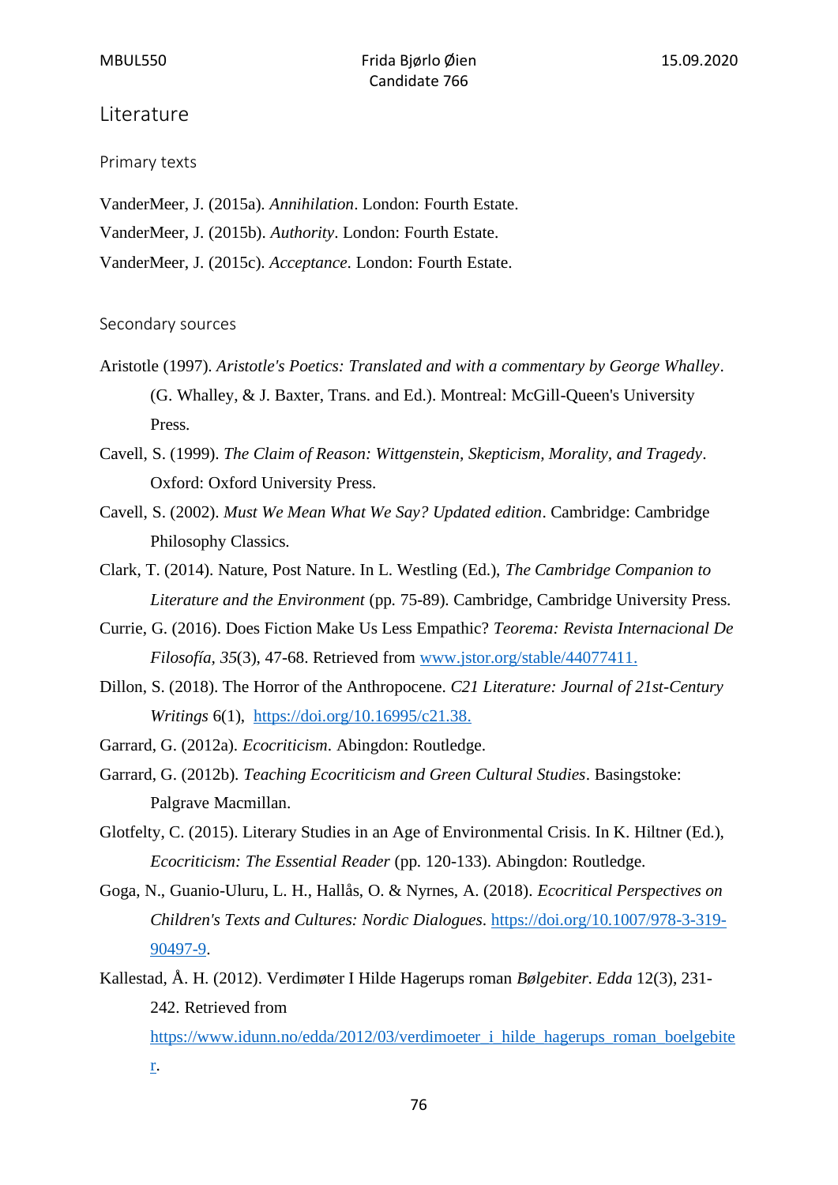## Literature

### Primary texts

VanderMeer, J. (2015a). *Annihilation*. London: Fourth Estate.

VanderMeer, J. (2015b). *Authority*. London: Fourth Estate.

VanderMeer, J. (2015c). *Acceptance*. London: Fourth Estate.

### Secondary sources

Aristotle (1997). *Aristotle's Poetics: Translated and with a commentary by George Whalley*. (G. Whalley, & J. Baxter, Trans. and Ed.). Montreal: McGill-Queen's University Press.

Cavell, S. (1999). *The Claim of Reason: Wittgenstein, Skepticism, Morality, and Tragedy*. Oxford: Oxford University Press.

Cavell, S. (2002). *Must We Mean What We Say? Updated edition*. Cambridge: Cambridge Philosophy Classics.

Clark, T. (2014). Nature, Post Nature. In L. Westling (Ed.), *The Cambridge Companion to Literature and the Environment* (pp. 75-89). Cambridge, Cambridge University Press.

Currie, G. (2016). Does Fiction Make Us Less Empathic? *Teorema: Revista Internacional De Filosofía, 35*(3), 47-68. Retrieved from www.jstor.org/stable/44077411.

Dillon, S. (2018). The Horror of the Anthropocene. *C21 Literature: Journal of 21st-Century Writings* 6(1), https://doi.org/10.16995/c21.38.

Garrard, G. (2012a). *Ecocriticism*. Abingdon: Routledge.

Garrard, G. (2012b). *Teaching Ecocriticism and Green Cultural Studies*. Basingstoke: Palgrave Macmillan.

Glotfelty, C. (2015). Literary Studies in an Age of Environmental Crisis. In K. Hiltner (Ed.), *Ecocriticism: The Essential Reader* (pp. 120-133). Abingdon: Routledge.

Goga, N., Guanio-Uluru, L. H., Hallås, O. & Nyrnes, A. (2018). *Ecocritical Perspectives on Children's Texts and Cultures: Nordic Dialogues*. https://doi.org/10.1007/978-3-319-90497-9.

Kallestad, Å. H. (2012). Verdimøter I Hilde Hagerups roman *Bølgebiter*. *Edda* 12(3), 231-242. Retrieved from https://www.idunn.no/edda/2012/03/verdimoeter_i_hilde_hagerups_roman_boelgebiter.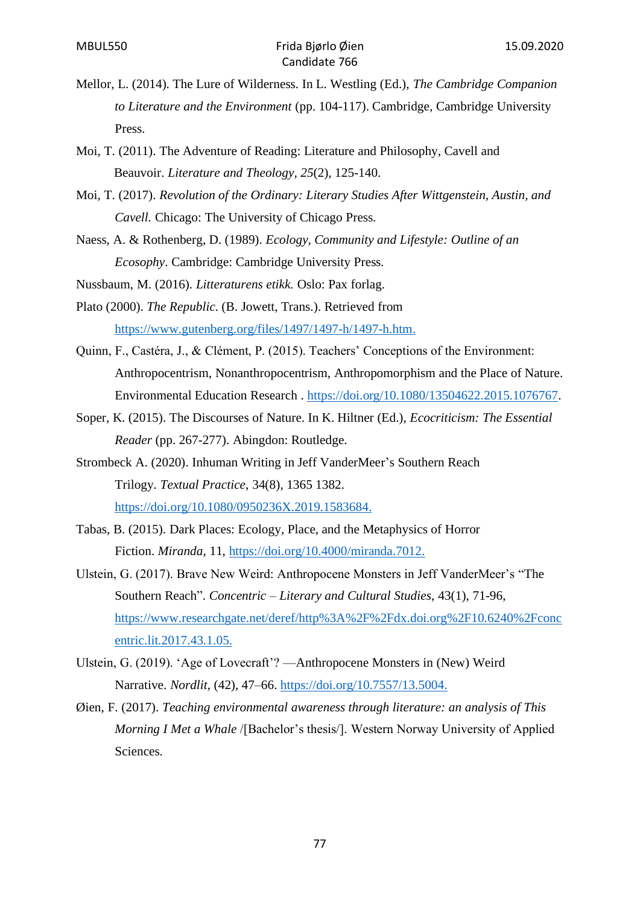Mellor, L. (2014). The Lure of Wilderness. In L. Westling (Ed.), *The Cambridge Companion to Literature and the Environment* (pp. 104-117). Cambridge, Cambridge University Press.

Moi, T. (2011). The Adventure of Reading: Literature and Philosophy, Cavell and Beauvoir. *Literature and Theology*, *25*(2), 125-140.

Moi, T. (2017). *Revolution of the Ordinary: Literary Studies After Wittgenstein, Austin, and Cavell.* Chicago: The University of Chicago Press.

Naess, A. & Rothenberg, D. (1989). *Ecology, Community and Lifestyle: Outline of an Ecosophy*. Cambridge: Cambridge University Press.

Nussbaum, M. (2016). *Litteraturens etikk.* Oslo: Pax forlag.

Plato (2000). *The Republic.* (B. Jowett, Trans.). Retrieved from https://www.gutenberg.org/files/1497/1497-h/1497-h.htm.

Quinn, F., Castéra, J., & Clément, P. (2015). Teachers' Conceptions of the Environment: Anthropocentrism, Nonanthropocentrism, Anthropomorphism and the Place of Nature. Environmental Education Research . https://doi.org/10.1080/13504622.2015.1076767.

Soper, K. (2015). The Discourses of Nature. In K. Hiltner (Ed.), *Ecocriticism: The Essential Reader* (pp. 267-277). Abingdon: Routledge.

Strombeck A. (2020). Inhuman Writing in Jeff VanderMeer's Southern Reach Trilogy. *Textual Practice*, 34(8), 1365 1382. https://doi.org/10.1080/0950236X.2019.1583684.

Tabas, B. (2015). Dark Places: Ecology, Place, and the Metaphysics of Horror Fiction. *Miranda*, 11, https://doi.org/10.4000/miranda.7012.

Ulstein, G. (2017). Brave New Weird: Anthropocene Monsters in Jeff VanderMeer's "The Southern Reach". *Concentric – Literary and Cultural Studies*, 43(1), 71-96, https://www.researchgate.net/deref/http%3A%2F%2Fdx.doi.org%2F10.6240%2Fconcentric.lit.2017.43.1.05.

Ulstein, G. (2019). 'Age of Lovecraft'? —Anthropocene Monsters in (New) Weird Narrative. *Nordlit*, (42), 47–66. https://doi.org/10.7557/13.5004.

Øien, F. (2017). *Teaching environmental awareness through literature: an analysis of This Morning I Met a Whale* /[Bachelor's thesis/]. Western Norway University of Applied Sciences.